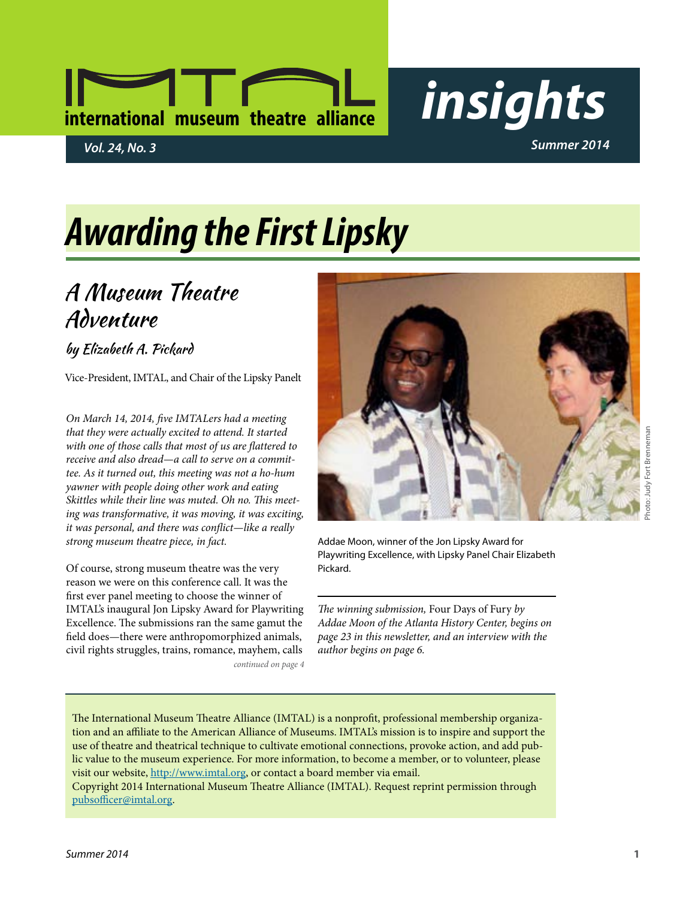# international museum theatre alliance

# insights

*Vol. 24, No. 3* — *Summer 2014*

# Awarding the First Lipsky

## A Museum Theatre Adventure

### by Elizabeth A. Pickard

Vice-President, IMTAL, and Chair of the Lipsky Panelt

*On March 14, 2014, five IMTALers had a meeting that they were actually excited to attend. It started with one of those calls that most of us are flattered to receive and also dread—a call to serve on a committee. As it turned out, this meeting was not a ho-hum yawner with people doing other work and eating Skittles while their line was muted. Oh no. This meeting was transformative, it was moving, it was exciting, it was personal, and there was conflict—like a really strong museum theatre piece, in fact.*

Of course, strong museum theatre was the very reason we were on this conference call. It was the first ever panel meeting to choose the winner of IMTAL's inaugural Jon Lipsky Award for Playwriting Excellence. The submissions ran the same gamut the field does—there were anthropomorphized animals, civil rights struggles, trains, romance, mayhem, calls

*continued on page 4*

Photo: Judy Fort Brenneman

Addae Moon, winner of the Jon Lipsky Award for Playwriting Excellence, with Lipsky Panel Chair Elizabeth Pickard.

*The winning submission,* Four Days of Fury *by Addae Moon of the Atlanta History Center, begins on page 23 in this newsletter, and an interview with the author begins on page 6.*

The International Museum Theatre Alliance (IMTAL) is a nonprofit, professional membership organization and an affiliate to the American Alliance of Museums. IMTAL's mission is to inspire and support the use of theatre and theatrical technique to cultivate emotional connections, provoke action, and add public value to the museum experience. For more information, to become a member, or to volunteer, please visit our website, [http://www.imtal.org](http://www.imtal.org), or contact a board member via email.
Copyright 2014 International Museum Theatre Alliance (IMTAL). Request reprint permission through [pubsofficer@imtal.org](mailto:pubsofficer@imtal.org).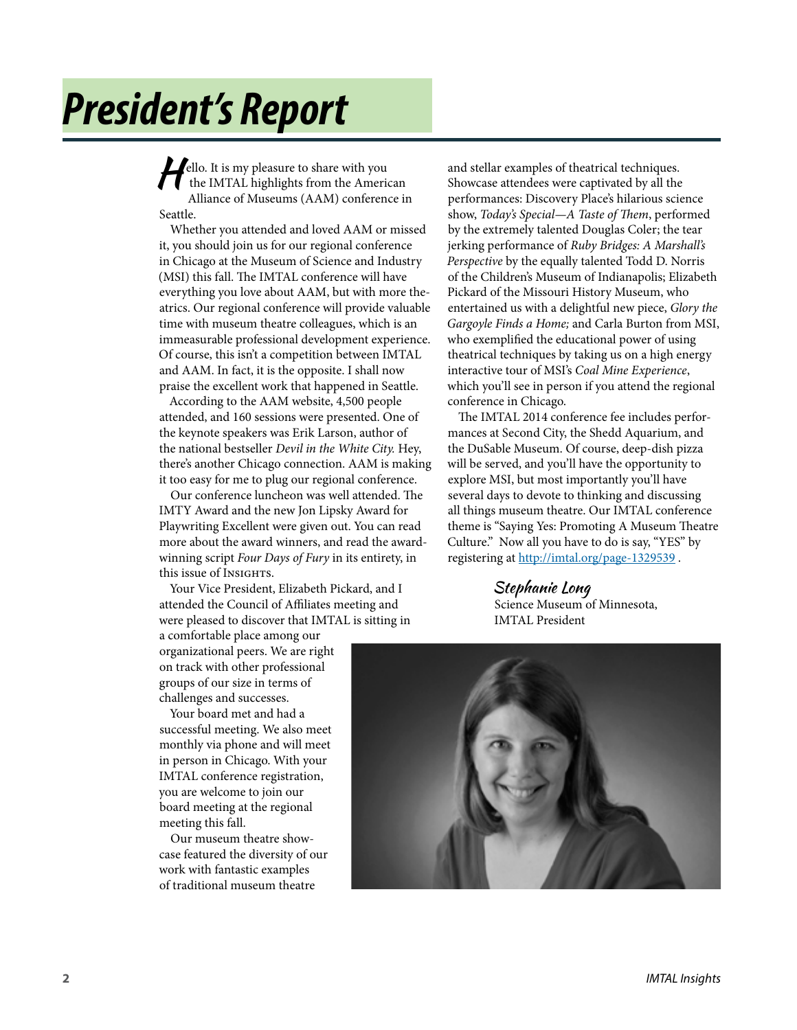# President's Report

Hello. It is my pleasure to share with you the IMTAL highlights from the American Alliance of Museums (AAM) conference in Seattle.

Whether you attended and loved AAM or missed it, you should join us for our regional conference in Chicago at the Museum of Science and Industry (MSI) this fall. The IMTAL conference will have everything you love about AAM, but with more theatrics. Our regional conference will provide valuable time with museum theatre colleagues, which is an immeasurable professional development experience. Of course, this isn't a competition between IMTAL and AAM. In fact, it is the opposite. I shall now praise the excellent work that happened in Seattle.

According to the AAM website, 4,500 people attended, and 160 sessions were presented. One of the keynote speakers was Erik Larson, author of the national bestseller *Devil in the White City.* Hey, there's another Chicago connection. AAM is making it too easy for me to plug our regional conference.

Our conference luncheon was well attended. The IMTY Award and the new Jon Lipsky Award for Playwriting Excellent were given out. You can read more about the award winners, and read the award-winning script *Four Days of Fury* in its entirety, in this issue of INSIGHTS.

Your Vice President, Elizabeth Pickard, and I attended the Council of Affiliates meeting and were pleased to discover that IMTAL is sitting in a comfortable place among our organizational peers. We are right on track with other professional groups of our size in terms of challenges and successes.

Your board met and had a successful meeting. We also meet monthly via phone and will meet in person in Chicago. With your IMTAL conference registration, you are welcome to join our board meeting at the regional meeting this fall.

Our museum theatre showcase featured the diversity of our work with fantastic examples of traditional museum theatre and stellar examples of theatrical techniques. Showcase attendees were captivated by all the performances: Discovery Place's hilarious science show, *Today's Special—A Taste of Them*, performed by the extremely talented Douglas Coler; the tear jerking performance of *Ruby Bridges: A Marshall's Perspective* by the equally talented Todd D. Norris of the Children's Museum of Indianapolis; Elizabeth Pickard of the Missouri History Museum, who entertained us with a delightful new piece, *Glory the Gargoyle Finds a Home;* and Carla Burton from MSI, who exemplified the educational power of using theatrical techniques by taking us on a high energy interactive tour of MSI's *Coal Mine Experience*, which you'll see in person if you attend the regional conference in Chicago.

The IMTAL 2014 conference fee includes performances at Second City, the Shedd Aquarium, and the DuSable Museum. Of course, deep-dish pizza will be served, and you'll have the opportunity to explore MSI, but most importantly you'll have several days to devote to thinking and discussing all things museum theatre. Our IMTAL conference theme is "Saying Yes: Promoting A Museum Theatre Culture." Now all you have to do is say, "YES" by registering at http://imtal.org/page-1329539 .

*Stephanie Long*
Science Museum of Minnesota,
IMTAL President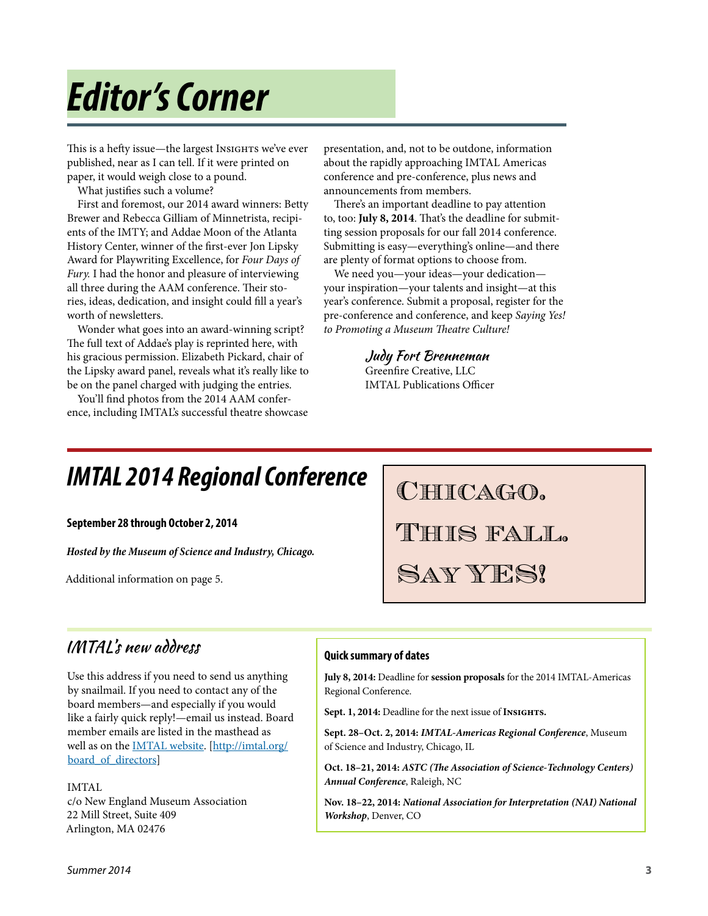# Editor's Corner

This is a hefty issue—the largest INSIGHTS we've ever published, near as I can tell. If it were printed on paper, it would weigh close to a pound.

What justifies such a volume?

First and foremost, our 2014 award winners: Betty Brewer and Rebecca Gilliam of Minnetrista, recipients of the IMTY; and Addae Moon of the Atlanta History Center, winner of the first-ever Jon Lipsky Award for Playwriting Excellence, for *Four Days of Fury.* I had the honor and pleasure of interviewing all three during the AAM conference. Their stories, ideas, dedication, and insight could fill a year's worth of newsletters.

Wonder what goes into an award-winning script? The full text of Addae's play is reprinted here, with his gracious permission. Elizabeth Pickard, chair of the Lipsky award panel, reveals what it's really like to be on the panel charged with judging the entries.

You'll find photos from the 2014 AAM conference, including IMTAL's successful theatre showcase presentation, and, not to be outdone, information about the rapidly approaching IMTAL Americas conference and pre-conference, plus news and announcements from members.

There's an important deadline to pay attention to, too: **July 8, 2014**. That's the deadline for submitting session proposals for our fall 2014 conference. Submitting is easy—everything's online—and there are plenty of format options to choose from.

We need you—your ideas—your dedication—your inspiration—your talents and insight—at this year's conference. Submit a proposal, register for the pre-conference and conference, and keep *Saying Yes! to Promoting a Museum Theatre Culture!*

Judy Fort Brenneman
Greenfire Creative, LLC
IMTAL Publications Officer

# IMTAL 2014 Regional Conference

**September 28 through October 2, 2014**

***Hosted by the Museum of Science and Industry, Chicago.***

Additional information on page 5.

CHICAGO.

THIS FALL.

SAY YES!

## IMTAL's new address

Use this address if you need to send us anything by snailmail. If you need to contact any of the board members—and especially if you would like a fairly quick reply!—email us instead. Board member emails are listed in the masthead as well as on the IMTAL website. [http://imtal.org/board_of_directors]

IMTAL
c/o New England Museum Association
22 Mill Street, Suite 409
Arlington, MA 02476

**Quick summary of dates**

**July 8, 2014:** Deadline for **session proposals** for the 2014 IMTAL-Americas Regional Conference.

**Sept. 1, 2014:** Deadline for the next issue of **INSIGHTS.**

**Sept. 28–Oct. 2, 2014:** ***IMTAL-Americas Regional Conference***, Museum of Science and Industry, Chicago, IL

**Oct. 18–21, 2014:** ***ASTC (The Association of Science-Technology Centers) Annual Conference***, Raleigh, NC

**Nov. 18–22, 2014:** ***National Association for Interpretation (NAI) National Workshop***, Denver, CO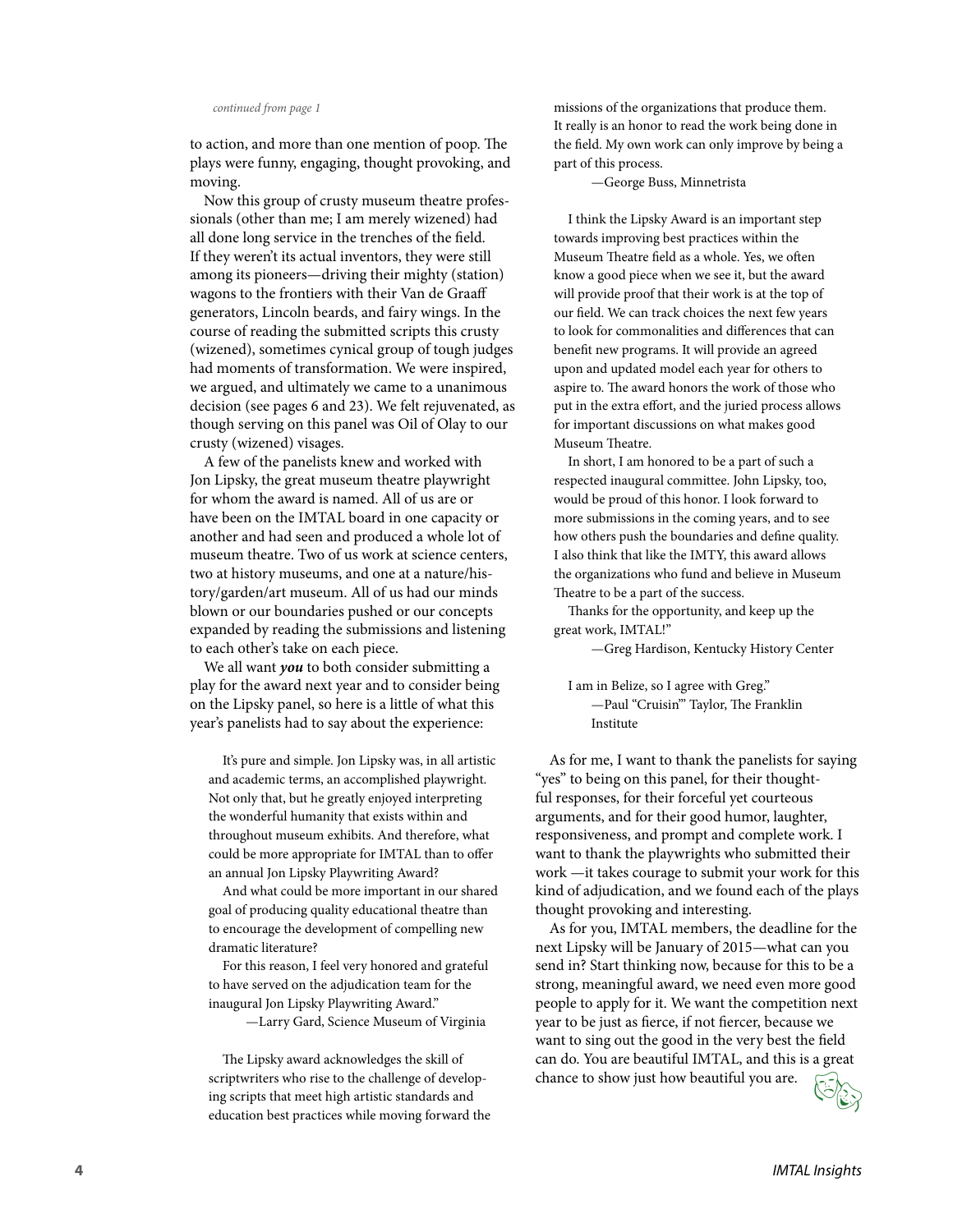*continued from page 1*

to action, and more than one mention of poop. The plays were funny, engaging, thought provoking, and moving.

Now this group of crusty museum theatre professionals (other than me; I am merely wizened) had all done long service in the trenches of the field. If they weren't its actual inventors, they were still among its pioneers—driving their mighty (station) wagons to the frontiers with their Van de Graaff generators, Lincoln beards, and fairy wings. In the course of reading the submitted scripts this crusty (wizened), sometimes cynical group of tough judges had moments of transformation. We were inspired, we argued, and ultimately we came to a unanimous decision (see pages 6 and 23). We felt rejuvenated, as though serving on this panel was Oil of Olay to our crusty (wizened) visages.

A few of the panelists knew and worked with Jon Lipsky, the great museum theatre playwright for whom the award is named. All of us are or have been on the IMTAL board in one capacity or another and had seen and produced a whole lot of museum theatre. Two of us work at science centers, two at history museums, and one at a nature/history/garden/art museum. All of us had our minds blown or our boundaries pushed or our concepts expanded by reading the submissions and listening to each other's take on each piece.

We all want ***you*** to both consider submitting a play for the award next year and to consider being on the Lipsky panel, so here is a little of what this year's panelists had to say about the experience:

> It's pure and simple. Jon Lipsky was, in all artistic and academic terms, an accomplished playwright. Not only that, but he greatly enjoyed interpreting the wonderful humanity that exists within and throughout museum exhibits. And therefore, what could be more appropriate for IMTAL than to offer an annual Jon Lipsky Playwriting Award?
>
> And what could be more important in our shared goal of producing quality educational theatre than to encourage the development of compelling new dramatic literature?
>
> For this reason, I feel very honored and grateful to have served on the adjudication team for the inaugural Jon Lipsky Playwriting Award."
>
> —Larry Gard, Science Museum of Virginia

> The Lipsky award acknowledges the skill of scriptwriters who rise to the challenge of developing scripts that meet high artistic standards and education best practices while moving forward the missions of the organizations that produce them. It really is an honor to read the work being done in the field. My own work can only improve by being a part of this process.
>
> —George Buss, Minnetrista

> I think the Lipsky Award is an important step towards improving best practices within the Museum Theatre field as a whole. Yes, we often know a good piece when we see it, but the award will provide proof that their work is at the top of our field. We can track choices the next few years to look for commonalities and differences that can benefit new programs. It will provide an agreed upon and updated model each year for others to aspire to. The award honors the work of those who put in the extra effort, and the juried process allows for important discussions on what makes good Museum Theatre.
>
> In short, I am honored to be a part of such a respected inaugural committee. John Lipsky, too, would be proud of this honor. I look forward to more submissions in the coming years, and to see how others push the boundaries and define quality. I also think that like the IMTY, this award allows the organizations who fund and believe in Museum Theatre to be a part of the success.
>
> Thanks for the opportunity, and keep up the great work, IMTAL!"
>
> —Greg Hardison, Kentucky History Center

> I am in Belize, so I agree with Greg."
>
> —Paul "Cruisin'" Taylor, The Franklin Institute

As for me, I want to thank the panelists for saying "yes" to being on this panel, for their thoughtful responses, for their forceful yet courteous arguments, and for their good humor, laughter, responsiveness, and prompt and complete work. I want to thank the playwrights who submitted their work —it takes courage to submit your work for this kind of adjudication, and we found each of the plays thought provoking and interesting.

As for you, IMTAL members, the deadline for the next Lipsky will be January of 2015—what can you send in? Start thinking now, because for this to be a strong, meaningful award, we need even more good people to apply for it. We want the competition next year to be just as fierce, if not fiercer, because we want to sing out the good in the very best the field can do. You are beautiful IMTAL, and this is a great chance to show just how beautiful you are.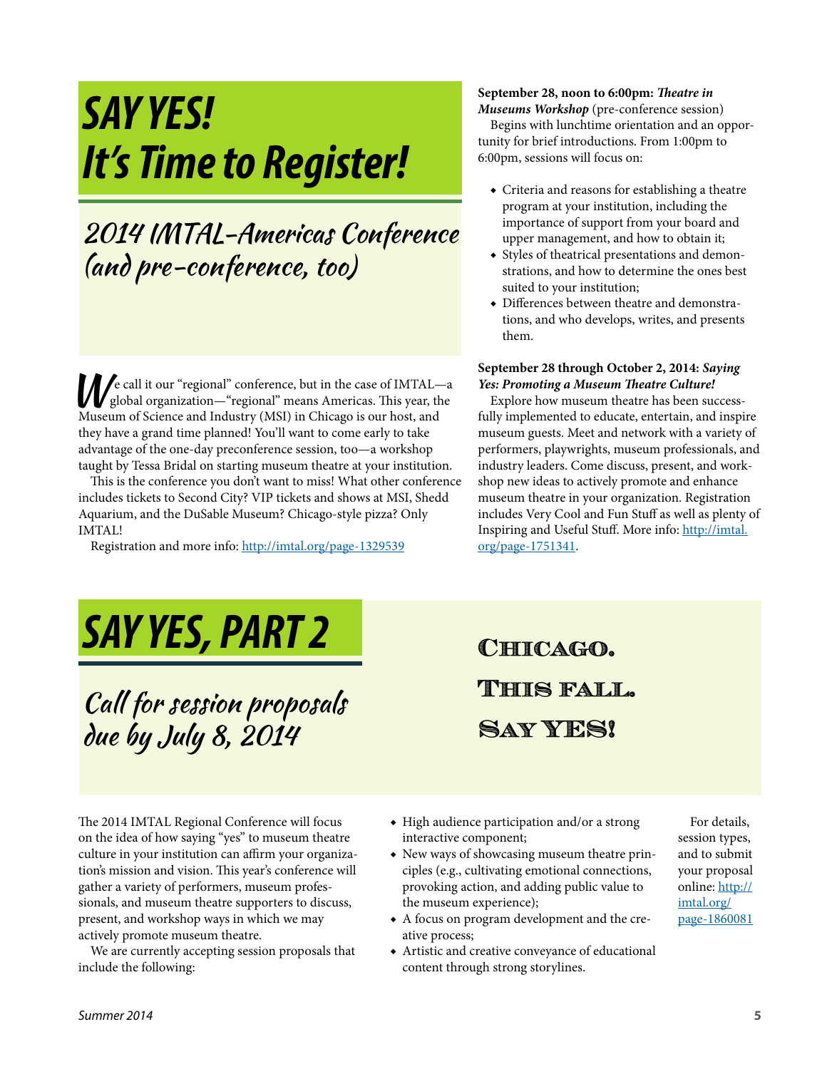# SAY YES! It's Time to Register!

## 2014 IMTAL-Americas Conference (and pre-conference, too)

We call it our "regional" conference, but in the case of IMTAL—a global organization—"regional" means Americas. This year, the Museum of Science and Industry (MSI) in Chicago is our host, and they have a grand time planned! You'll want to come early to take advantage of the one-day preconference session, too—a workshop taught by Tessa Bridal on starting museum theatre at your institution.

This is the conference you don't want to miss! What other conference includes tickets to Second City? VIP tickets and shows at MSI, Shedd Aquarium, and the DuSable Museum? Chicago-style pizza? Only IMTAL!

Registration and more info: http://imtal.org/page-1329539

**September 28, noon to 6:00pm: *Theatre in Museums Workshop*** (pre-conference session)

Begins with lunchtime orientation and an opportunity for brief introductions. From 1:00pm to 6:00pm, sessions will focus on:

- Criteria and reasons for establishing a theatre program at your institution, including the importance of support from your board and upper management, and how to obtain it;
- Styles of theatrical presentations and demonstrations, and how to determine the ones best suited to your institution;
- Differences between theatre and demonstrations, and who develops, writes, and presents them.

**September 28 through October 2, 2014: *Saying Yes: Promoting a Museum Theatre Culture!***

Explore how museum theatre has been successfully implemented to educate, entertain, and inspire museum guests. Meet and network with a variety of performers, playwrights, museum professionals, and industry leaders. Come discuss, present, and workshop new ideas to actively promote and enhance museum theatre in your organization. Registration includes Very Cool and Fun Stuff as well as plenty of Inspiring and Useful Stuff. More info: http://imtal.org/page-1751341.

# SAY YES, PART 2

## Call for session proposals due by July 8, 2014

Chicago.
This fall.
Say YES!

The 2014 IMTAL Regional Conference will focus on the idea of how saying "yes" to museum theatre culture in your institution can affirm your organization's mission and vision. This year's conference will gather a variety of performers, museum professionals, and museum theatre supporters to discuss, present, and workshop ways in which we may actively promote museum theatre.

We are currently accepting session proposals that include the following:

- High audience participation and/or a strong interactive component;
- New ways of showcasing museum theatre principles (e.g., cultivating emotional connections, provoking action, and adding public value to the museum experience);
- A focus on program development and the creative process;
- Artistic and creative conveyance of educational content through strong storylines.

For details, session types, and to submit your proposal online: http://imtal.org/page-1860081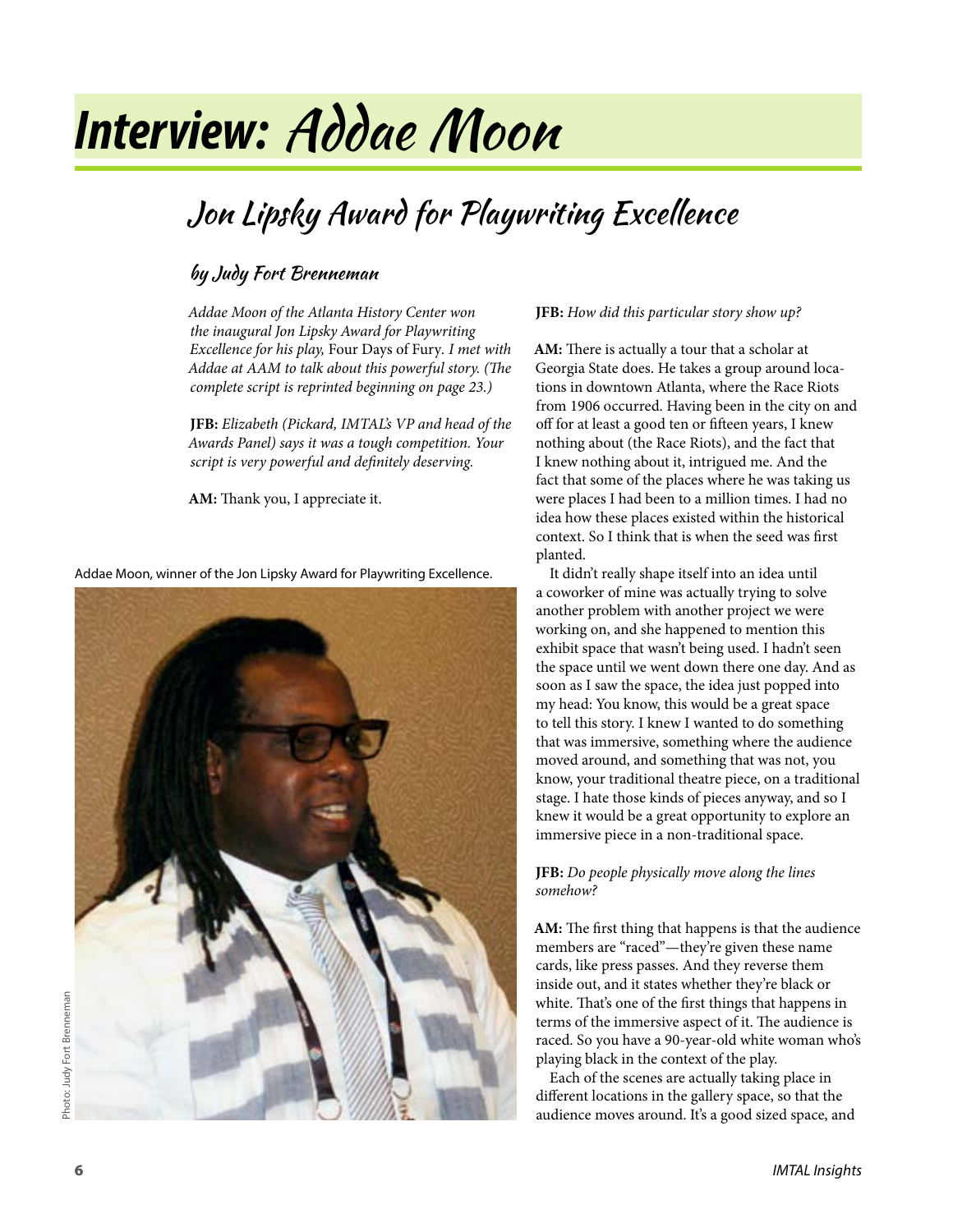# Interview: Addae Moon

## Jon Lipsky Award for Playwriting Excellence

### by Judy Fort Brenneman

*Addae Moon of the Atlanta History Center won the inaugural Jon Lipsky Award for Playwriting Excellence for his play,* Four Days of Fury. *I met with Addae at AAM to talk about this powerful story. (The complete script is reprinted beginning on page 23.)*

**JFB:** *Elizabeth (Pickard, IMTAL's VP and head of the Awards Panel) says it was a tough competition. Your script is very powerful and definitely deserving.*

**AM:** Thank you, I appreciate it.

Addae Moon, winner of the Jon Lipsky Award for Playwriting Excellence.

Photo: Judy Fort Brenneman

**JFB:** *How did this particular story show up?*

**AM:** There is actually a tour that a scholar at Georgia State does. He takes a group around locations in downtown Atlanta, where the Race Riots from 1906 occurred. Having been in the city on and off for at least a good ten or fifteen years, I knew nothing about (the Race Riots), and the fact that I knew nothing about it, intrigued me. And the fact that some of the places where he was taking us were places I had been to a million times. I had no idea how these places existed within the historical context. So I think that is when the seed was first planted.

It didn't really shape itself into an idea until a coworker of mine was actually trying to solve another problem with another project we were working on, and she happened to mention this exhibit space that wasn't being used. I hadn't seen the space until we went down there one day. And as soon as I saw the space, the idea just popped into my head: You know, this would be a great space to tell this story. I knew I wanted to do something that was immersive, something where the audience moved around, and something that was not, you know, your traditional theatre piece, on a traditional stage. I hate those kinds of pieces anyway, and so I knew it would be a great opportunity to explore an immersive piece in a non-traditional space.

**JFB:** *Do people physically move along the lines somehow?*

**AM:** The first thing that happens is that the audience members are "raced"—they're given these name cards, like press passes. And they reverse them inside out, and it states whether they're black or white. That's one of the first things that happens in terms of the immersive aspect of it. The audience is raced. So you have a 90-year-old white woman who's playing black in the context of the play.

Each of the scenes are actually taking place in different locations in the gallery space, so that the audience moves around. It's a good sized space, and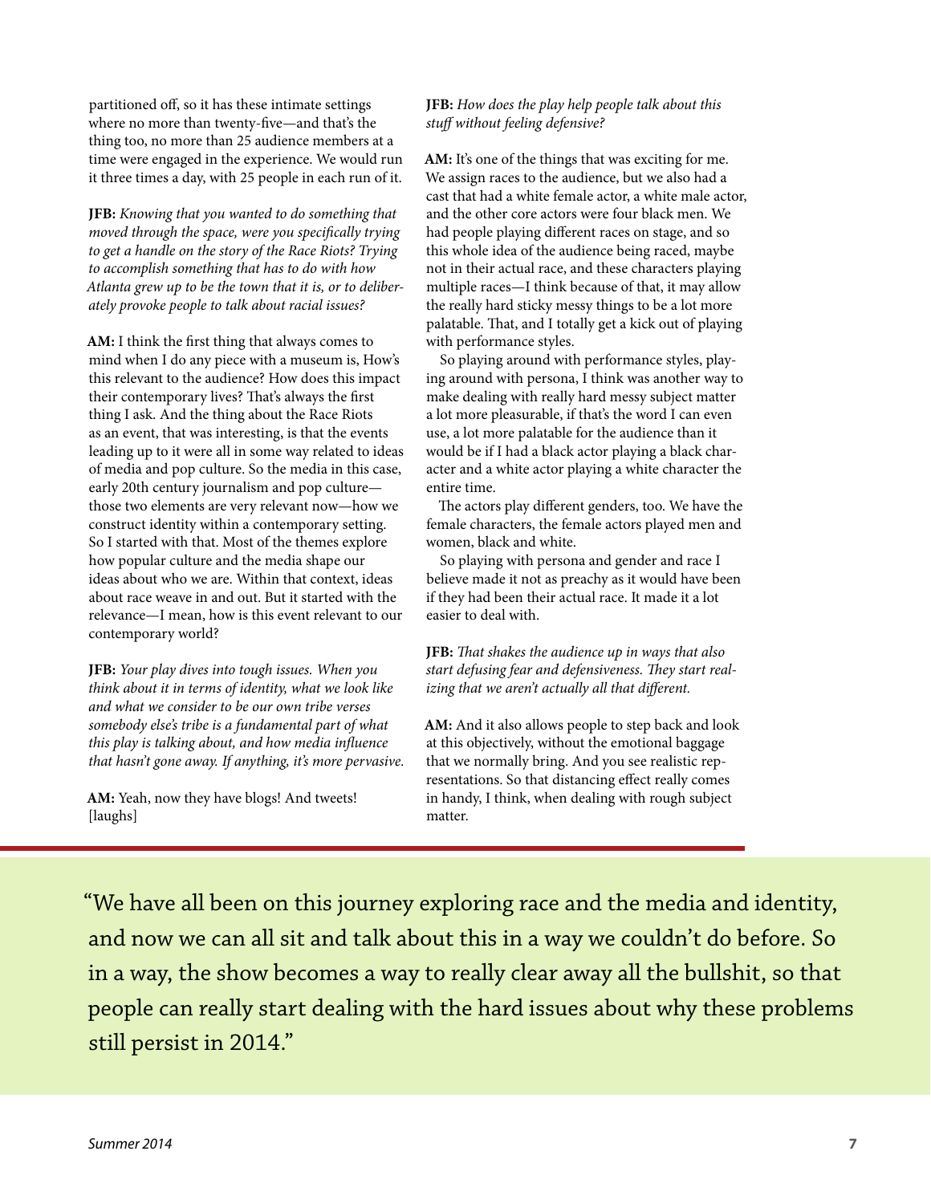partitioned off, so it has these intimate settings where no more than twenty-five—and that's the thing too, no more than 25 audience members at a time were engaged in the experience. We would run it three times a day, with 25 people in each run of it.

**JFB:** *Knowing that you wanted to do something that moved through the space, were you specifically trying to get a handle on the story of the Race Riots? Trying to accomplish something that has to do with how Atlanta grew up to be the town that it is, or to deliberately provoke people to talk about racial issues?*

**AM:** I think the first thing that always comes to mind when I do any piece with a museum is, How's this relevant to the audience? How does this impact their contemporary lives? That's always the first thing I ask. And the thing about the Race Riots as an event, that was interesting, is that the events leading up to it were all in some way related to ideas of media and pop culture. So the media in this case, early 20th century journalism and pop culture—those two elements are very relevant now—how we construct identity within a contemporary setting. So I started with that. Most of the themes explore how popular culture and the media shape our ideas about who we are. Within that context, ideas about race weave in and out. But it started with the relevance—I mean, how is this event relevant to our contemporary world?

**JFB:** *Your play dives into tough issues. When you think about it in terms of identity, what we look like and what we consider to be our own tribe verses somebody else's tribe is a fundamental part of what this play is talking about, and how media influence that hasn't gone away. If anything, it's more pervasive.*

**AM:** Yeah, now they have blogs! And tweets! [laughs]

**JFB:** *How does the play help people talk about this stuff without feeling defensive?*

**AM:** It's one of the things that was exciting for me. We assign races to the audience, but we also had a cast that had a white female actor, a white male actor, and the other core actors were four black men. We had people playing different races on stage, and so this whole idea of the audience being raced, maybe not in their actual race, and these characters playing multiple races—I think because of that, it may allow the really hard sticky messy things to be a lot more palatable. That, and I totally get a kick out of playing with performance styles.

So playing around with performance styles, playing around with persona, I think was another way to make dealing with really hard messy subject matter a lot more pleasurable, if that's the word I can even use, a lot more palatable for the audience than it would be if I had a black actor playing a black character and a white actor playing a white character the entire time.

The actors play different genders, too. We have the female characters, the female actors played men and women, black and white.

So playing with persona and gender and race I believe made it not as preachy as it would have been if they had been their actual race. It made it a lot easier to deal with.

**JFB:** *That shakes the audience up in ways that also start defusing fear and defensiveness. They start realizing that we aren't actually all that different.*

**AM:** And it also allows people to step back and look at this objectively, without the emotional baggage that we normally bring. And you see realistic representations. So that distancing effect really comes in handy, I think, when dealing with rough subject matter.

> "We have all been on this journey exploring race and the media and identity, and now we can all sit and talk about this in a way we couldn't do before. So in a way, the show becomes a way to really clear away all the bullshit, so that people can really start dealing with the hard issues about why these problems still persist in 2014."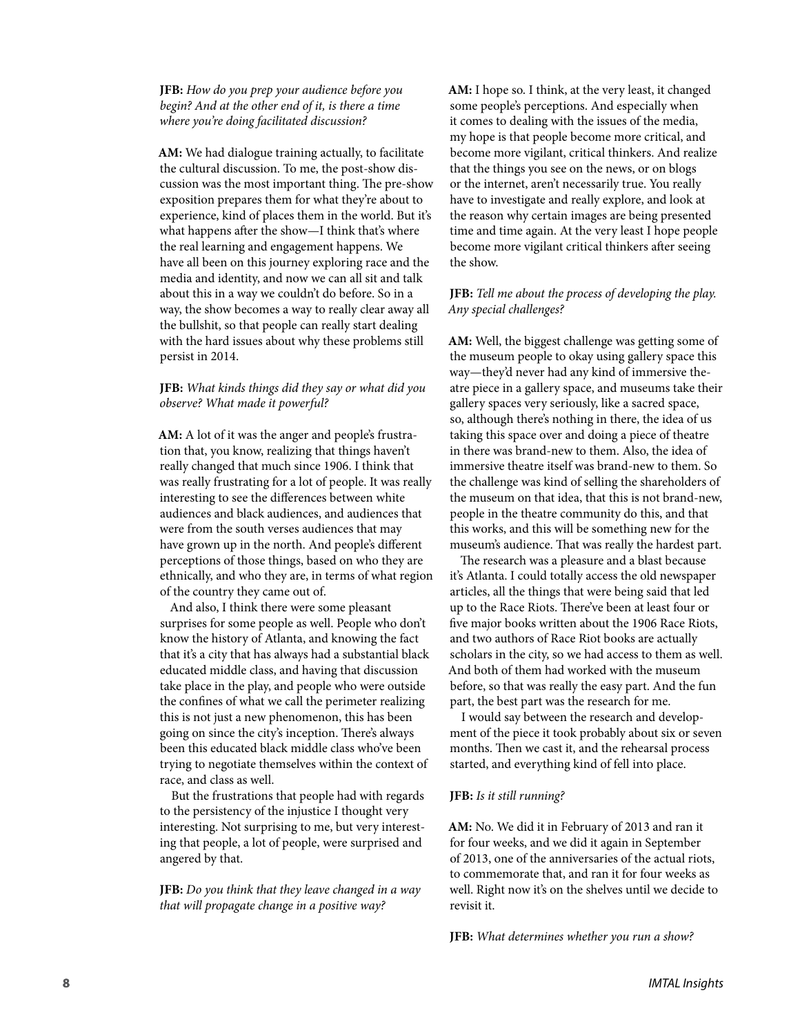**JFB:** *How do you prep your audience before you begin? And at the other end of it, is there a time where you're doing facilitated discussion?*

**AM:** We had dialogue training actually, to facilitate the cultural discussion. To me, the post-show discussion was the most important thing. The pre-show exposition prepares them for what they're about to experience, kind of places them in the world. But it's what happens after the show—I think that's where the real learning and engagement happens. We have all been on this journey exploring race and the media and identity, and now we can all sit and talk about this in a way we couldn't do before. So in a way, the show becomes a way to really clear away all the bullshit, so that people can really start dealing with the hard issues about why these problems still persist in 2014.

**JFB:** *What kinds things did they say or what did you observe? What made it powerful?*

**AM:** A lot of it was the anger and people's frustration that, you know, realizing that things haven't really changed that much since 1906. I think that was really frustrating for a lot of people. It was really interesting to see the differences between white audiences and black audiences, and audiences that were from the south verses audiences that may have grown up in the north. And people's different perceptions of those things, based on who they are ethnically, and who they are, in terms of what region of the country they came out of.

And also, I think there were some pleasant surprises for some people as well. People who don't know the history of Atlanta, and knowing the fact that it's a city that has always had a substantial black educated middle class, and having that discussion take place in the play, and people who were outside the confines of what we call the perimeter realizing this is not just a new phenomenon, this has been going on since the city's inception. There's always been this educated black middle class who've been trying to negotiate themselves within the context of race, and class as well.

But the frustrations that people had with regards to the persistency of the injustice I thought very interesting. Not surprising to me, but very interesting that people, a lot of people, were surprised and angered by that.

**JFB:** *Do you think that they leave changed in a way that will propagate change in a positive way?*

**AM:** I hope so. I think, at the very least, it changed some people's perceptions. And especially when it comes to dealing with the issues of the media, my hope is that people become more critical, and become more vigilant, critical thinkers. And realize that the things you see on the news, or on blogs or the internet, aren't necessarily true. You really have to investigate and really explore, and look at the reason why certain images are being presented time and time again. At the very least I hope people become more vigilant critical thinkers after seeing the show.

**JFB:** *Tell me about the process of developing the play. Any special challenges?*

**AM:** Well, the biggest challenge was getting some of the museum people to okay using gallery space this way—they'd never had any kind of immersive theatre piece in a gallery space, and museums take their gallery spaces very seriously, like a sacred space, so, although there's nothing in there, the idea of us taking this space over and doing a piece of theatre in there was brand-new to them. Also, the idea of immersive theatre itself was brand-new to them. So the challenge was kind of selling the shareholders of the museum on that idea, that this is not brand-new, people in the theatre community do this, and that this works, and this will be something new for the museum's audience. That was really the hardest part.

The research was a pleasure and a blast because it's Atlanta. I could totally access the old newspaper articles, all the things that were being said that led up to the Race Riots. There've been at least four or five major books written about the 1906 Race Riots, and two authors of Race Riot books are actually scholars in the city, so we had access to them as well. And both of them had worked with the museum before, so that was really the easy part. And the fun part, the best part was the research for me.

I would say between the research and development of the piece it took probably about six or seven months. Then we cast it, and the rehearsal process started, and everything kind of fell into place.

**JFB:** *Is it still running?*

**AM:** No. We did it in February of 2013 and ran it for four weeks, and we did it again in September of 2013, one of the anniversaries of the actual riots, to commemorate that, and ran it for four weeks as well. Right now it's on the shelves until we decide to revisit it.

**JFB:** *What determines whether you run a show?*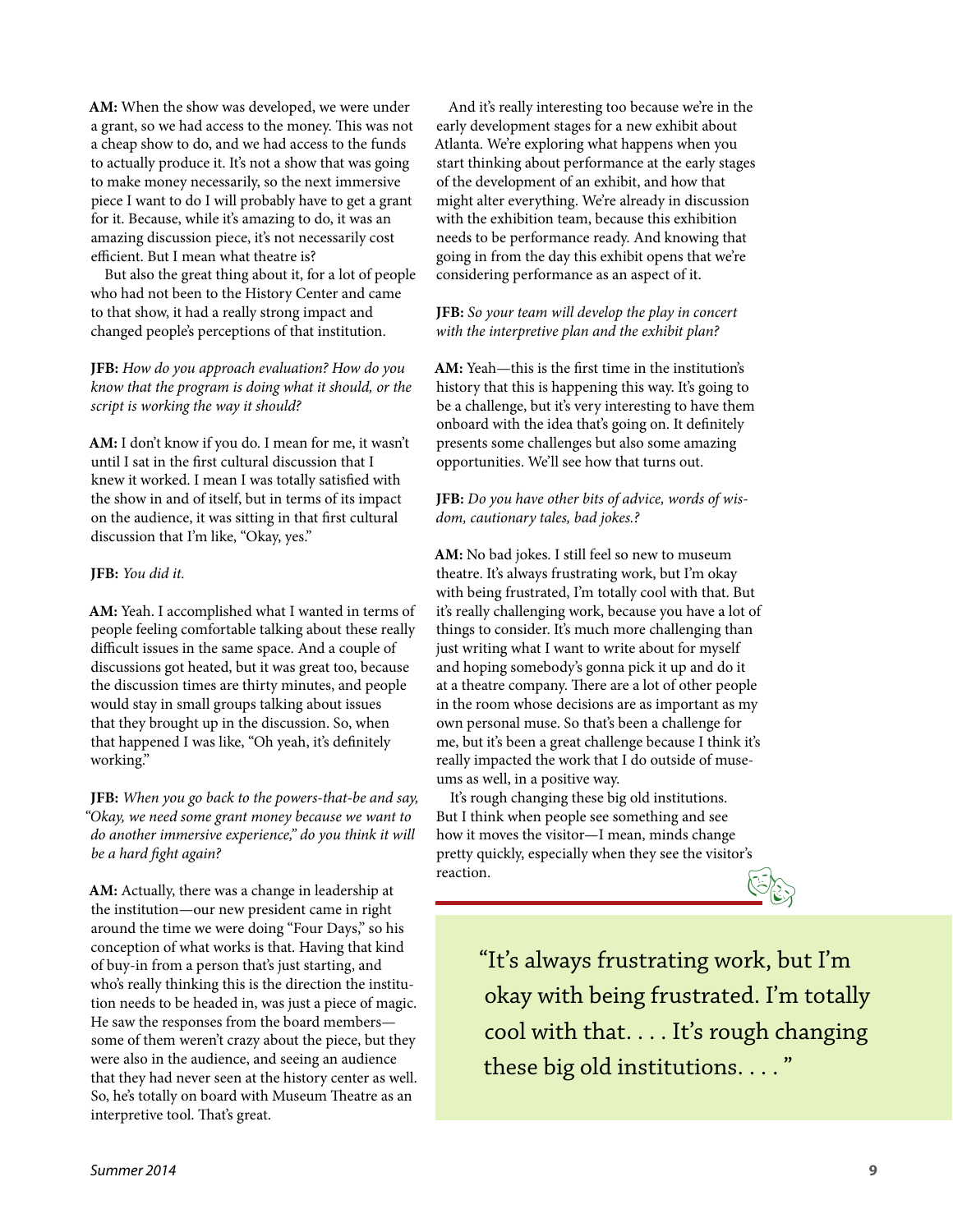**AM:** When the show was developed, we were under a grant, so we had access to the money. This was not a cheap show to do, and we had access to the funds to actually produce it. It's not a show that was going to make money necessarily, so the next immersive piece I want to do I will probably have to get a grant for it. Because, while it's amazing to do, it was an amazing discussion piece, it's not necessarily cost efficient. But I mean what theatre is?

But also the great thing about it, for a lot of people who had not been to the History Center and came to that show, it had a really strong impact and changed people's perceptions of that institution.

**JFB:** *How do you approach evaluation? How do you know that the program is doing what it should, or the script is working the way it should?*

**AM:** I don't know if you do. I mean for me, it wasn't until I sat in the first cultural discussion that I knew it worked. I mean I was totally satisfied with the show in and of itself, but in terms of its impact on the audience, it was sitting in that first cultural discussion that I'm like, "Okay, yes."

**JFB:** *You did it.*

**AM:** Yeah. I accomplished what I wanted in terms of people feeling comfortable talking about these really difficult issues in the same space. And a couple of discussions got heated, but it was great too, because the discussion times are thirty minutes, and people would stay in small groups talking about issues that they brought up in the discussion. So, when that happened I was like, "Oh yeah, it's definitely working."

**JFB:** *When you go back to the powers-that-be and say, "Okay, we need some grant money because we want to do another immersive experience," do you think it will be a hard fight again?*

**AM:** Actually, there was a change in leadership at the institution—our new president came in right around the time we were doing "Four Days," so his conception of what works is that. Having that kind of buy-in from a person that's just starting, and who's really thinking this is the direction the institution needs to be headed in, was just a piece of magic. He saw the responses from the board members—some of them weren't crazy about the piece, but they were also in the audience, and seeing an audience that they had never seen at the history center as well. So, he's totally on board with Museum Theatre as an interpretive tool. That's great.

And it's really interesting too because we're in the early development stages for a new exhibit about Atlanta. We're exploring what happens when you start thinking about performance at the early stages of the development of an exhibit, and how that might alter everything. We're already in discussion with the exhibition team, because this exhibition needs to be performance ready. And knowing that going in from the day this exhibit opens that we're considering performance as an aspect of it.

**JFB:** *So your team will develop the play in concert with the interpretive plan and the exhibit plan?*

**AM:** Yeah—this is the first time in the institution's history that this is happening this way. It's going to be a challenge, but it's very interesting to have them onboard with the idea that's going on. It definitely presents some challenges but also some amazing opportunities. We'll see how that turns out.

**JFB:** *Do you have other bits of advice, words of wisdom, cautionary tales, bad jokes.?*

**AM:** No bad jokes. I still feel so new to museum theatre. It's always frustrating work, but I'm okay with being frustrated, I'm totally cool with that. But it's really challenging work, because you have a lot of things to consider. It's much more challenging than just writing what I want to write about for myself and hoping somebody's gonna pick it up and do it at a theatre company. There are a lot of other people in the room whose decisions are as important as my own personal muse. So that's been a challenge for me, but it's been a great challenge because I think it's really impacted the work that I do outside of museums as well, in a positive way.

It's rough changing these big old institutions. But I think when people see something and see how it moves the visitor—I mean, minds change pretty quickly, especially when they see the visitor's reaction.

> "It's always frustrating work, but I'm okay with being frustrated. I'm totally cool with that. . . . It's rough changing these big old institutions. . . . "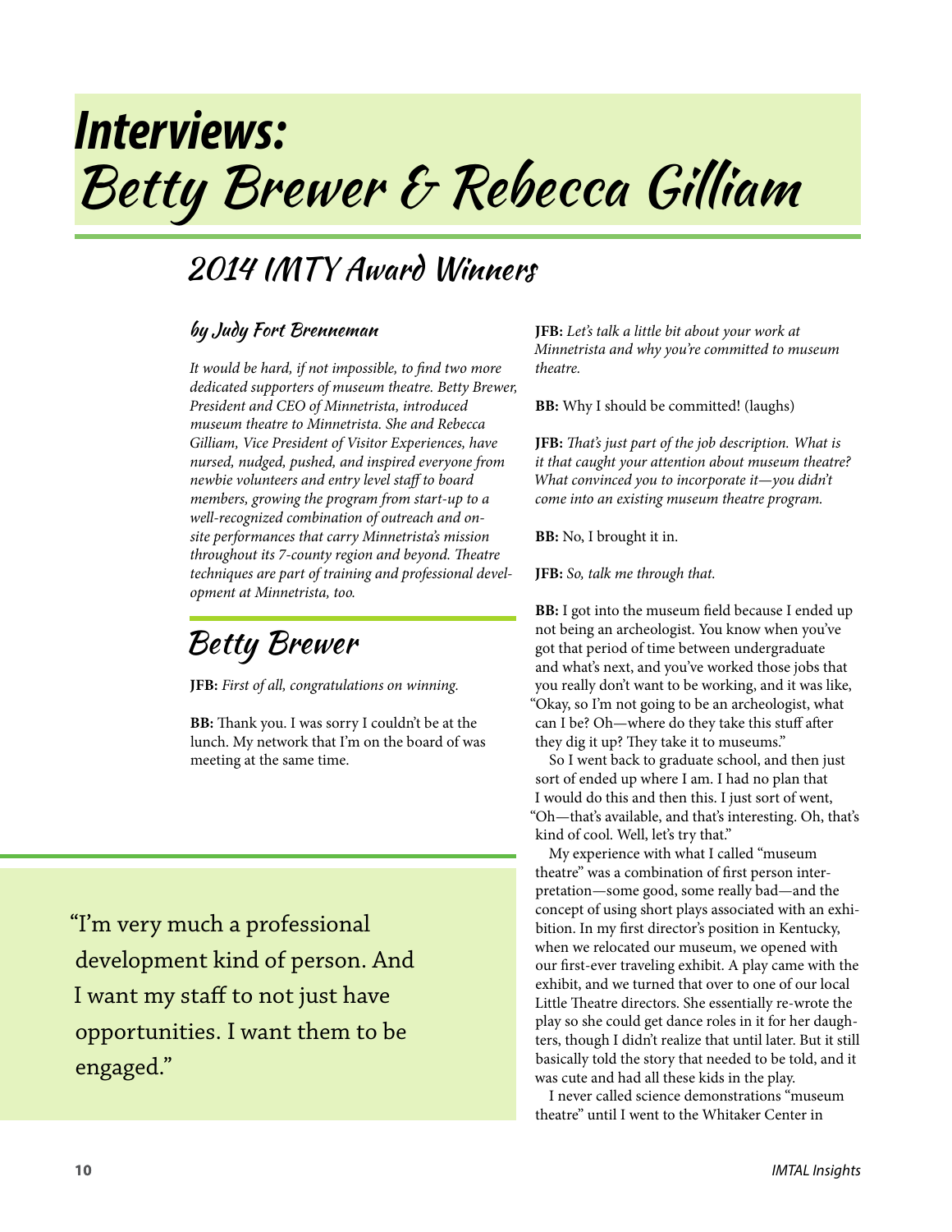# Interviews: Betty Brewer & Rebecca Gilliam

## 2014 IMTY Award Winners

### by Judy Fort Brenneman

*It would be hard, if not impossible, to find two more dedicated supporters of museum theatre. Betty Brewer, President and CEO of Minnetrista, introduced museum theatre to Minnetrista. She and Rebecca Gilliam, Vice President of Visitor Experiences, have nursed, nudged, pushed, and inspired everyone from newbie volunteers and entry level staff to board members, growing the program from start-up to a well-recognized combination of outreach and on-site performances that carry Minnetrista's mission throughout its 7-county region and beyond. Theatre techniques are part of training and professional development at Minnetrista, too.*

## Betty Brewer

**JFB:** *First of all, congratulations on winning.*

**BB:** Thank you. I was sorry I couldn't be at the lunch. My network that I'm on the board of was meeting at the same time.

> "I'm very much a professional development kind of person. And I want my staff to not just have opportunities. I want them to be engaged."

**JFB:** *Let's talk a little bit about your work at Minnetrista and why you're committed to museum theatre.*

**BB:** Why I should be committed! (laughs)

**JFB:** *That's just part of the job description. What is it that caught your attention about museum theatre? What convinced you to incorporate it—you didn't come into an existing museum theatre program.*

**BB:** No, I brought it in.

**JFB:** *So, talk me through that.*

**BB:** I got into the museum field because I ended up not being an archeologist. You know when you've got that period of time between undergraduate and what's next, and you've worked those jobs that you really don't want to be working, and it was like, "Okay, so I'm not going to be an archeologist, what can I be? Oh—where do they take this stuff after they dig it up? They take it to museums."

So I went back to graduate school, and then just sort of ended up where I am. I had no plan that I would do this and then this. I just sort of went, "Oh—that's available, and that's interesting. Oh, that's kind of cool. Well, let's try that."

My experience with what I called "museum theatre" was a combination of first person interpretation—some good, some really bad—and the concept of using short plays associated with an exhibition. In my first director's position in Kentucky, when we relocated our museum, we opened with our first-ever traveling exhibit. A play came with the exhibit, and we turned that over to one of our local Little Theatre directors. She essentially re-wrote the play so she could get dance roles in it for her daughters, though I didn't realize that until later. But it still basically told the story that needed to be told, and it was cute and had all these kids in the play.

I never called science demonstrations "museum theatre" until I went to the Whitaker Center in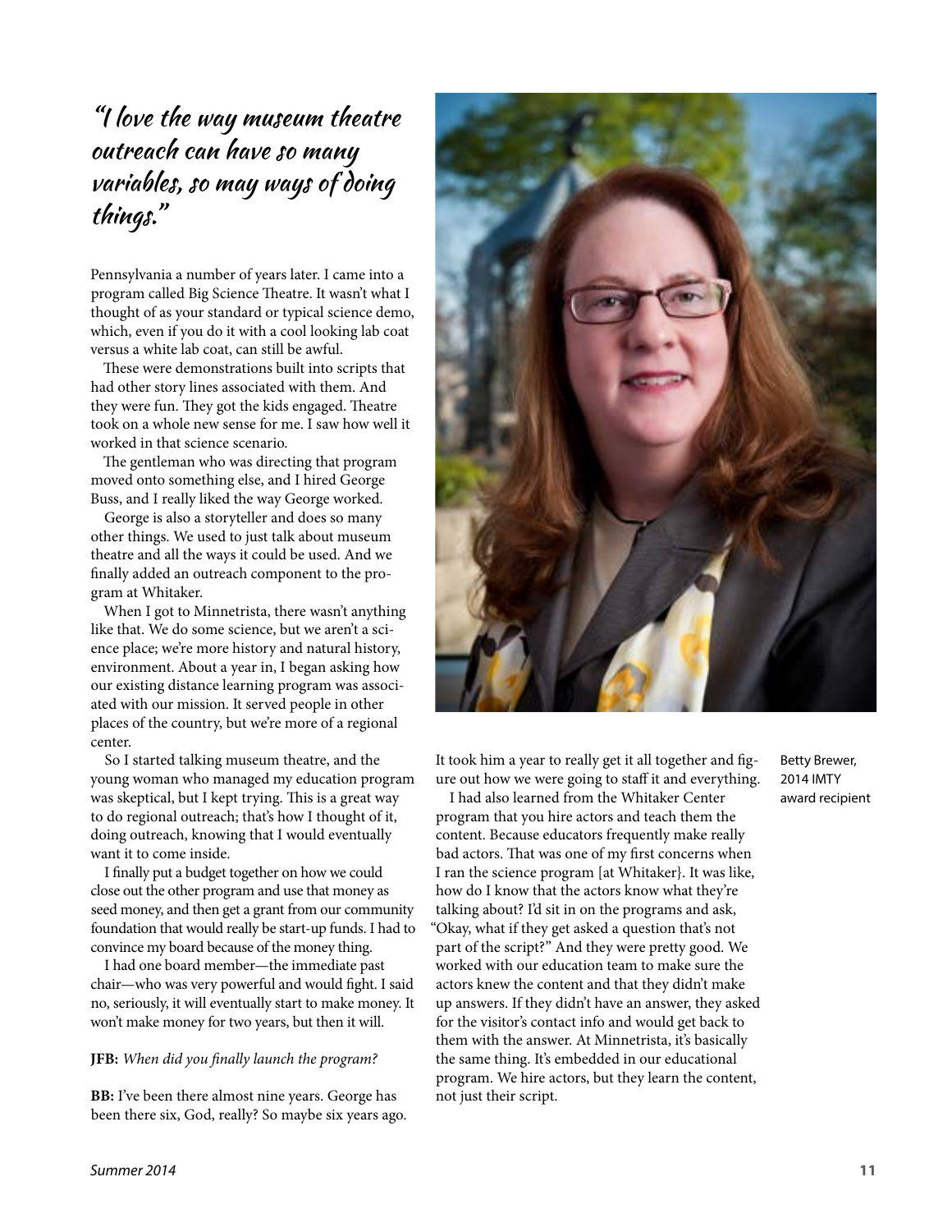*"I love the way museum theatre outreach can have so many variables, so may ways of doing things."*

Pennsylvania a number of years later. I came into a program called Big Science Theatre. It wasn't what I thought of as your standard or typical science demo, which, even if you do it with a cool looking lab coat versus a white lab coat, can still be awful.

These were demonstrations built into scripts that had other story lines associated with them. And they were fun. They got the kids engaged. Theatre took on a whole new sense for me. I saw how well it worked in that science scenario.

The gentleman who was directing that program moved onto something else, and I hired George Buss, and I really liked the way George worked.

George is also a storyteller and does so many other things. We used to just talk about museum theatre and all the ways it could be used. And we finally added an outreach component to the program at Whitaker.

When I got to Minnetrista, there wasn't anything like that. We do some science, but we aren't a science place; we're more history and natural history, environment. About a year in, I began asking how our existing distance learning program was associated with our mission. It served people in other places of the country, but we're more of a regional center.

So I started talking museum theatre, and the young woman who managed my education program was skeptical, but I kept trying. This is a great way to do regional outreach; that's how I thought of it, doing outreach, knowing that I would eventually want it to come inside.

I finally put a budget together on how we could close out the other program and use that money as seed money, and then get a grant from our community foundation that would really be start-up funds. I had to convince my board because of the money thing.

I had one board member—the immediate past chair—who was very powerful and would fight. I said no, seriously, it will eventually start to make money. It won't make money for two years, but then it will.

**JFB:** *When did you finally launch the program?*

**BB:** I've been there almost nine years. George has been there six, God, really? So maybe six years ago. It took him a year to really get it all together and figure out how we were going to staff it and everything.

I had also learned from the Whitaker Center program that you hire actors and teach them the content. Because educators frequently make really bad actors. That was one of my first concerns when I ran the science program [at Whitaker}. It was like, how do I know that the actors know what they're talking about? I'd sit in on the programs and ask, "Okay, what if they get asked a question that's not part of the script?" And they were pretty good. We worked with our education team to make sure the actors knew the content and that they didn't make up answers. If they didn't have an answer, they asked for the visitor's contact info and would get back to them with the answer. At Minnetrista, it's basically the same thing. It's embedded in our educational program. We hire actors, but they learn the content, not just their script.

Betty Brewer, 2014 IMTY award recipient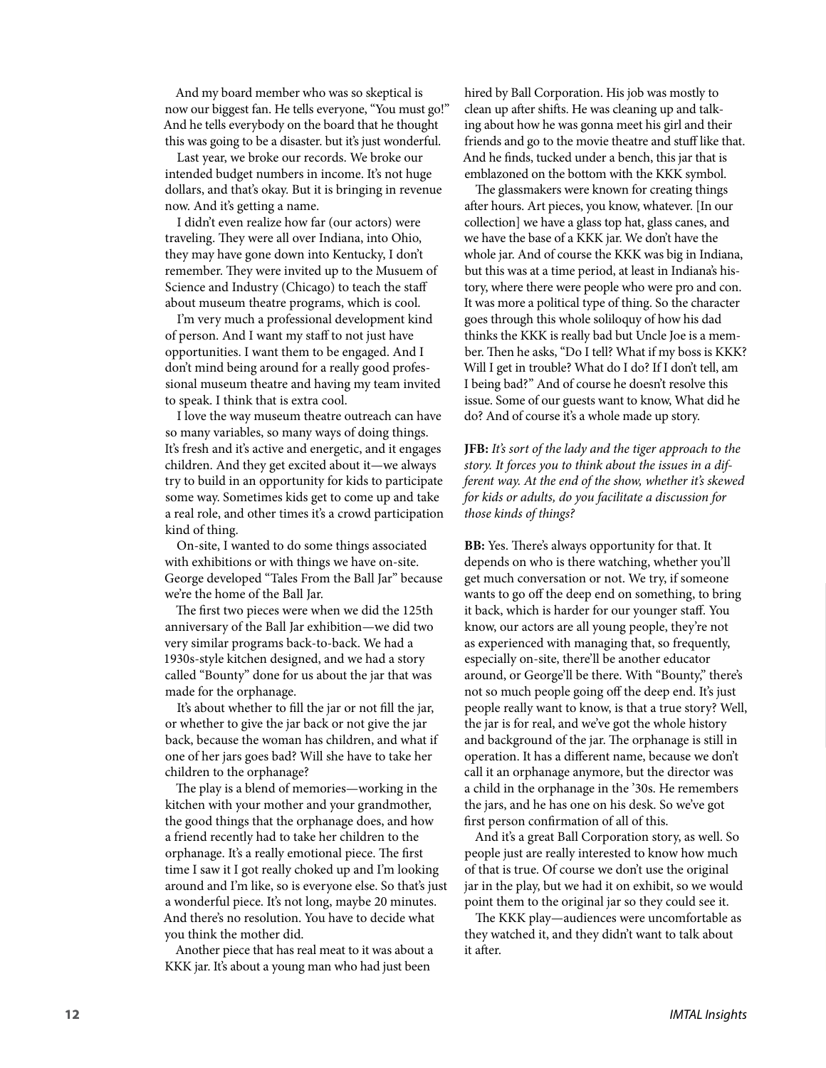And my board member who was so skeptical is now our biggest fan. He tells everyone, "You must go!" And he tells everybody on the board that he thought this was going to be a disaster. but it's just wonderful.

Last year, we broke our records. We broke our intended budget numbers in income. It's not huge dollars, and that's okay. But it is bringing in revenue now. And it's getting a name.

I didn't even realize how far (our actors) were traveling. They were all over Indiana, into Ohio, they may have gone down into Kentucky, I don't remember. They were invited up to the Musuem of Science and Industry (Chicago) to teach the staff about museum theatre programs, which is cool.

I'm very much a professional development kind of person. And I want my staff to not just have opportunities. I want them to be engaged. And I don't mind being around for a really good professional museum theatre and having my team invited to speak. I think that is extra cool.

I love the way museum theatre outreach can have so many variables, so many ways of doing things. It's fresh and it's active and energetic, and it engages children. And they get excited about it—we always try to build in an opportunity for kids to participate some way. Sometimes kids get to come up and take a real role, and other times it's a crowd participation kind of thing.

On-site, I wanted to do some things associated with exhibitions or with things we have on-site. George developed "Tales From the Ball Jar" because we're the home of the Ball Jar.

The first two pieces were when we did the 125th anniversary of the Ball Jar exhibition—we did two very similar programs back-to-back. We had a 1930s-style kitchen designed, and we had a story called "Bounty" done for us about the jar that was made for the orphanage.

It's about whether to fill the jar or not fill the jar, or whether to give the jar back or not give the jar back, because the woman has children, and what if one of her jars goes bad? Will she have to take her children to the orphanage?

The play is a blend of memories—working in the kitchen with your mother and your grandmother, the good things that the orphanage does, and how a friend recently had to take her children to the orphanage. It's a really emotional piece. The first time I saw it I got really choked up and I'm looking around and I'm like, so is everyone else. So that's just a wonderful piece. It's not long, maybe 20 minutes. And there's no resolution. You have to decide what you think the mother did.

Another piece that has real meat to it was about a KKK jar. It's about a young man who had just been hired by Ball Corporation. His job was mostly to clean up after shifts. He was cleaning up and talking about how he was gonna meet his girl and their friends and go to the movie theatre and stuff like that. And he finds, tucked under a bench, this jar that is emblazoned on the bottom with the KKK symbol.

The glassmakers were known for creating things after hours. Art pieces, you know, whatever. [In our collection] we have a glass top hat, glass canes, and we have the base of a KKK jar. We don't have the whole jar. And of course the KKK was big in Indiana, but this was at a time period, at least in Indiana's history, where there were people who were pro and con. It was more a political type of thing. So the character goes through this whole soliloquy of how his dad thinks the KKK is really bad but Uncle Joe is a member. Then he asks, "Do I tell? What if my boss is KKK? Will I get in trouble? What do I do? If I don't tell, am I being bad?" And of course he doesn't resolve this issue. Some of our guests want to know, What did he do? And of course it's a whole made up story.

**JFB:** *It's sort of the lady and the tiger approach to the story. It forces you to think about the issues in a different way. At the end of the show, whether it's skewed for kids or adults, do you facilitate a discussion for those kinds of things?*

**BB:** Yes. There's always opportunity for that. It depends on who is there watching, whether you'll get much conversation or not. We try, if someone wants to go off the deep end on something, to bring it back, which is harder for our younger staff. You know, our actors are all young people, they're not as experienced with managing that, so frequently, especially on-site, there'll be another educator around, or George'll be there. With "Bounty," there's not so much people going off the deep end. It's just people really want to know, is that a true story? Well, the jar is for real, and we've got the whole history and background of the jar. The orphanage is still in operation. It has a different name, because we don't call it an orphanage anymore, but the director was a child in the orphanage in the '30s. He remembers the jars, and he has one on his desk. So we've got first person confirmation of all of this.

And it's a great Ball Corporation story, as well. So people just are really interested to know how much of that is true. Of course we don't use the original jar in the play, but we had it on exhibit, so we would point them to the original jar so they could see it.

The KKK play—audiences were uncomfortable as they watched it, and they didn't want to talk about it after.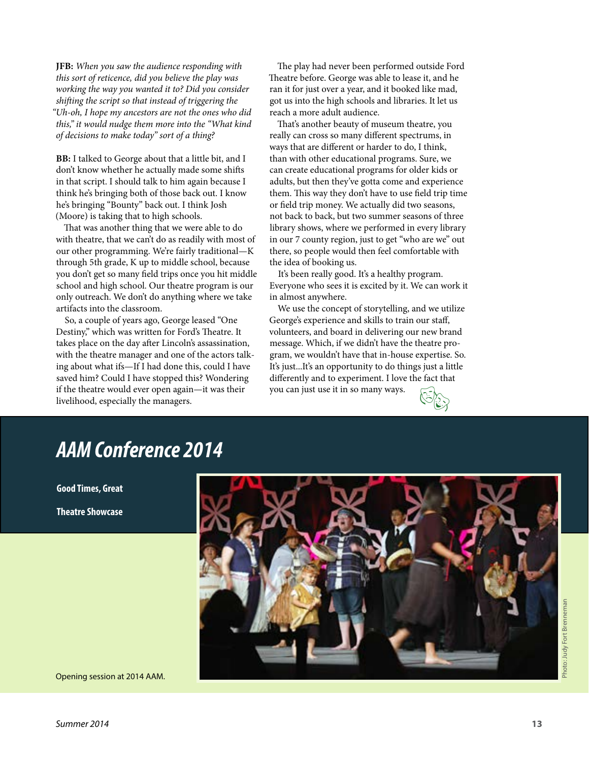**JFB:** *When you saw the audience responding with this sort of reticence, did you believe the play was working the way you wanted it to? Did you consider shifting the script so that instead of triggering the "Uh-oh, I hope my ancestors are not the ones who did this," it would nudge them more into the "What kind of decisions to make today" sort of a thing?*

**BB:** I talked to George about that a little bit, and I don't know whether he actually made some shifts in that script. I should talk to him again because I think he's bringing both of those back out. I know he's bringing "Bounty" back out. I think Josh (Moore) is taking that to high schools.

That was another thing that we were able to do with theatre, that we can't do as readily with most of our other programming. We're fairly traditional—K through 5th grade, K up to middle school, because you don't get so many field trips once you hit middle school and high school. Our theatre program is our only outreach. We don't do anything where we take artifacts into the classroom.

So, a couple of years ago, George leased "One Destiny," which was written for Ford's Theatre. It takes place on the day after Lincoln's assassination, with the theatre manager and one of the actors talking about what ifs—If I had done this, could I have saved him? Could I have stopped this? Wondering if the theatre would ever open again—it was their livelihood, especially the managers.

The play had never been performed outside Ford Theatre before. George was able to lease it, and he ran it for just over a year, and it booked like mad, got us into the high schools and libraries. It let us reach a more adult audience.

That's another beauty of museum theatre, you really can cross so many different spectrums, in ways that are different or harder to do, I think, than with other educational programs. Sure, we can create educational programs for older kids or adults, but then they've gotta come and experience them. This way they don't have to use field trip time or field trip money. We actually did two seasons, not back to back, but two summer seasons of three library shows, where we performed in every library in our 7 county region, just to get "who are we" out there, so people would then feel comfortable with the idea of booking us.

It's been really good. It's a healthy program. Everyone who sees it is excited by it. We can work it in almost anywhere.

We use the concept of storytelling, and we utilize George's experience and skills to train our staff, volunteers, and board in delivering our new brand message. Which, if we didn't have the theatre program, we wouldn't have that in-house expertise. So. It's just...It's an opportunity to do things just a little differently and to experiment. I love the fact that you can just use it in so many ways.

## *AAM Conference 2014*

**Good Times, Great Theatre Showcase**

Opening session at 2014 AAM.

Photo: Judy Fort Brenneman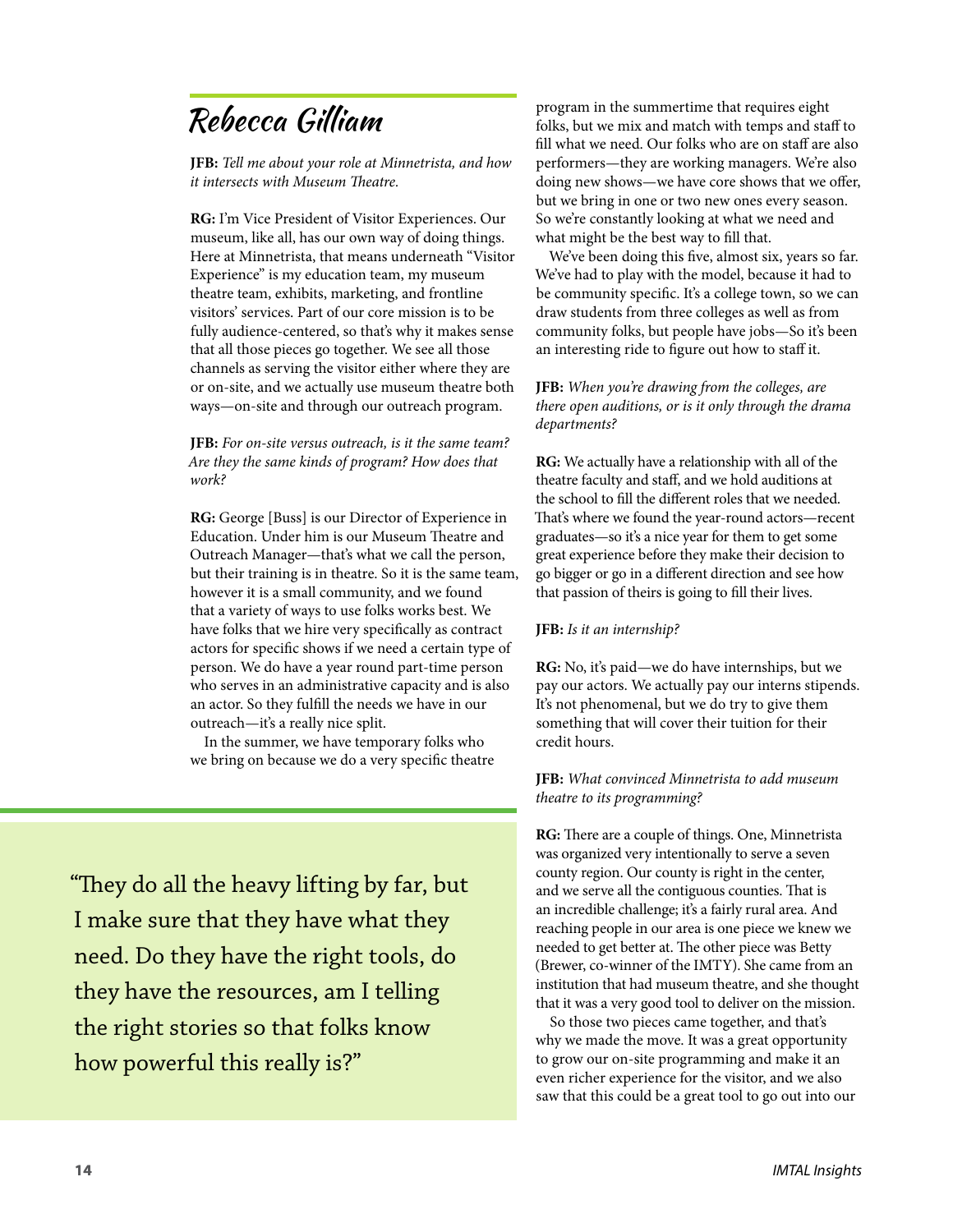# Rebecca Gilliam

**JFB:** *Tell me about your role at Minnetrista, and how it intersects with Museum Theatre.*

**RG:** I'm Vice President of Visitor Experiences. Our museum, like all, has our own way of doing things. Here at Minnetrista, that means underneath "Visitor Experience" is my education team, my museum theatre team, exhibits, marketing, and frontline visitors' services. Part of our core mission is to be fully audience-centered, so that's why it makes sense that all those pieces go together. We see all those channels as serving the visitor either where they are or on-site, and we actually use museum theatre both ways—on-site and through our outreach program.

**JFB:** *For on-site versus outreach, is it the same team? Are they the same kinds of program? How does that work?*

**RG:** George [Buss] is our Director of Experience in Education. Under him is our Museum Theatre and Outreach Manager—that's what we call the person, but their training is in theatre. So it is the same team, however it is a small community, and we found that a variety of ways to use folks works best. We have folks that we hire very specifically as contract actors for specific shows if we need a certain type of person. We do have a year round part-time person who serves in an administrative capacity and is also an actor. So they fulfill the needs we have in our outreach—it's a really nice split.

In the summer, we have temporary folks who we bring on because we do a very specific theatre program in the summertime that requires eight folks, but we mix and match with temps and staff to fill what we need. Our folks who are on staff are also performers—they are working managers. We're also doing new shows—we have core shows that we offer, but we bring in one or two new ones every season. So we're constantly looking at what we need and what might be the best way to fill that.

We've been doing this five, almost six, years so far. We've had to play with the model, because it had to be community specific. It's a college town, so we can draw students from three colleges as well as from community folks, but people have jobs—So it's been an interesting ride to figure out how to staff it.

**JFB:** *When you're drawing from the colleges, are there open auditions, or is it only through the drama departments?*

**RG:** We actually have a relationship with all of the theatre faculty and staff, and we hold auditions at the school to fill the different roles that we needed. That's where we found the year-round actors—recent graduates—so it's a nice year for them to get some great experience before they make their decision to go bigger or go in a different direction and see how that passion of theirs is going to fill their lives.

**JFB:** *Is it an internship?*

**RG:** No, it's paid—we do have internships, but we pay our actors. We actually pay our interns stipends. It's not phenomenal, but we do try to give them something that will cover their tuition for their credit hours.

**JFB:** *What convinced Minnetrista to add museum theatre to its programming?*

**RG:** There are a couple of things. One, Minnetrista was organized very intentionally to serve a seven county region. Our county is right in the center, and we serve all the contiguous counties. That is an incredible challenge; it's a fairly rural area. And reaching people in our area is one piece we knew we needed to get better at. The other piece was Betty (Brewer, co-winner of the IMTY). She came from an institution that had museum theatre, and she thought that it was a very good tool to deliver on the mission.

So those two pieces came together, and that's why we made the move. It was a great opportunity to grow our on-site programming and make it an even richer experience for the visitor, and we also saw that this could be a great tool to go out into our

> "They do all the heavy lifting by far, but I make sure that they have what they need. Do they have the right tools, do they have the resources, am I telling the right stories so that folks know how powerful this really is?"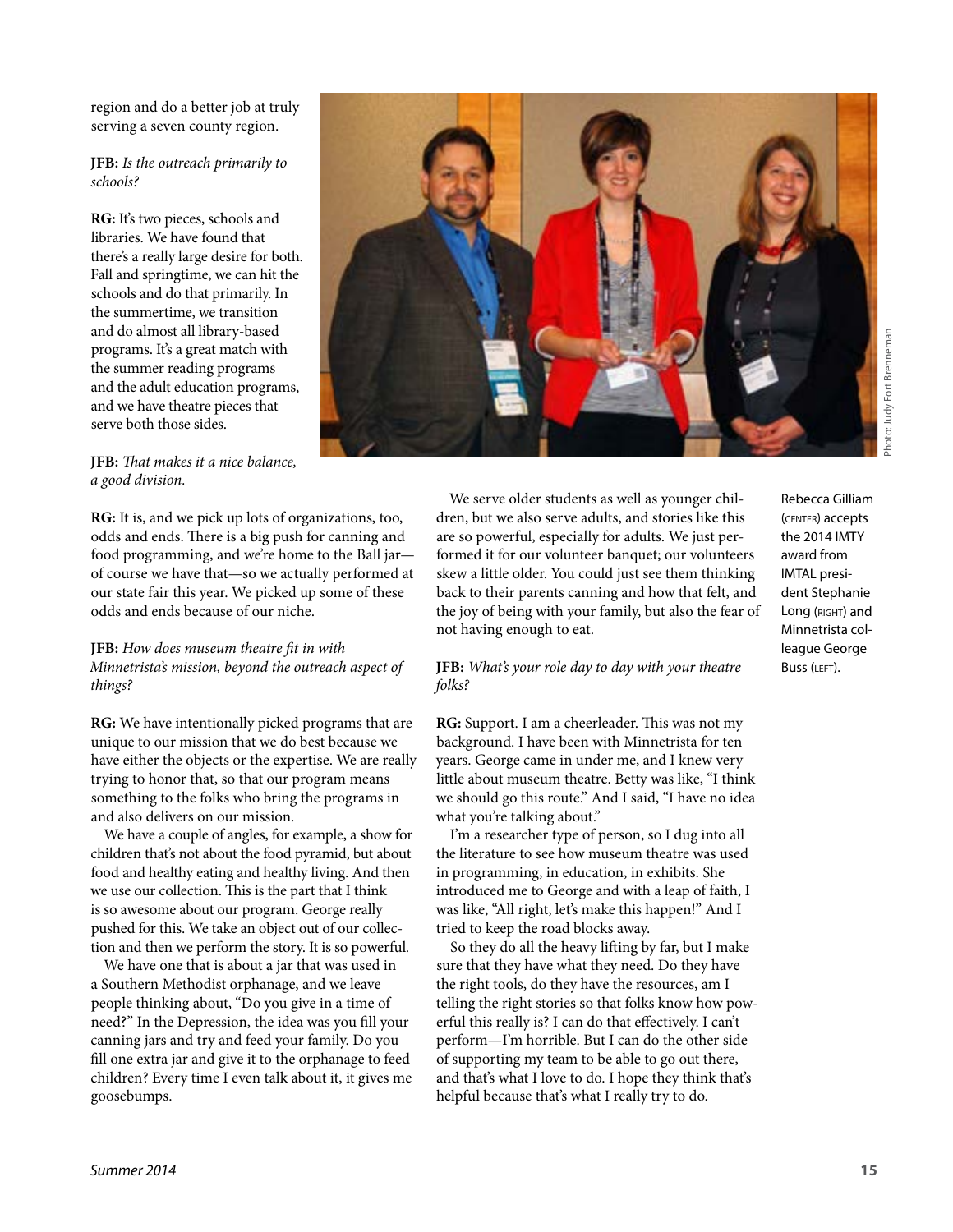region and do a better job at truly serving a seven county region.

**JFB:** *Is the outreach primarily to schools?*

**RG:** It's two pieces, schools and libraries. We have found that there's a really large desire for both. Fall and springtime, we can hit the schools and do that primarily. In the summertime, we transition and do almost all library-based programs. It's a great match with the summer reading programs and the adult education programs, and we have theatre pieces that serve both those sides.

**JFB:** *That makes it a nice balance, a good division.*

**RG:** It is, and we pick up lots of organizations, too, odds and ends. There is a big push for canning and food programming, and we're home to the Ball jar—of course we have that—so we actually performed at our state fair this year. We picked up some of these odds and ends because of our niche.

**JFB:** *How does museum theatre fit in with Minnetrista's mission, beyond the outreach aspect of things?*

**RG:** We have intentionally picked programs that are unique to our mission that we do best because we have either the objects or the expertise. We are really trying to honor that, so that our program means something to the folks who bring the programs in and also delivers on our mission.

We have a couple of angles, for example, a show for children that's not about the food pyramid, but about food and healthy eating and healthy living. And then we use our collection. This is the part that I think is so awesome about our program. George really pushed for this. We take an object out of our collection and then we perform the story. It is so powerful.

We have one that is about a jar that was used in a Southern Methodist orphanage, and we leave people thinking about, "Do you give in a time of need?" In the Depression, the idea was you fill your canning jars and try and feed your family. Do you fill one extra jar and give it to the orphanage to feed children? Every time I even talk about it, it gives me goosebumps.

We serve older students as well as younger children, but we also serve adults, and stories like this are so powerful, especially for adults. We just performed it for our volunteer banquet; our volunteers skew a little older. You could just see them thinking back to their parents canning and how that felt, and the joy of being with your family, but also the fear of not having enough to eat.

**JFB:** *What's your role day to day with your theatre folks?*

**RG:** Support. I am a cheerleader. This was not my background. I have been with Minnetrista for ten years. George came in under me, and I knew very little about museum theatre. Betty was like, "I think we should go this route." And I said, "I have no idea what you're talking about."

I'm a researcher type of person, so I dug into all the literature to see how museum theatre was used in programming, in education, in exhibits. She introduced me to George and with a leap of faith, I was like, "All right, let's make this happen!" And I tried to keep the road blocks away.

So they do all the heavy lifting by far, but I make sure that they have what they need. Do they have the right tools, do they have the resources, am I telling the right stories so that folks know how powerful this really is? I can do that effectively. I can't perform—I'm horrible. But I can do the other side of supporting my team to be able to go out there, and that's what I love to do. I hope they think that's helpful because that's what I really try to do.

Photo: Judy Fort Brenneman

Rebecca Gilliam (CENTER) accepts the 2014 IMTY award from IMTAL president Stephanie Long (RIGHT) and Minnetrista colleague George Buss (LEFT).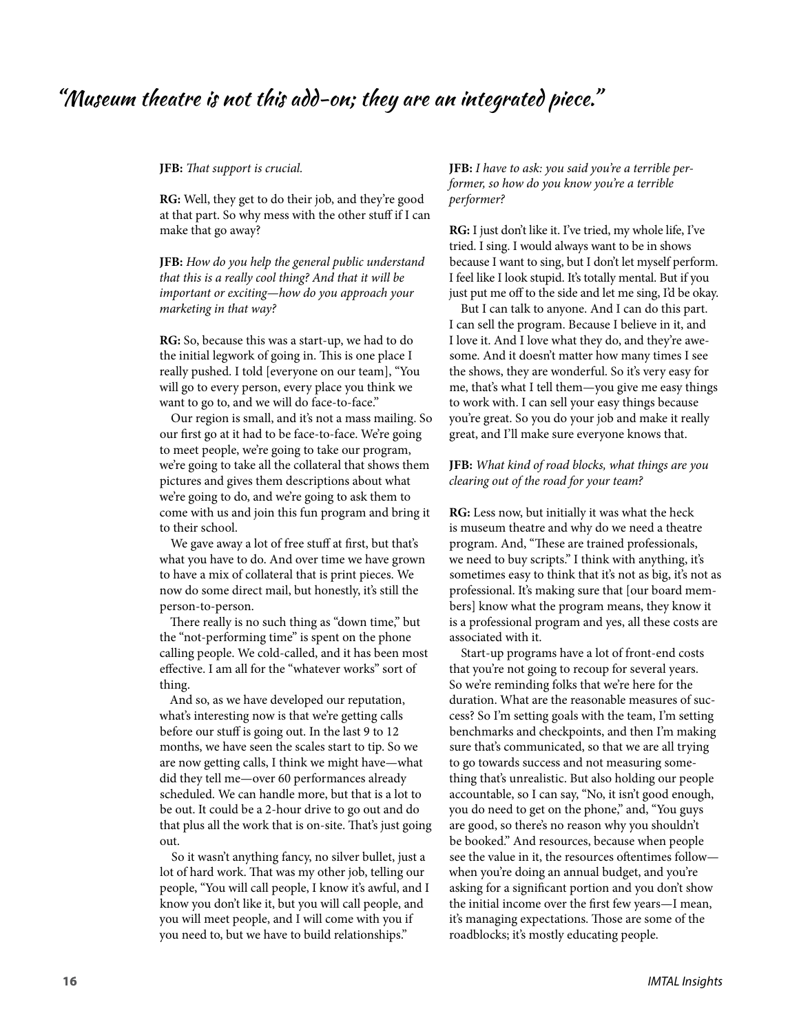# "Museum theatre is not this add-on; they are an integrated piece."

**JFB:** *That support is crucial.*

**RG:** Well, they get to do their job, and they're good at that part. So why mess with the other stuff if I can make that go away?

**JFB:** *How do you help the general public understand that this is a really cool thing? And that it will be important or exciting—how do you approach your marketing in that way?*

**RG:** So, because this was a start-up, we had to do the initial legwork of going in. This is one place I really pushed. I told [everyone on our team], "You will go to every person, every place you think we want to go to, and we will do face-to-face."

Our region is small, and it's not a mass mailing. So our first go at it had to be face-to-face. We're going to meet people, we're going to take our program, we're going to take all the collateral that shows them pictures and gives them descriptions about what we're going to do, and we're going to ask them to come with us and join this fun program and bring it to their school.

We gave away a lot of free stuff at first, but that's what you have to do. And over time we have grown to have a mix of collateral that is print pieces. We now do some direct mail, but honestly, it's still the person-to-person.

There really is no such thing as "down time," but the "not-performing time" is spent on the phone calling people. We cold-called, and it has been most effective. I am all for the "whatever works" sort of thing.

And so, as we have developed our reputation, what's interesting now is that we're getting calls before our stuff is going out. In the last 9 to 12 months, we have seen the scales start to tip. So we are now getting calls, I think we might have—what did they tell me—over 60 performances already scheduled. We can handle more, but that is a lot to be out. It could be a 2-hour drive to go out and do that plus all the work that is on-site. That's just going out.

So it wasn't anything fancy, no silver bullet, just a lot of hard work. That was my other job, telling our people, "You will call people, I know it's awful, and I know you don't like it, but you will call people, and you will meet people, and I will come with you if you need to, but we have to build relationships."

**JFB:** *I have to ask: you said you're a terrible performer, so how do you know you're a terrible performer?*

**RG:** I just don't like it. I've tried, my whole life, I've tried. I sing. I would always want to be in shows because I want to sing, but I don't let myself perform. I feel like I look stupid. It's totally mental. But if you just put me off to the side and let me sing, I'd be okay.

But I can talk to anyone. And I can do this part. I can sell the program. Because I believe in it, and I love it. And I love what they do, and they're awesome. And it doesn't matter how many times I see the shows, they are wonderful. So it's very easy for me, that's what I tell them—you give me easy things to work with. I can sell your easy things because you're great. So you do your job and make it really great, and I'll make sure everyone knows that.

**JFB:** *What kind of road blocks, what things are you clearing out of the road for your team?*

**RG:** Less now, but initially it was what the heck is museum theatre and why do we need a theatre program. And, "These are trained professionals, we need to buy scripts." I think with anything, it's sometimes easy to think that it's not as big, it's not as professional. It's making sure that [our board members] know what the program means, they know it is a professional program and yes, all these costs are associated with it.

Start-up programs have a lot of front-end costs that you're not going to recoup for several years. So we're reminding folks that we're here for the duration. What are the reasonable measures of success? So I'm setting goals with the team, I'm setting benchmarks and checkpoints, and then I'm making sure that's communicated, so that we are all trying to go towards success and not measuring something that's unrealistic. But also holding our people accountable, so I can say, "No, it isn't good enough, you do need to get on the phone," and, "You guys are good, so there's no reason why you shouldn't be booked." And resources, because when people see the value in it, the resources oftentimes follow—when you're doing an annual budget, and you're asking for a significant portion and you don't show the initial income over the first few years—I mean, it's managing expectations. Those are some of the roadblocks; it's mostly educating people.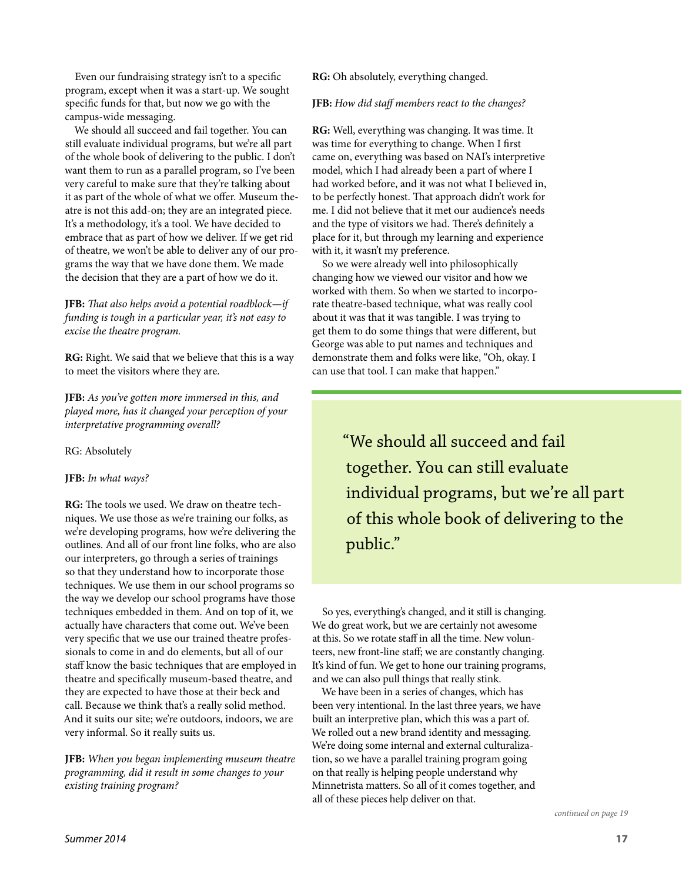Even our fundraising strategy isn't to a specific program, except when it was a start-up. We sought specific funds for that, but now we go with the campus-wide messaging.

We should all succeed and fail together. You can still evaluate individual programs, but we're all part of the whole book of delivering to the public. I don't want them to run as a parallel program, so I've been very careful to make sure that they're talking about it as part of the whole of what we offer. Museum theatre is not this add-on; they are an integrated piece. It's a methodology, it's a tool. We have decided to embrace that as part of how we deliver. If we get rid of theatre, we won't be able to deliver any of our programs the way that we have done them. We made the decision that they are a part of how we do it.

**JFB:** *That also helps avoid a potential roadblock—if funding is tough in a particular year, it's not easy to excise the theatre program.*

**RG:** Right. We said that we believe that this is a way to meet the visitors where they are.

**JFB:** *As you've gotten more immersed in this, and played more, has it changed your perception of your interpretative programming overall?*

RG: Absolutely

**JFB:** *In what ways?*

**RG:** The tools we used. We draw on theatre techniques. We use those as we're training our folks, as we're developing programs, how we're delivering the outlines. And all of our front line folks, who are also our interpreters, go through a series of trainings so that they understand how to incorporate those techniques. We use them in our school programs so the way we develop our school programs have those techniques embedded in them. And on top of it, we actually have characters that come out. We've been very specific that we use our trained theatre professionals to come in and do elements, but all of our staff know the basic techniques that are employed in theatre and specifically museum-based theatre, and they are expected to have those at their beck and call. Because we think that's a really solid method. And it suits our site; we're outdoors, indoors, we are very informal. So it really suits us.

**JFB:** *When you began implementing museum theatre programming, did it result in some changes to your existing training program?*

**RG:** Oh absolutely, everything changed.

**JFB:** *How did staff members react to the changes?*

**RG:** Well, everything was changing. It was time. It was time for everything to change. When I first came on, everything was based on NAI's interpretive model, which I had already been a part of where I had worked before, and it was not what I believed in, to be perfectly honest. That approach didn't work for me. I did not believe that it met our audience's needs and the type of visitors we had. There's definitely a place for it, but through my learning and experience with it, it wasn't my preference.

So we were already well into philosophically changing how we viewed our visitor and how we worked with them. So when we started to incorporate theatre-based technique, what was really cool about it was that it was tangible. I was trying to get them to do some things that were different, but George was able to put names and techniques and demonstrate them and folks were like, "Oh, okay. I can use that tool. I can make that happen."

> "We should all succeed and fail together. You can still evaluate individual programs, but we're all part of this whole book of delivering to the public."

So yes, everything's changed, and it still is changing. We do great work, but we are certainly not awesome at this. So we rotate staff in all the time. New volunteers, new front-line staff; we are constantly changing. It's kind of fun. We get to hone our training programs, and we can also pull things that really stink.

We have been in a series of changes, which has been very intentional. In the last three years, we have built an interpretive plan, which this was a part of. We rolled out a new brand identity and messaging. We're doing some internal and external culturalization, so we have a parallel training program going on that really is helping people understand why Minnetrista matters. So all of it comes together, and all of these pieces help deliver on that.

*continued on page 19*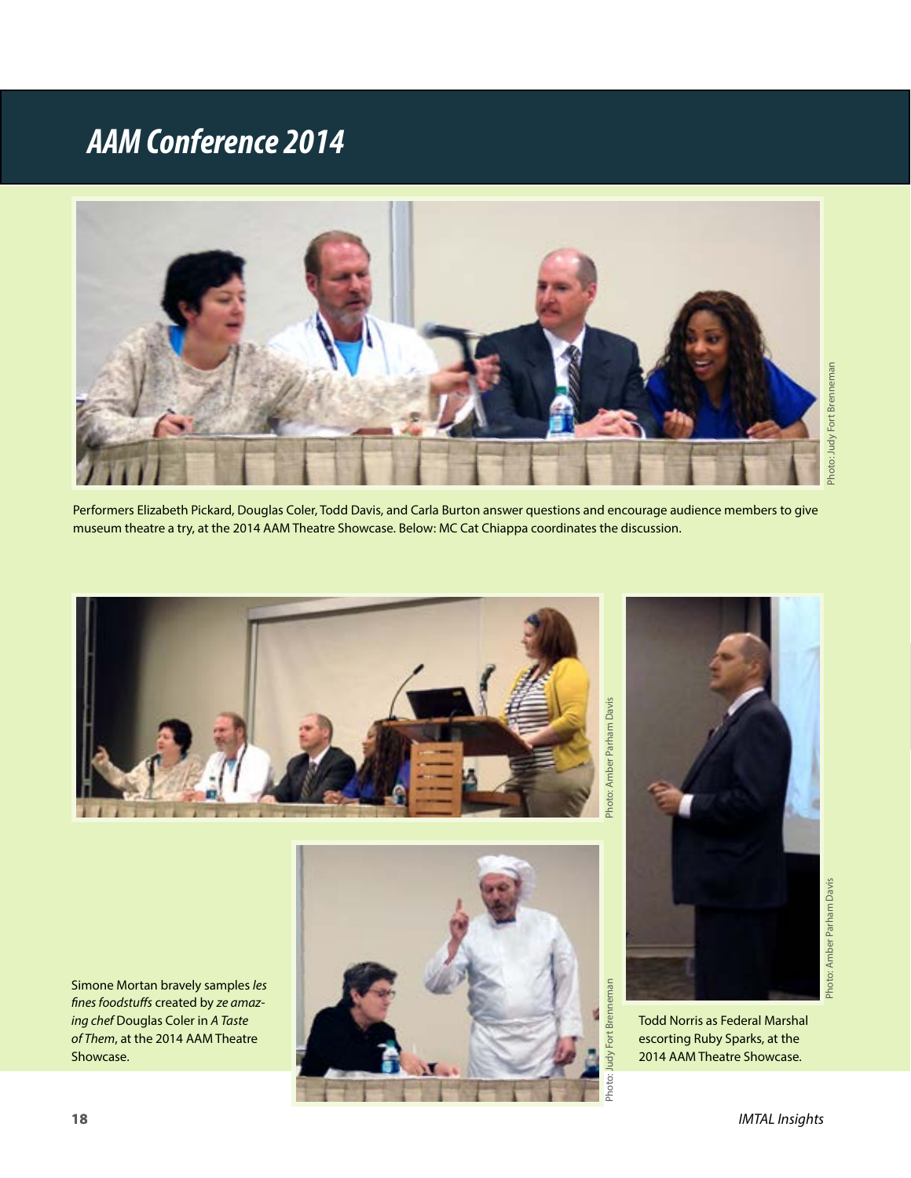# AAM Conference 2014

Photo: Judy Fort Brenneman

Performers Elizabeth Pickard, Douglas Coler, Todd Davis, and Carla Burton answer questions and encourage audience members to give museum theatre a try, at the 2014 AAM Theatre Showcase. Below: MC Cat Chiappa coordinates the discussion.

Photo: Amber Parham Davis

Photo: Amber Parham Davis

Simone Mortan bravely samples *les fines foodstuffs* created by *ze amazing chef* Douglas Coler in *A Taste of Them*, at the 2014 AAM Theatre Showcase.

Photo: Judy Fort Brenneman

Todd Norris as Federal Marshal escorting Ruby Sparks, at the 2014 AAM Theatre Showcase.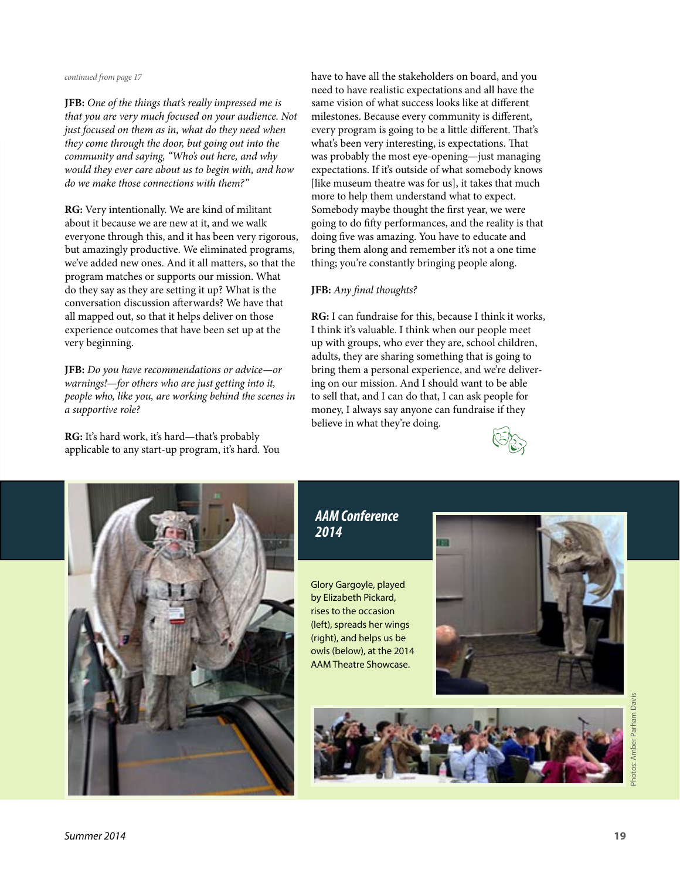*continued from page 17*

**JFB:** *One of the things that's really impressed me is that you are very much focused on your audience. Not just focused on them as in, what do they need when they come through the door, but going out into the community and saying, "Who's out here, and why would they ever care about us to begin with, and how do we make those connections with them?"*

**RG:** Very intentionally. We are kind of militant about it because we are new at it, and we walk everyone through this, and it has been very rigorous, but amazingly productive. We eliminated programs, we've added new ones. And it all matters, so that the program matches or supports our mission. What do they say as they are setting it up? What is the conversation discussion afterwards? We have that all mapped out, so that it helps deliver on those experience outcomes that have been set up at the very beginning.

**JFB:** *Do you have recommendations or advice—or warnings!—for others who are just getting into it, people who, like you, are working behind the scenes in a supportive role?*

**RG:** It's hard work, it's hard—that's probably applicable to any start-up program, it's hard. You have to have all the stakeholders on board, and you need to have realistic expectations and all have the same vision of what success looks like at different milestones. Because every community is different, every program is going to be a little different. That's what's been very interesting, is expectations. That was probably the most eye-opening—just managing expectations. If it's outside of what somebody knows [like museum theatre was for us], it takes that much more to help them understand what to expect. Somebody maybe thought the first year, we were going to do fifty performances, and the reality is that doing five was amazing. You have to educate and bring them along and remember it's not a one time thing; you're constantly bringing people along.

**JFB:** *Any final thoughts?*

**RG:** I can fundraise for this, because I think it works, I think it's valuable. I think when our people meet up with groups, who ever they are, school children, adults, they are sharing something that is going to bring them a personal experience, and we're delivering on our mission. And I should want to be able to sell that, and I can do that, I can ask people for money, I always say anyone can fundraise if they believe in what they're doing.

## AAM Conference 2014

Glory Gargoyle, played by Elizabeth Pickard, rises to the occasion (left), spreads her wings (right), and helps us be owls (below), at the 2014 AAM Theatre Showcase.

Photos: Amber Parham Davis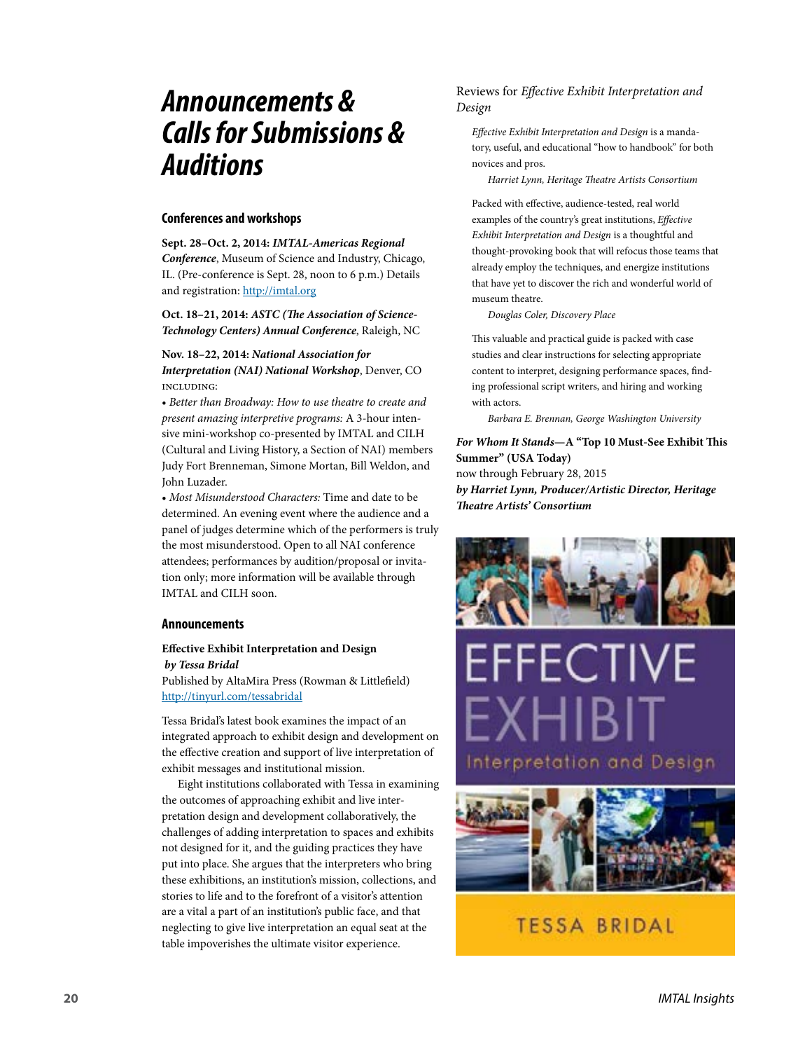# Announcements & Calls for Submissions & Auditions

## Conferences and workshops

**Sept. 28–Oct. 2, 2014: *IMTAL-Americas Regional Conference***, Museum of Science and Industry, Chicago, IL. (Pre-conference is Sept. 28, noon to 6 p.m.) Details and registration: http://imtal.org

**Oct. 18–21, 2014: *ASTC (The Association of Science-Technology Centers) Annual Conference***, Raleigh, NC

**Nov. 18–22, 2014: *National Association for Interpretation (NAI) National Workshop***, Denver, CO INCLUDING:

• *Better than Broadway: How to use theatre to create and present amazing interpretive programs:* A 3-hour intensive mini-workshop co-presented by IMTAL and CILH (Cultural and Living History, a Section of NAI) members Judy Fort Brenneman, Simone Mortan, Bill Weldon, and John Luzader.

• *Most Misunderstood Characters:* Time and date to be determined. An evening event where the audience and a panel of judges determine which of the performers is truly the most misunderstood. Open to all NAI conference attendees; performances by audition/proposal or invitation only; more information will be available through IMTAL and CILH soon.

## Announcements

**Effective Exhibit Interpretation and Design**
***by Tessa Bridal***
Published by AltaMira Press (Rowman & Littlefield)
http://tinyurl.com/tessabridal

Tessa Bridal's latest book examines the impact of an integrated approach to exhibit design and development on the effective creation and support of live interpretation of exhibit messages and institutional mission.

Eight institutions collaborated with Tessa in examining the outcomes of approaching exhibit and live interpretation design and development collaboratively, the challenges of adding interpretation to spaces and exhibits not designed for it, and the guiding practices they have put into place. She argues that the interpreters who bring these exhibitions, an institution's mission, collections, and stories to life and to the forefront of a visitor's attention are a vital a part of an institution's public face, and that neglecting to give live interpretation an equal seat at the table impoverishes the ultimate visitor experience.

Reviews for *Effective Exhibit Interpretation and Design*

> *Effective Exhibit Interpretation and Design* is a mandatory, useful, and educational "how to handbook" for both novices and pros.
>
> *Harriet Lynn, Heritage Theatre Artists Consortium*

> Packed with effective, audience-tested, real world examples of the country's great institutions, *Effective Exhibit Interpretation and Design* is a thoughtful and thought-provoking book that will refocus those teams that already employ the techniques, and energize institutions that have yet to discover the rich and wonderful world of museum theatre.
>
> *Douglas Coler, Discovery Place*

> This valuable and practical guide is packed with case studies and clear instructions for selecting appropriate content to interpret, designing performance spaces, finding professional script writers, and hiring and working with actors.
>
> *Barbara E. Brennan, George Washington University*

***For Whom It Stands*—A "Top 10 Must-See Exhibit This Summer" (USA Today)**
now through February 28, 2015
***by Harriet Lynn, Producer/Artistic Director, Heritage Theatre Artists' Consortium***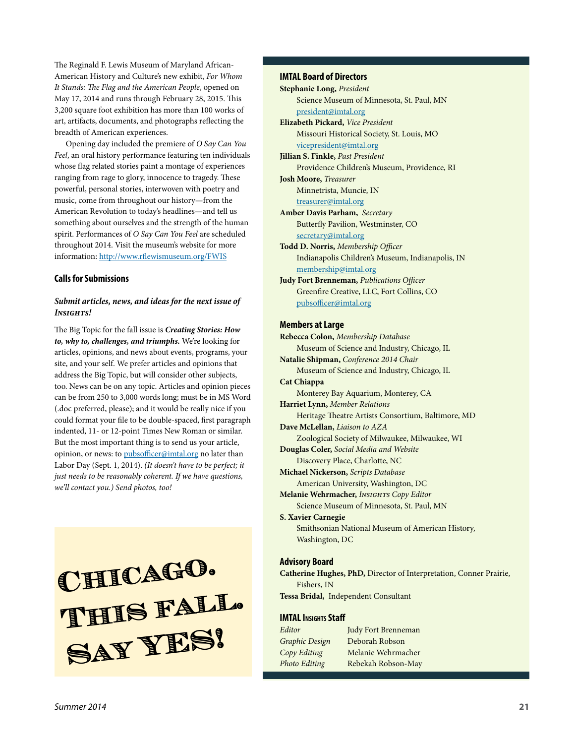The Reginald F. Lewis Museum of Maryland African-American History and Culture's new exhibit, *For Whom It Stands: The Flag and the American People*, opened on May 17, 2014 and runs through February 28, 2015. This 3,200 square foot exhibition has more than 100 works of art, artifacts, documents, and photographs reflecting the breadth of American experiences.

Opening day included the premiere of *O Say Can You Feel*, an oral history performance featuring ten individuals whose flag related stories paint a montage of experiences ranging from rage to glory, innocence to tragedy. These powerful, personal stories, interwoven with poetry and music, come from throughout our history—from the American Revolution to today's headlines—and tell us something about ourselves and the strength of the human spirit. Performances of *O Say Can You Feel* are scheduled throughout 2014. Visit the museum's website for more information: http://www.rflewismuseum.org/FWIS

### Calls for Submissions

***Submit articles, news, and ideas for the next issue of Insights!***

The Big Topic for the fall issue is ***Creating Stories: How to, why to, challenges, and triumphs.*** We're looking for articles, opinions, and news about events, programs, your site, and your self. We prefer articles and opinions that address the Big Topic, but will consider other subjects, too. News can be on any topic. Articles and opinion pieces can be from 250 to 3,000 words long; must be in MS Word (.doc preferred, please); and it would be really nice if you could format your file to be double-spaced, first paragraph indented, 11- or 12-point Times New Roman or similar. But the most important thing is to send us your article, opinion, or news: to pubsofficer@imtal.org no later than Labor Day (Sept. 1, 2014). *(It doesn't have to be perfect; it just needs to be reasonably coherent. If we have questions, we'll contact you.) Send photos, too!*

**Chicago. This Fall. Say Yes!**

### IMTAL Board of Directors

**Stephanie Long,** *President*
Science Museum of Minnesota, St. Paul, MN
president@imtal.org

**Elizabeth Pickard,** *Vice President*
Missouri Historical Society, St. Louis, MO
vicepresident@imtal.org

**Jillian S. Finkle,** *Past President*
Providence Children's Museum, Providence, RI

**Josh Moore,** *Treasurer*
Minnetrista, Muncie, IN
treasurer@imtal.org

**Amber Davis Parham,** *Secretary*
Butterfly Pavilion, Westminster, CO
secretary@imtal.org

**Todd D. Norris,** *Membership Officer*
Indianapolis Children's Museum, Indianapolis, IN
membership@imtal.org

**Judy Fort Brenneman,** *Publications Officer*
Greenfire Creative, LLC, Fort Collins, CO
pubsofficer@imtal.org

### Members at Large

**Rebecca Colon,** *Membership Database*
Museum of Science and Industry, Chicago, IL

**Natalie Shipman,** *Conference 2014 Chair*
Museum of Science and Industry, Chicago, IL

**Cat Chiappa**
Monterey Bay Aquarium, Monterey, CA

**Harriet Lynn,** *Member Relations*
Heritage Theatre Artists Consortium, Baltimore, MD

**Dave McLellan,** *Liaison to AZA*
Zoological Society of Milwaukee, Milwaukee, WI

**Douglas Coler,** *Social Media and Website*
Discovery Place, Charlotte, NC

**Michael Nickerson,** *Scripts Database*
American University, Washington, DC

**Melanie Wehrmacher,** *Insights Copy Editor*
Science Museum of Minnesota, St. Paul, MN

**S. Xavier Carnegie**
Smithsonian National Museum of American History, Washington, DC

### Advisory Board

**Catherine Hughes, PhD,** Director of Interpretation, Conner Prairie, Fishers, IN

**Tessa Bridal,** Independent Consultant

### IMTAL Insights Staff

| | |
|---|---|
| *Editor* | Judy Fort Brenneman |
| *Graphic Design* | Deborah Robson |
| *Copy Editing* | Melanie Wehrmacher |
| *Photo Editing* | Rebekah Robson-May |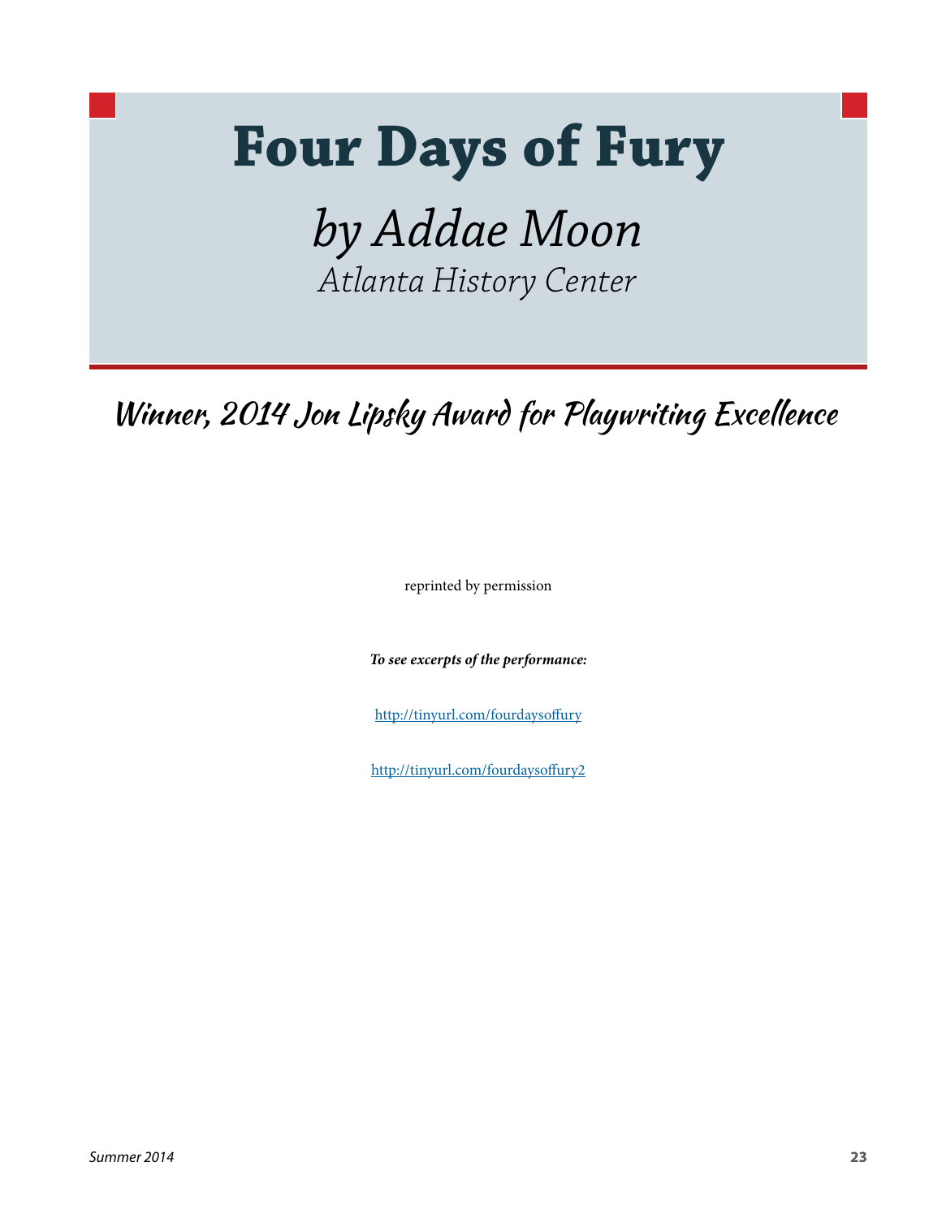# Four Days of Fury

## *by Addae Moon*

*Atlanta History Center*

## Winner, 2014 Jon Lipsky Award for Playwriting Excellence

reprinted by permission

***To see excerpts of the performance:***

http://tinyurl.com/fourdaysoffury

http://tinyurl.com/fourdaysoffury2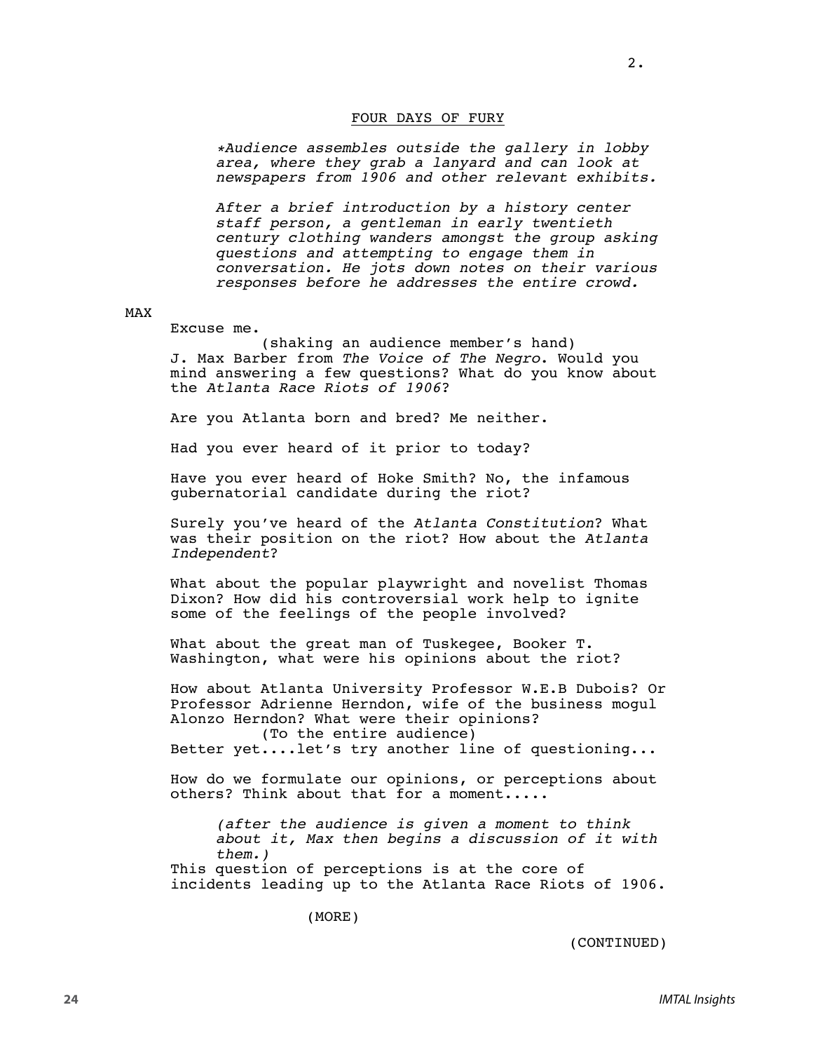FOUR DAYS OF FURY

*\*Audience assembles outside the gallery in lobby area, where they grab a lanyard and can look at newspapers from 1906 and other relevant exhibits.*

*After a brief introduction by a history center staff person, a gentleman in early twentieth century clothing wanders amongst the group asking questions and attempting to engage them in conversation. He jots down notes on their various responses before he addresses the entire crowd.*

MAX

Excuse me.

(shaking an audience member's hand)

J. Max Barber from *The Voice of The Negro*. Would you mind answering a few questions? What do you know about the *Atlanta Race Riots of 1906*?

Are you Atlanta born and bred? Me neither.

Had you ever heard of it prior to today?

Have you ever heard of Hoke Smith? No, the infamous gubernatorial candidate during the riot?

Surely you've heard of the *Atlanta Constitution*? What was their position on the riot? How about the *Atlanta Independent*?

What about the popular playwright and novelist Thomas Dixon? How did his controversial work help to ignite some of the feelings of the people involved?

What about the great man of Tuskegee, Booker T. Washington, what were his opinions about the riot?

How about Atlanta University Professor W.E.B Dubois? Or Professor Adrienne Herndon, wife of the business mogul Alonzo Herndon? What were their opinions?

(To the entire audience)

Better yet....let's try another line of questioning...

How do we formulate our opinions, or perceptions about others? Think about that for a moment.....

*(after the audience is given a moment to think about it, Max then begins a discussion of it with them.)*

This question of perceptions is at the core of incidents leading up to the Atlanta Race Riots of 1906.

(MORE)

(CONTINUED)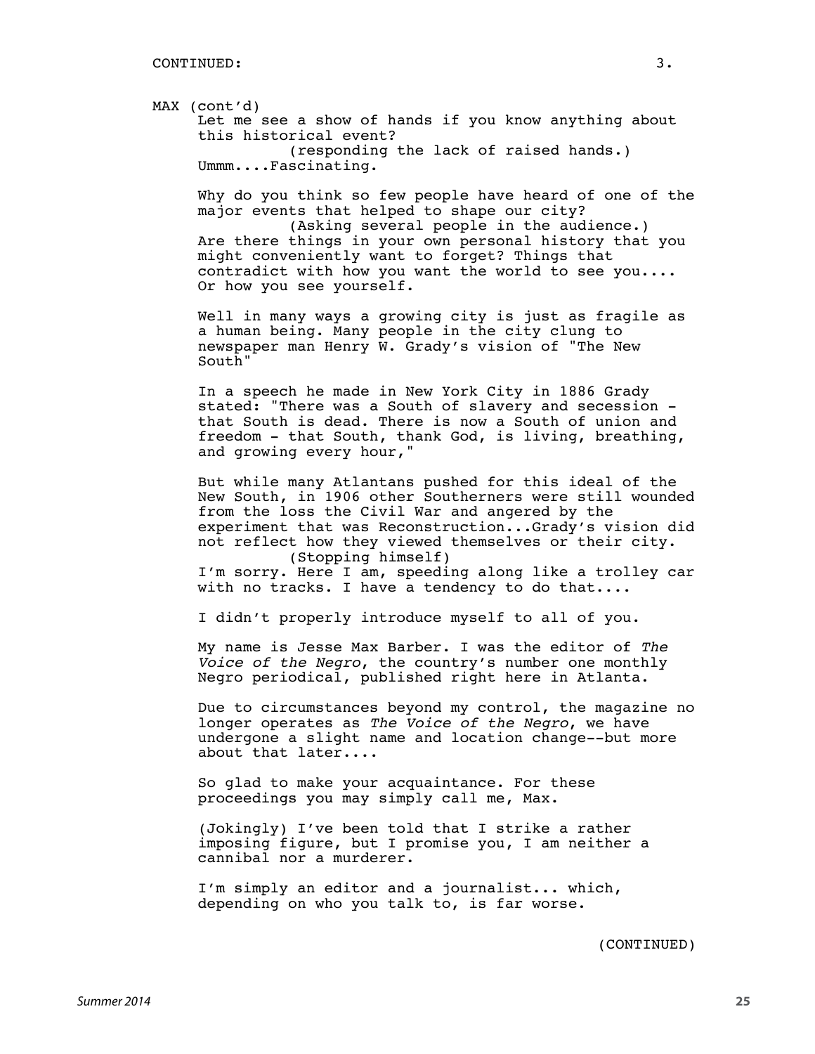CONTINUED:

MAX (cont'd)

Let me see a show of hands if you know anything about this historical event?

(responding the lack of raised hands.)

Ummm....Fascinating.

Why do you think so few people have heard of one of the major events that helped to shape our city?

(Asking several people in the audience.)

Are there things in your own personal history that you might conveniently want to forget? Things that contradict with how you want the world to see you.... Or how you see yourself.

Well in many ways a growing city is just as fragile as a human being. Many people in the city clung to newspaper man Henry W. Grady's vision of "The New South"

In a speech he made in New York City in 1886 Grady stated: "There was a South of slavery and secession - that South is dead. There is now a South of union and freedom - that South, thank God, is living, breathing, and growing every hour,"

But while many Atlantans pushed for this ideal of the New South, in 1906 other Southerners were still wounded from the loss the Civil War and angered by the experiment that was Reconstruction...Grady's vision did not reflect how they viewed themselves or their city.

(Stopping himself)

I'm sorry. Here I am, speeding along like a trolley car with no tracks. I have a tendency to do that....

I didn't properly introduce myself to all of you.

My name is Jesse Max Barber. I was the editor of *The Voice of the Negro*, the country's number one monthly Negro periodical, published right here in Atlanta.

Due to circumstances beyond my control, the magazine no longer operates as *The Voice of the Negro*, we have undergone a slight name and location change--but more about that later....

So glad to make your acquaintance. For these proceedings you may simply call me, Max.

(Jokingly) I've been told that I strike a rather imposing figure, but I promise you, I am neither a cannibal nor a murderer.

I'm simply an editor and a journalist... which, depending on who you talk to, is far worse.

(CONTINUED)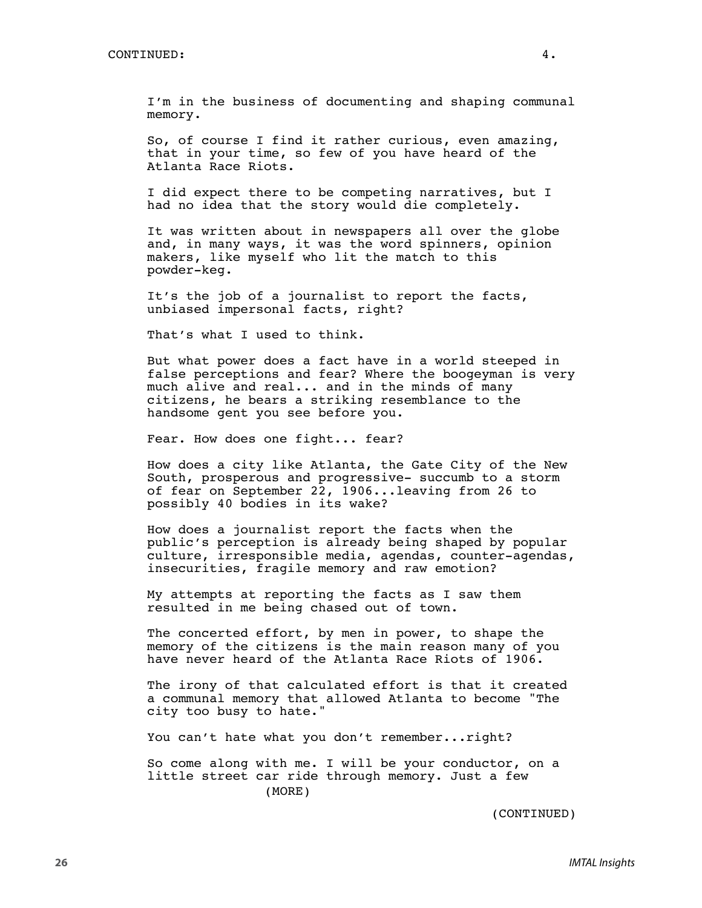CONTINUED:

I'm in the business of documenting and shaping communal memory.

So, of course I find it rather curious, even amazing, that in your time, so few of you have heard of the Atlanta Race Riots.

I did expect there to be competing narratives, but I had no idea that the story would die completely.

It was written about in newspapers all over the globe and, in many ways, it was the word spinners, opinion makers, like myself who lit the match to this powder-keg.

It's the job of a journalist to report the facts, unbiased impersonal facts, right?

That's what I used to think.

But what power does a fact have in a world steeped in false perceptions and fear? Where the boogeyman is very much alive and real... and in the minds of many citizens, he bears a striking resemblance to the handsome gent you see before you.

Fear. How does one fight... fear?

How does a city like Atlanta, the Gate City of the New South, prosperous and progressive- succumb to a storm of fear on September 22, 1906...leaving from 26 to possibly 40 bodies in its wake?

How does a journalist report the facts when the public's perception is already being shaped by popular culture, irresponsible media, agendas, counter-agendas, insecurities, fragile memory and raw emotion?

My attempts at reporting the facts as I saw them resulted in me being chased out of town.

The concerted effort, by men in power, to shape the memory of the citizens is the main reason many of you have never heard of the Atlanta Race Riots of 1906.

The irony of that calculated effort is that it created a communal memory that allowed Atlanta to become "The city too busy to hate."

You can't hate what you don't remember...right?

So come along with me. I will be your conductor, on a little street car ride through memory. Just a few

(MORE)

(CONTINUED)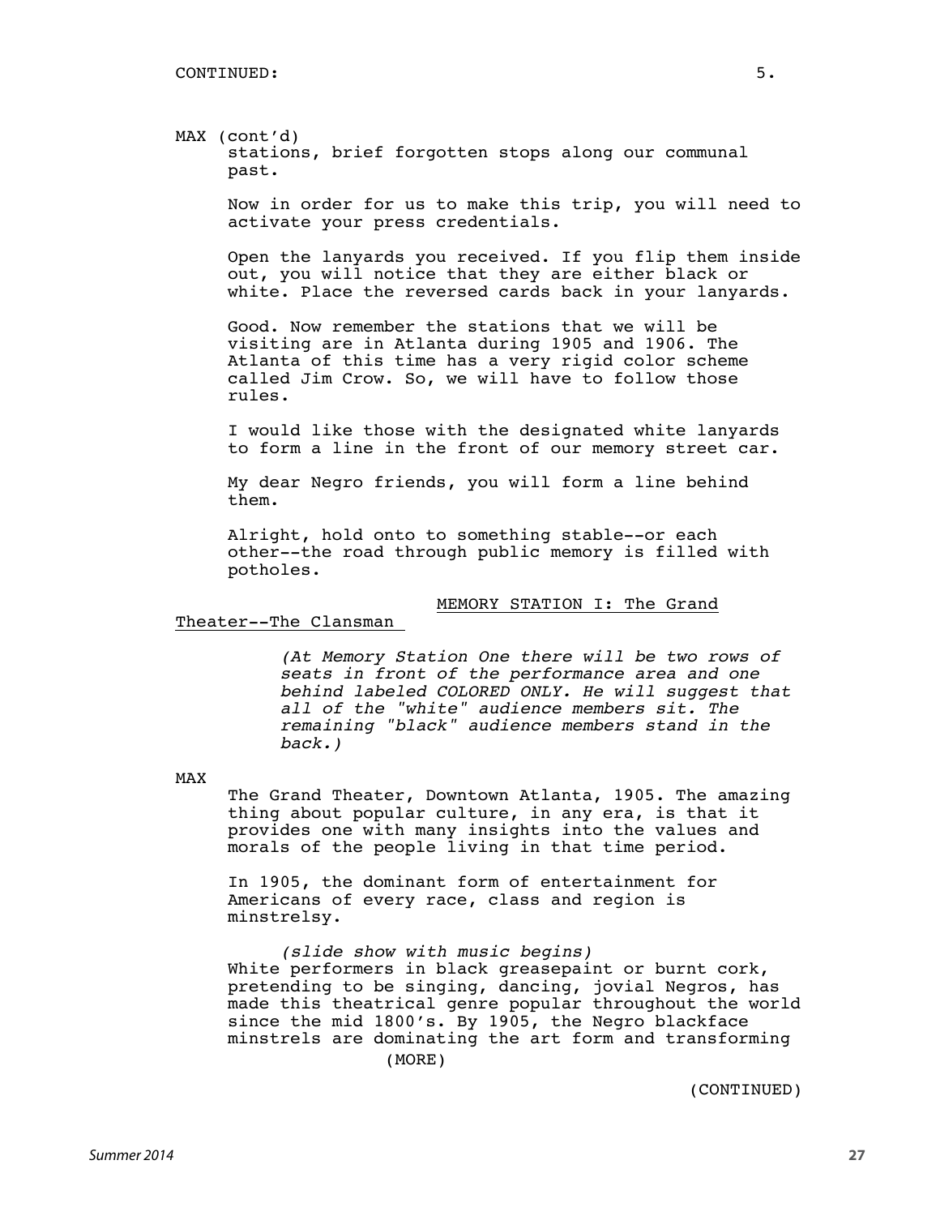MAX (cont'd)

stations, brief forgotten stops along our communal past.

Now in order for us to make this trip, you will need to activate your press credentials.

Open the lanyards you received. If you flip them inside out, you will notice that they are either black or white. Place the reversed cards back in your lanyards.

Good. Now remember the stations that we will be visiting are in Atlanta during 1905 and 1906. The Atlanta of this time has a very rigid color scheme called Jim Crow. So, we will have to follow those rules.

I would like those with the designated white lanyards to form a line in the front of our memory street car.

My dear Negro friends, you will form a line behind them.

Alright, hold onto to something stable--or each other--the road through public memory is filled with potholes.

MEMORY STATION I: The Grand Theater--The Clansman

*(At Memory Station One there will be two rows of seats in front of the performance area and one behind labeled COLORED ONLY. He will suggest that all of the "white" audience members sit. The remaining "black" audience members stand in the back.)*

MAX

The Grand Theater, Downtown Atlanta, 1905. The amazing thing about popular culture, in any era, is that it provides one with many insights into the values and morals of the people living in that time period.

In 1905, the dominant form of entertainment for Americans of every race, class and region is minstrelsy.

*(slide show with music begins)*

White performers in black greasepaint or burnt cork, pretending to be singing, dancing, jovial Negros, has made this theatrical genre popular throughout the world since the mid 1800's. By 1905, the Negro blackface minstrels are dominating the art form and transforming

(MORE)

(CONTINUED)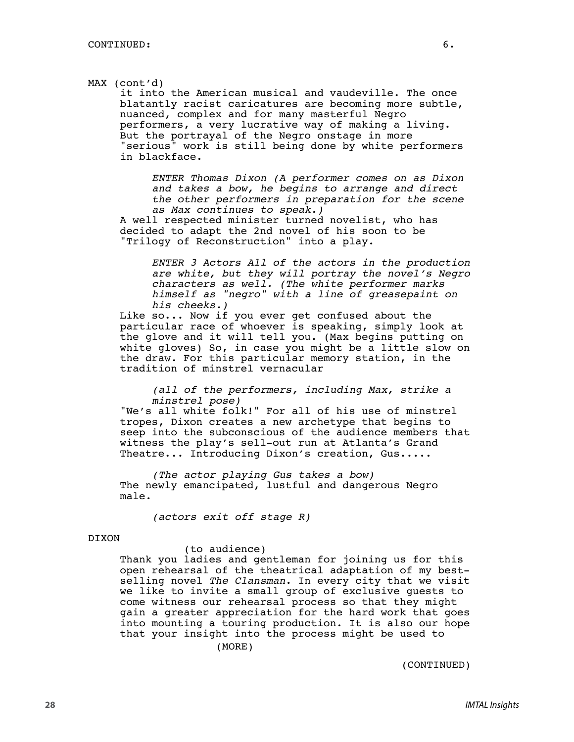CONTINUED:

MAX (cont'd)

it into the American musical and vaudeville. The once blatantly racist caricatures are becoming more subtle, nuanced, complex and for many masterful Negro performers, a very lucrative way of making a living. But the portrayal of the Negro onstage in more "serious" work is still being done by white performers in blackface.

> *ENTER Thomas Dixon (A performer comes on as Dixon and takes a bow, he begins to arrange and direct the other performers in preparation for the scene as Max continues to speak.)*

A well respected minister turned novelist, who has decided to adapt the 2nd novel of his soon to be "Trilogy of Reconstruction" into a play.

> *ENTER 3 Actors All of the actors in the production are white, but they will portray the novel's Negro characters as well. (The white performer marks himself as "negro" with a line of greasepaint on his cheeks.)*

Like so... Now if you ever get confused about the particular race of whoever is speaking, simply look at the glove and it will tell you. (Max begins putting on white gloves) So, in case you might be a little slow on the draw. For this particular memory station, in the tradition of minstrel vernacular

> *(all of the performers, including Max, strike a minstrel pose)*

"We's all white folk!" For all of his use of minstrel tropes, Dixon creates a new archetype that begins to seep into the subconscious of the audience members that witness the play's sell-out run at Atlanta's Grand Theatre... Introducing Dixon's creation, Gus.....

> *(The actor playing Gus takes a bow)*

The newly emancipated, lustful and dangerous Negro male.

> *(actors exit off stage R)*

DIXON

(to audience)

Thank you ladies and gentleman for joining us for this open rehearsal of the theatrical adaptation of my best-selling novel *The Clansman*. In every city that we visit we like to invite a small group of exclusive guests to come witness our rehearsal process so that they might gain a greater appreciation for the hard work that goes into mounting a touring production. It is also our hope that your insight into the process might be used to

(MORE)

(CONTINUED)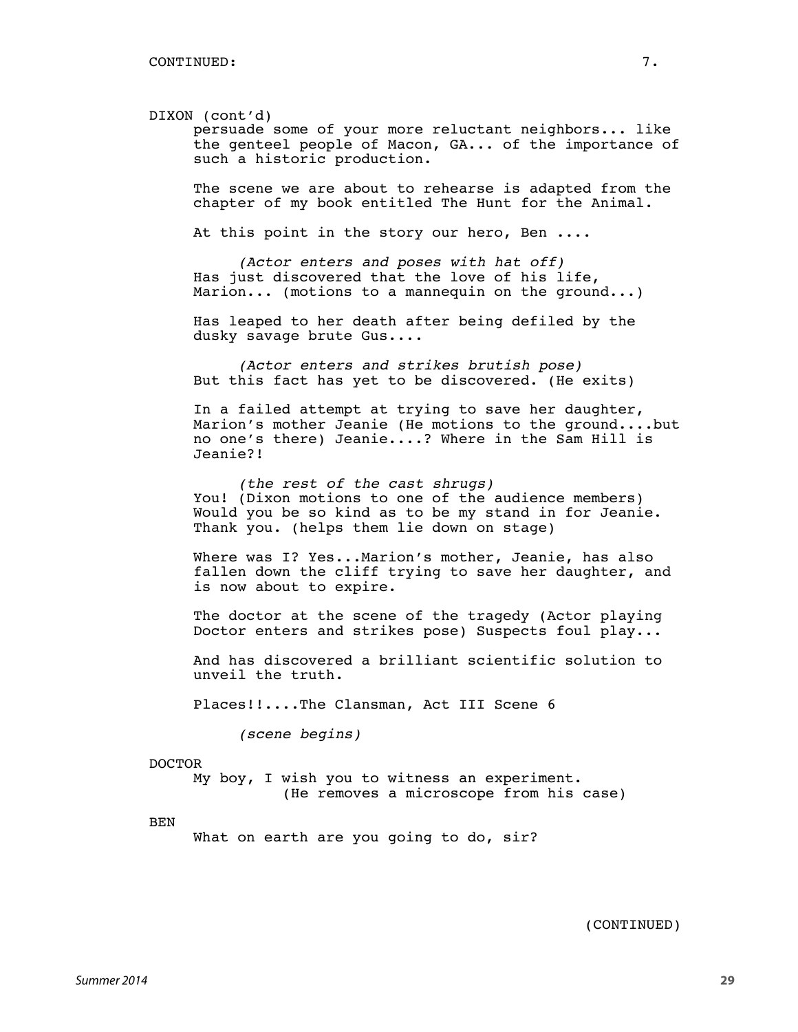CONTINUED:

DIXON (cont'd)

persuade some of your more reluctant neighbors... like the genteel people of Macon, GA... of the importance of such a historic production.

The scene we are about to rehearse is adapted from the chapter of my book entitled The Hunt for the Animal.

At this point in the story our hero, Ben ....

*(Actor enters and poses with hat off)*

Has just discovered that the love of his life, Marion... (motions to a mannequin on the ground...)

Has leaped to her death after being defiled by the dusky savage brute Gus....

*(Actor enters and strikes brutish pose)*

But this fact has yet to be discovered. (He exits)

In a failed attempt at trying to save her daughter, Marion's mother Jeanie (He motions to the ground....but no one's there) Jeanie....? Where in the Sam Hill is Jeanie?!

*(the rest of the cast shrugs)*

You! (Dixon motions to one of the audience members) Would you be so kind as to be my stand in for Jeanie. Thank you. (helps them lie down on stage)

Where was I? Yes...Marion's mother, Jeanie, has also fallen down the cliff trying to save her daughter, and is now about to expire.

The doctor at the scene of the tragedy (Actor playing Doctor enters and strikes pose) Suspects foul play...

And has discovered a brilliant scientific solution to unveil the truth.

Places!!....The Clansman, Act III Scene 6

*(scene begins)*

DOCTOR

My boy, I wish you to witness an experiment.

(He removes a microscope from his case)

BEN

What on earth are you going to do, sir?

(CONTINUED)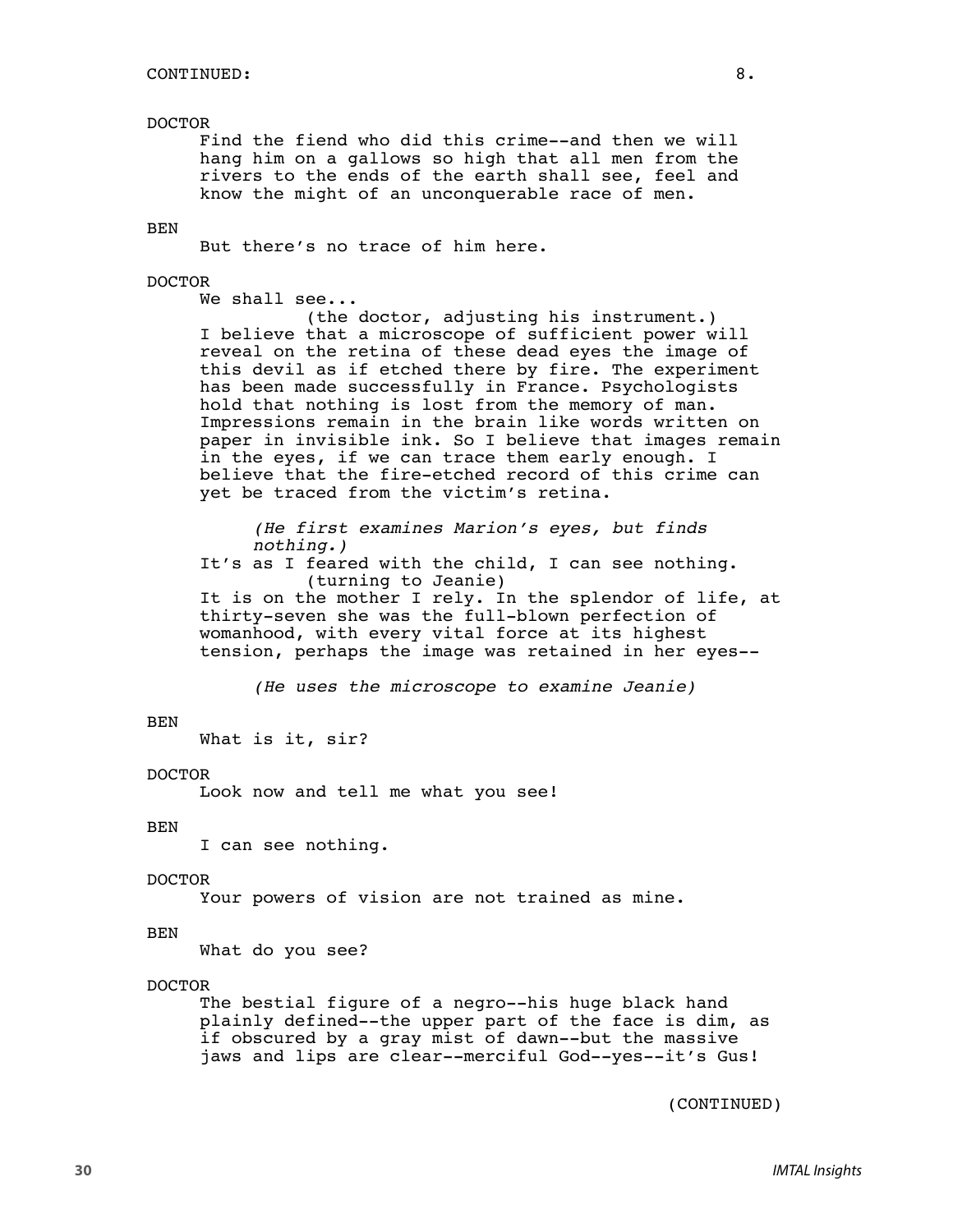CONTINUED:

DOCTOR

Find the fiend who did this crime--and then we will hang him on a gallows so high that all men from the rivers to the ends of the earth shall see, feel and know the might of an unconquerable race of men.

BEN

But there's no trace of him here.

DOCTOR

We shall see...

(the doctor, adjusting his instrument.)

I believe that a microscope of sufficient power will reveal on the retina of these dead eyes the image of this devil as if etched there by fire. The experiment has been made successfully in France. Psychologists hold that nothing is lost from the memory of man. Impressions remain in the brain like words written on paper in invisible ink. So I believe that images remain in the eyes, if we can trace them early enough. I believe that the fire-etched record of this crime can yet be traced from the victim's retina.

*(He first examines Marion's eyes, but finds nothing.)*

It's as I feared with the child, I can see nothing.

(turning to Jeanie)

It is on the mother I rely. In the splendor of life, at thirty-seven she was the full-blown perfection of womanhood, with every vital force at its highest tension, perhaps the image was retained in her eyes--

*(He uses the microscope to examine Jeanie)*

BEN

What is it, sir?

DOCTOR

Look now and tell me what you see!

BEN

I can see nothing.

DOCTOR

Your powers of vision are not trained as mine.

BEN

What do you see?

DOCTOR

The bestial figure of a negro--his huge black hand plainly defined--the upper part of the face is dim, as if obscured by a gray mist of dawn--but the massive jaws and lips are clear--merciful God--yes--it's Gus!

(CONTINUED)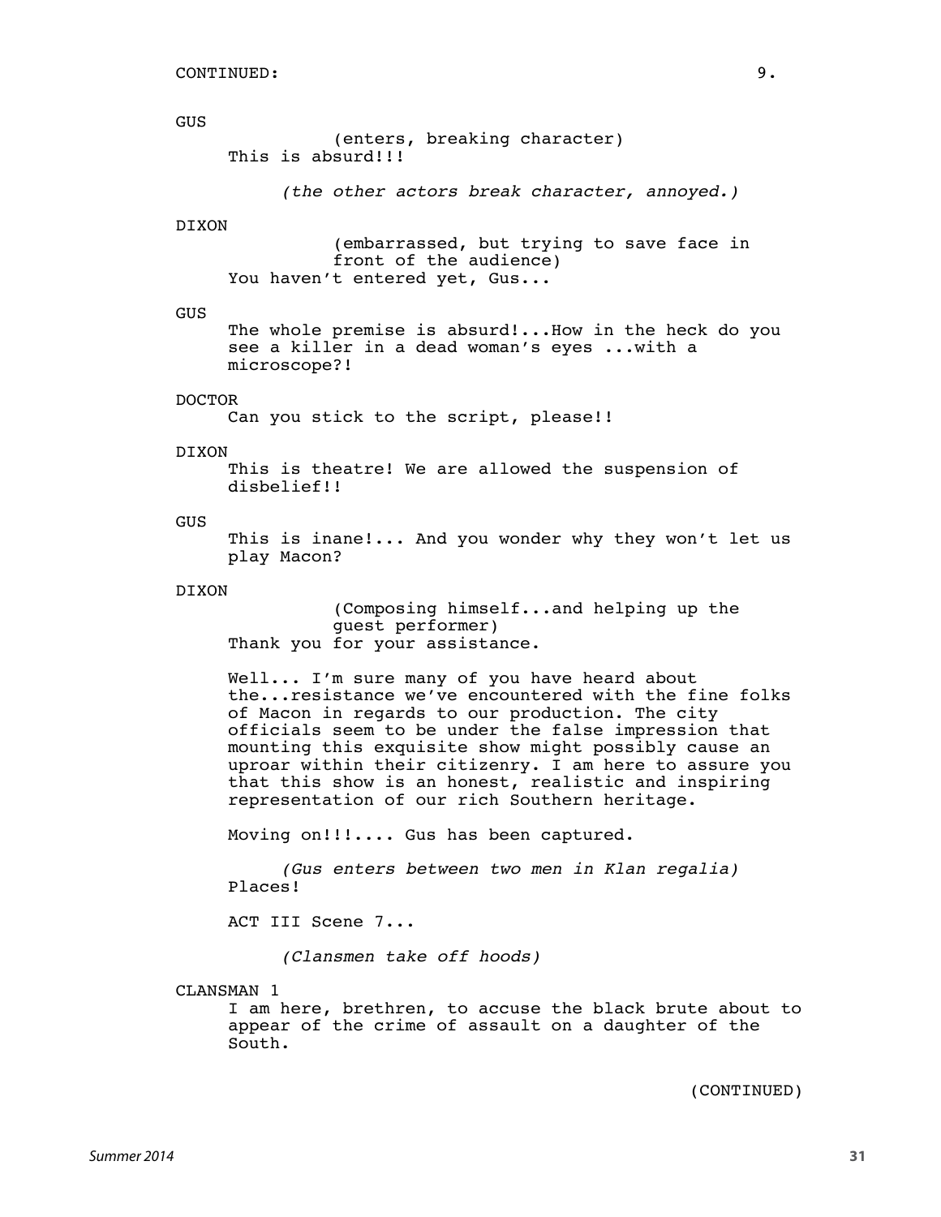CONTINUED:

GUS

(enters, breaking character)

This is absurd!!!

*(the other actors break character, annoyed.)*

DIXON

(embarrassed, but trying to save face in front of the audience)

You haven't entered yet, Gus...

GUS

The whole premise is absurd!...How in the heck do you see a killer in a dead woman's eyes ...with a microscope?!

DOCTOR

Can you stick to the script, please!!

DIXON

This is theatre! We are allowed the suspension of disbelief!!

GUS

This is inane!... And you wonder why they won't let us play Macon?

DIXON

(Composing himself...and helping up the guest performer)

Thank you for your assistance.

Well... I'm sure many of you have heard about the...resistance we've encountered with the fine folks of Macon in regards to our production. The city officials seem to be under the false impression that mounting this exquisite show might possibly cause an uproar within their citizenry. I am here to assure you that this show is an honest, realistic and inspiring representation of our rich Southern heritage.

Moving on!!!.... Gus has been captured.

*(Gus enters between two men in Klan regalia)*

Places!

ACT III Scene 7...

*(Clansmen take off hoods)*

CLANSMAN 1

I am here, brethren, to accuse the black brute about to appear of the crime of assault on a daughter of the South.

(CONTINUED)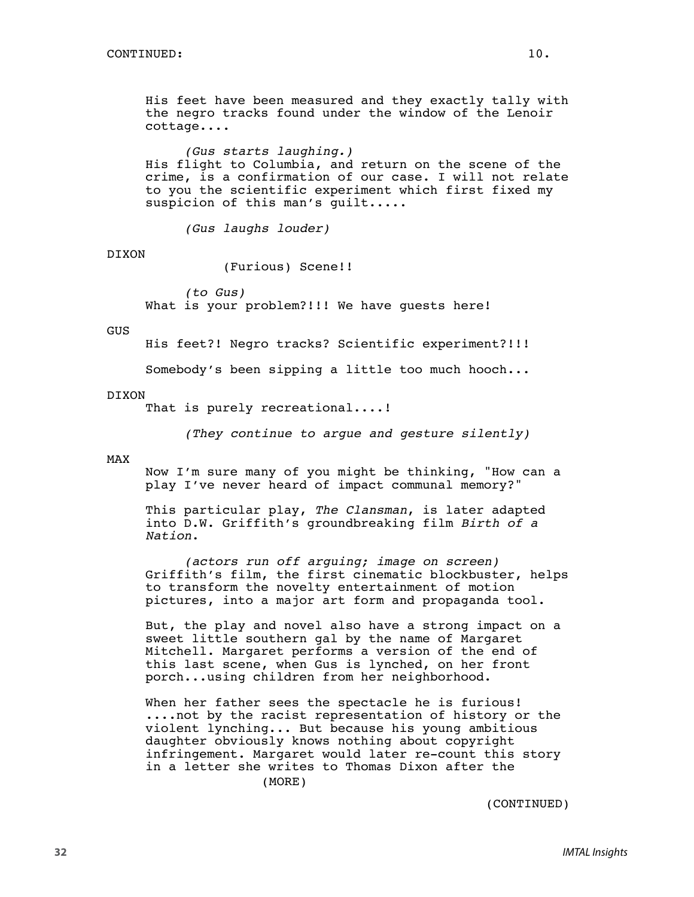CONTINUED:

His feet have been measured and they exactly tally with the negro tracks found under the window of the Lenoir cottage....

*(Gus starts laughing.)*
His flight to Columbia, and return on the scene of the crime, is a confirmation of our case. I will not relate to you the scientific experiment which first fixed my suspicion of this man's guilt.....

*(Gus laughs louder)*

DIXON

(Furious) Scene!!

*(to Gus)*
What is your problem?!!! We have guests here!

GUS

His feet?! Negro tracks? Scientific experiment?!!!

Somebody's been sipping a little too much hooch...

DIXON

That is purely recreational....!

*(They continue to argue and gesture silently)*

MAX

Now I'm sure many of you might be thinking, "How can a play I've never heard of impact communal memory?"

This particular play, *The Clansman*, is later adapted into D.W. Griffith's groundbreaking film *Birth of a Nation*.

*(actors run off arguing; image on screen)*
Griffith's film, the first cinematic blockbuster, helps to transform the novelty entertainment of motion pictures, into a major art form and propaganda tool.

But, the play and novel also have a strong impact on a sweet little southern gal by the name of Margaret Mitchell. Margaret performs a version of the end of this last scene, when Gus is lynched, on her front porch...using children from her neighborhood.

When her father sees the spectacle he is furious! ....not by the racist representation of history or the violent lynching... But because his young ambitious daughter obviously knows nothing about copyright infringement. Margaret would later re-count this story in a letter she writes to Thomas Dixon after the

(MORE)

(CONTINUED)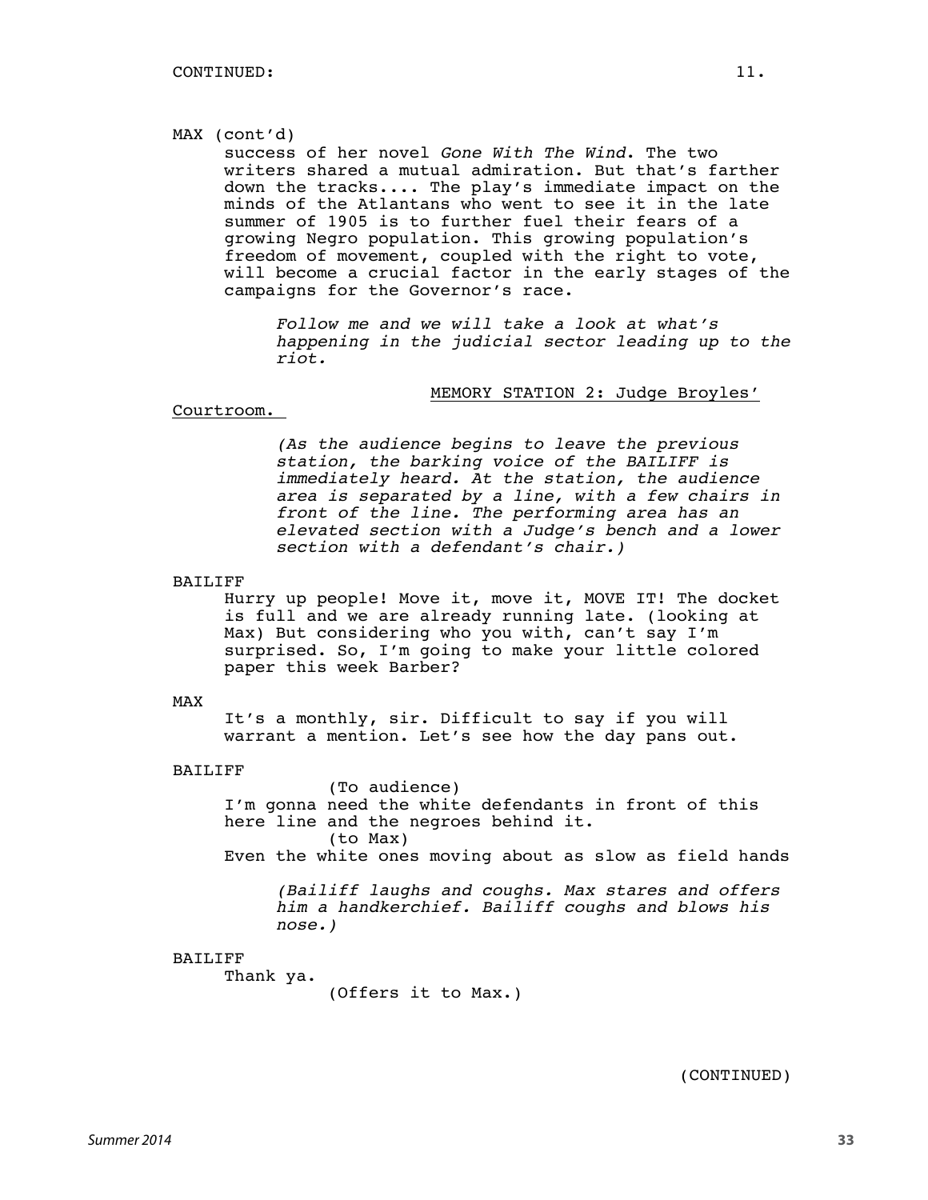CONTINUED:

MAX (cont'd)

success of her novel *Gone With The Wind*. The two writers shared a mutual admiration. But that's farther down the tracks.... The play's immediate impact on the minds of the Atlantans who went to see it in the late summer of 1905 is to further fuel their fears of a growing Negro population. This growing population's freedom of movement, coupled with the right to vote, will become a crucial factor in the early stages of the campaigns for the Governor's race.

*Follow me and we will take a look at what's happening in the judicial sector leading up to the riot.*

MEMORY STATION 2: Judge Broyles' Courtroom.

*(As the audience begins to leave the previous station, the barking voice of the BAILIFF is immediately heard. At the station, the audience area is separated by a line, with a few chairs in front of the line. The performing area has an elevated section with a Judge's bench and a lower section with a defendant's chair.)*

BAILIFF

Hurry up people! Move it, move it, MOVE IT! The docket is full and we are already running late. (looking at Max) But considering who you with, can't say I'm surprised. So, I'm going to make your little colored paper this week Barber?

MAX

It's a monthly, sir. Difficult to say if you will warrant a mention. Let's see how the day pans out.

BAILIFF

(To audience)

I'm gonna need the white defendants in front of this here line and the negroes behind it.

(to Max)

Even the white ones moving about as slow as field hands

*(Bailiff laughs and coughs. Max stares and offers him a handkerchief. Bailiff coughs and blows his nose.)*

BAILIFF

Thank ya.

(Offers it to Max.)

(CONTINUED)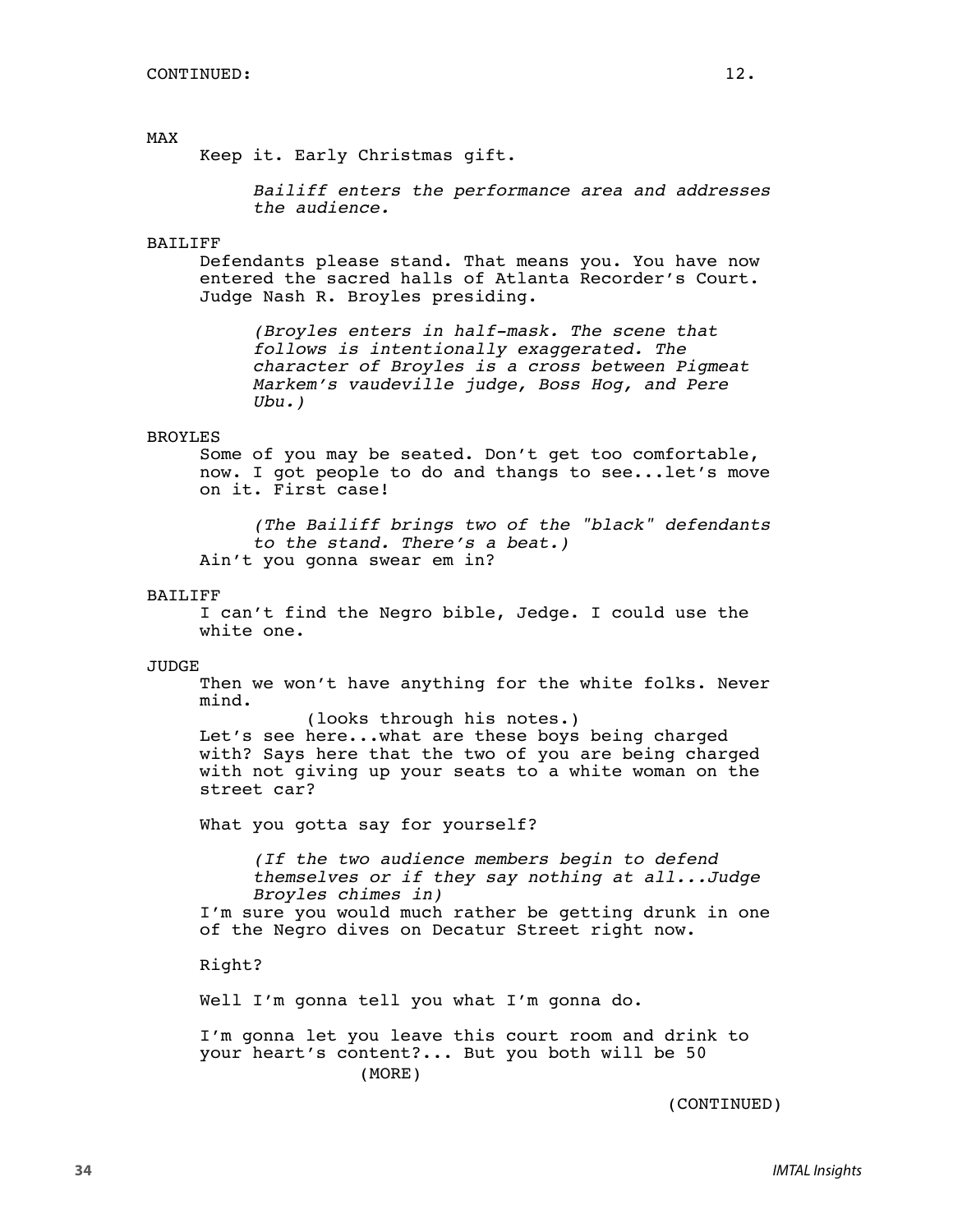CONTINUED: 12.

MAX

Keep it. Early Christmas gift.

*Bailiff enters the performance area and addresses the audience.*

BAILIFF

Defendants please stand. That means you. You have now entered the sacred halls of Atlanta Recorder's Court. Judge Nash R. Broyles presiding.

*(Broyles enters in half-mask. The scene that follows is intentionally exaggerated. The character of Broyles is a cross between Pigmeat Markem's vaudeville judge, Boss Hog, and Pere Ubu.)*

BROYLES

Some of you may be seated. Don't get too comfortable, now. I got people to do and thangs to see...let's move on it. First case!

*(The Bailiff brings two of the "black" defendants to the stand. There's a beat.)*

Ain't you gonna swear em in?

BAILIFF

I can't find the Negro bible, Jedge. I could use the white one.

JUDGE

Then we won't have anything for the white folks. Never mind.

(looks through his notes.)

Let's see here...what are these boys being charged with? Says here that the two of you are being charged with not giving up your seats to a white woman on the street car?

What you gotta say for yourself?

*(If the two audience members begin to defend themselves or if they say nothing at all...Judge Broyles chimes in)*

I'm sure you would much rather be getting drunk in one of the Negro dives on Decatur Street right now.

Right?

Well I'm gonna tell you what I'm gonna do.

I'm gonna let you leave this court room and drink to your heart's content?... But you both will be 50

(MORE)

(CONTINUED)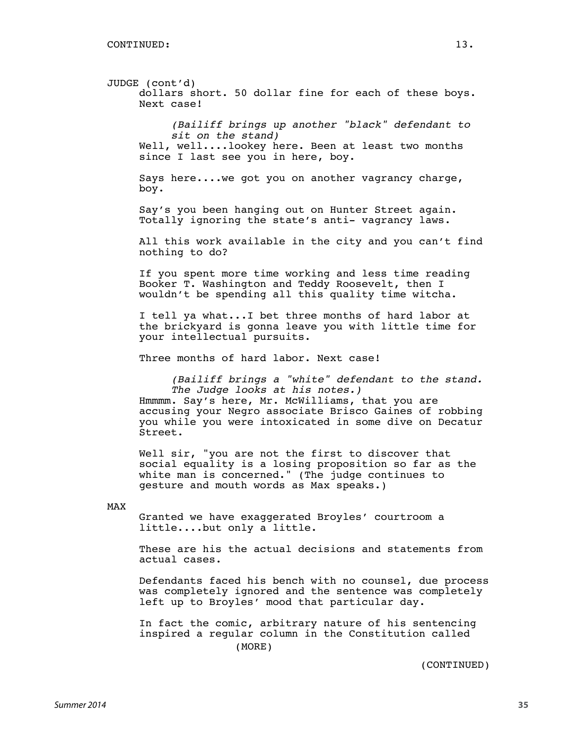CONTINUED:

JUDGE (cont'd)

dollars short. 50 dollar fine for each of these boys. Next case!

*(Bailiff brings up another "black" defendant to sit on the stand)*

Well, well....lookey here. Been at least two months since I last see you in here, boy.

Says here....we got you on another vagrancy charge, boy.

Say's you been hanging out on Hunter Street again. Totally ignoring the state's anti- vagrancy laws.

All this work available in the city and you can't find nothing to do?

If you spent more time working and less time reading Booker T. Washington and Teddy Roosevelt, then I wouldn't be spending all this quality time witcha.

I tell ya what...I bet three months of hard labor at the brickyard is gonna leave you with little time for your intellectual pursuits.

Three months of hard labor. Next case!

*(Bailiff brings a "white" defendant to the stand. The Judge looks at his notes.)*

Hmmmm. Say's here, Mr. McWilliams, that you are accusing your Negro associate Brisco Gaines of robbing you while you were intoxicated in some dive on Decatur Street.

Well sir, "you are not the first to discover that social equality is a losing proposition so far as the white man is concerned." (The judge continues to gesture and mouth words as Max speaks.)

MAX

Granted we have exaggerated Broyles' courtroom a little....but only a little.

These are his the actual decisions and statements from actual cases.

Defendants faced his bench with no counsel, due process was completely ignored and the sentence was completely left up to Broyles' mood that particular day.

In fact the comic, arbitrary nature of his sentencing inspired a regular column in the Constitution called

(MORE)

(CONTINUED)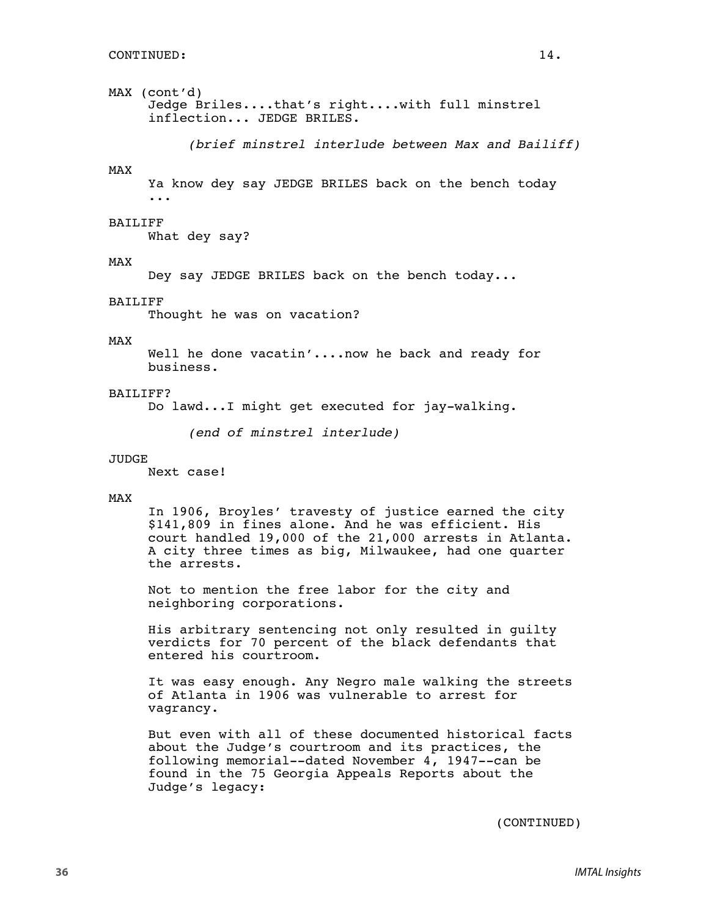CONTINUED:

MAX (cont'd)
Jedge Briles....that's right....with full minstrel inflection... JEDGE BRILES.

*(brief minstrel interlude between Max and Bailiff)*

MAX
Ya know dey say JEDGE BRILES back on the bench today ...

BAILIFF
What dey say?

MAX
Dey say JEDGE BRILES back on the bench today...

BAILIFF
Thought he was on vacation?

MAX
Well he done vacatin'....now he back and ready for business.

BAILIFF?
Do lawd...I might get executed for jay-walking.

*(end of minstrel interlude)*

JUDGE
Next case!

MAX
In 1906, Broyles' travesty of justice earned the city $141,809 in fines alone. And he was efficient. His court handled 19,000 of the 21,000 arrests in Atlanta. A city three times as big, Milwaukee, had one quarter the arrests.

Not to mention the free labor for the city and neighboring corporations.

His arbitrary sentencing not only resulted in guilty verdicts for 70 percent of the black defendants that entered his courtroom.

It was easy enough. Any Negro male walking the streets of Atlanta in 1906 was vulnerable to arrest for vagrancy.

But even with all of these documented historical facts about the Judge's courtroom and its practices, the following memorial--dated November 4, 1947--can be found in the 75 Georgia Appeals Reports about the Judge's legacy:

(CONTINUED)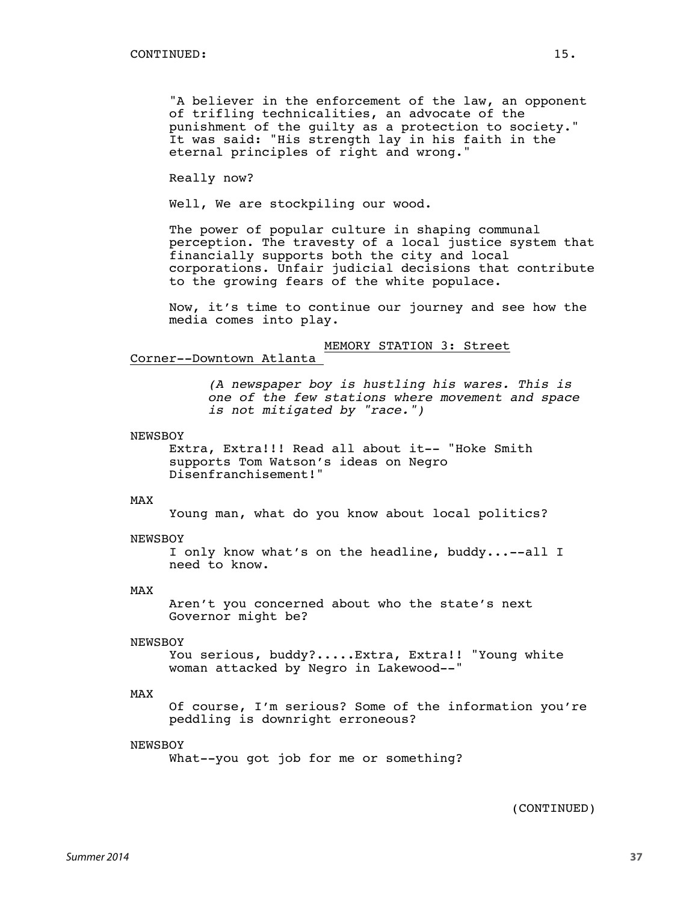CONTINUED:

"A believer in the enforcement of the law, an opponent of trifling technicalities, an advocate of the punishment of the guilty as a protection to society." It was said: "His strength lay in his faith in the eternal principles of right and wrong."

Really now?

Well, We are stockpiling our wood.

The power of popular culture in shaping communal perception. The travesty of a local justice system that financially supports both the city and local corporations. Unfair judicial decisions that contribute to the growing fears of the white populace.

Now, it's time to continue our journey and see how the media comes into play.

MEMORY STATION 3: Street Corner--Downtown Atlanta

*(A newspaper boy is hustling his wares. This is one of the few stations where movement and space is not mitigated by "race.")*

NEWSBOY
Extra, Extra!!! Read all about it-- "Hoke Smith supports Tom Watson's ideas on Negro Disenfranchisement!"

MAX
Young man, what do you know about local politics?

NEWSBOY
I only know what's on the headline, buddy...--all I need to know.

MAX
Aren't you concerned about who the state's next Governor might be?

NEWSBOY
You serious, buddy?.....Extra, Extra!! "Young white woman attacked by Negro in Lakewood--"

MAX
Of course, I'm serious? Some of the information you're peddling is downright erroneous?

NEWSBOY
What--you got job for me or something?

(CONTINUED)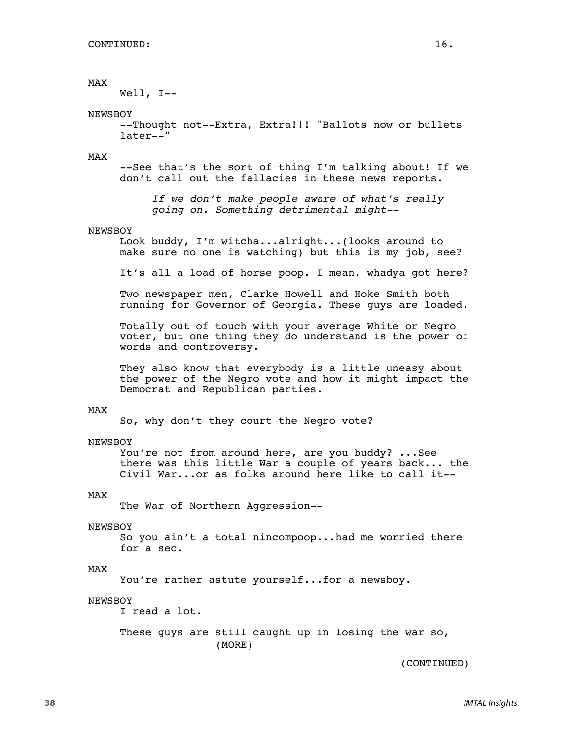CONTINUED: 16.

MAX

Well, I--

NEWSBOY

--Thought not--Extra, Extra!!! "Ballots now or bullets later--"

MAX

--See that's the sort of thing I'm talking about! If we don't call out the fallacies in these news reports.

*If we don't make people aware of what's really going on. Something detrimental might--*

NEWSBOY

Look buddy, I'm witcha...alright...(looks around to make sure no one is watching) but this is my job, see?

It's all a load of horse poop. I mean, whadya got here?

Two newspaper men, Clarke Howell and Hoke Smith both running for Governor of Georgia. These guys are loaded.

Totally out of touch with your average White or Negro voter, but one thing they do understand is the power of words and controversy.

They also know that everybody is a little uneasy about the power of the Negro vote and how it might impact the Democrat and Republican parties.

MAX

So, why don't they court the Negro vote?

NEWSBOY

You're not from around here, are you buddy? ...See there was this little War a couple of years back... the Civil War...or as folks around here like to call it--

MAX

The War of Northern Aggression--

NEWSBOY

So you ain't a total nincompoop...had me worried there for a sec.

MAX

You're rather astute yourself...for a newsboy.

NEWSBOY

I read a lot.

These guys are still caught up in losing the war so,

(MORE)

(CONTINUED)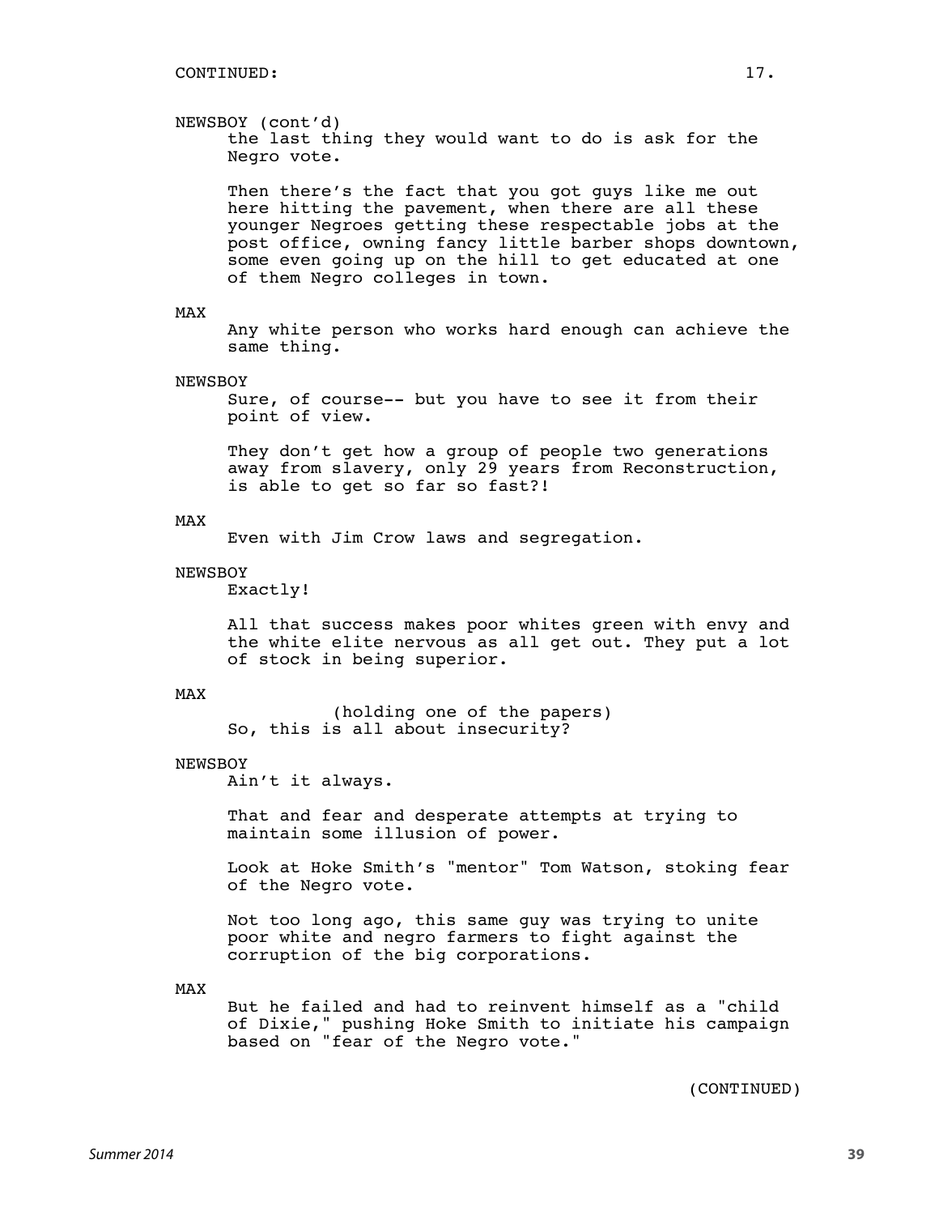CONTINUED:

NEWSBOY (cont'd)
the last thing they would want to do is ask for the Negro vote.

Then there's the fact that you got guys like me out here hitting the pavement, when there are all these younger Negroes getting these respectable jobs at the post office, owning fancy little barber shops downtown, some even going up on the hill to get educated at one of them Negro colleges in town.

MAX
Any white person who works hard enough can achieve the same thing.

NEWSBOY
Sure, of course-- but you have to see it from their point of view.

They don't get how a group of people two generations away from slavery, only 29 years from Reconstruction, is able to get so far so fast?!

MAX
Even with Jim Crow laws and segregation.

NEWSBOY
Exactly!

All that success makes poor whites green with envy and the white elite nervous as all get out. They put a lot of stock in being superior.

MAX
(holding one of the papers)
So, this is all about insecurity?

NEWSBOY
Ain't it always.

That and fear and desperate attempts at trying to maintain some illusion of power.

Look at Hoke Smith's "mentor" Tom Watson, stoking fear of the Negro vote.

Not too long ago, this same guy was trying to unite poor white and negro farmers to fight against the corruption of the big corporations.

MAX
But he failed and had to reinvent himself as a "child of Dixie," pushing Hoke Smith to initiate his campaign based on "fear of the Negro vote."

(CONTINUED)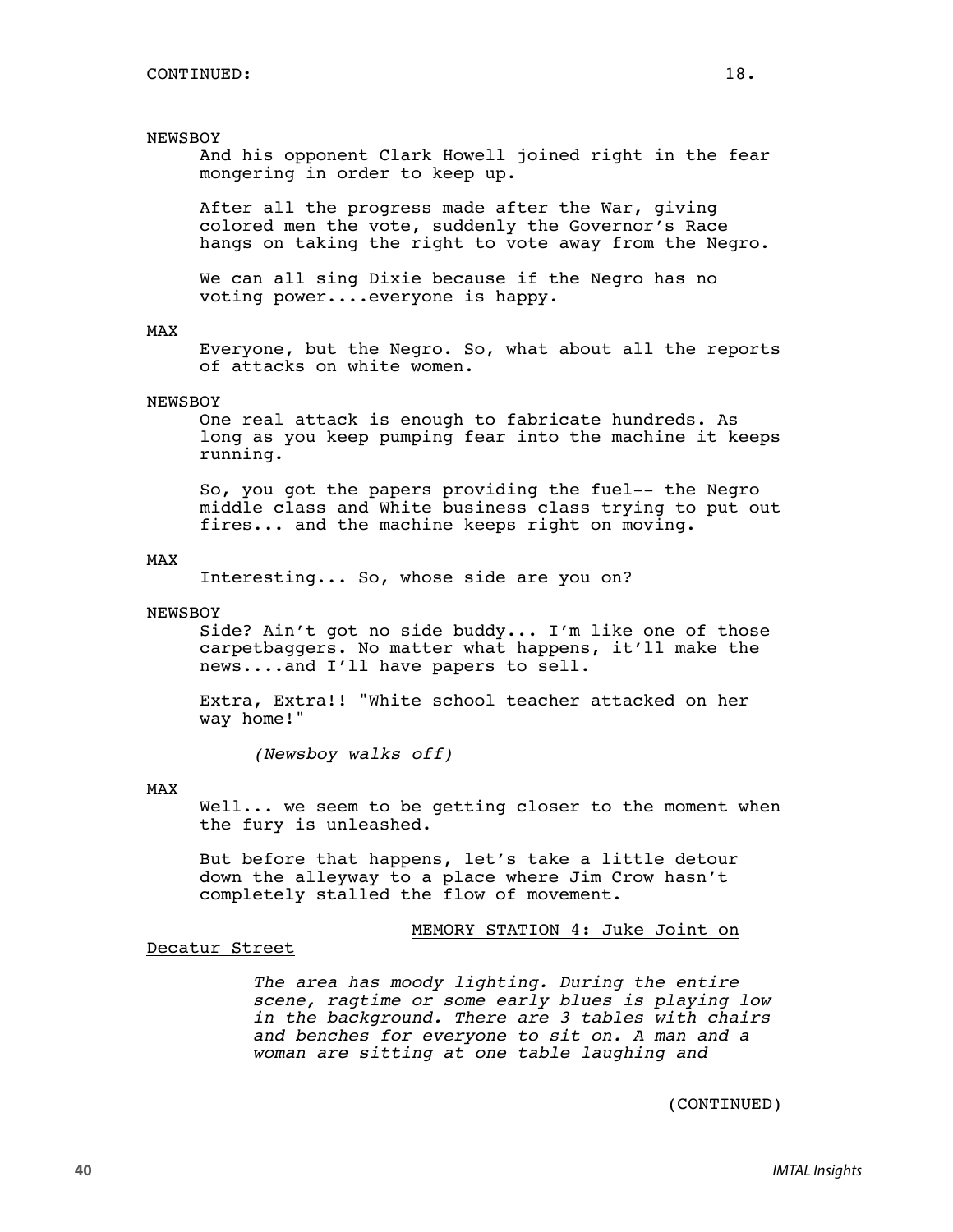NEWSBOY

And his opponent Clark Howell joined right in the fear mongering in order to keep up.

After all the progress made after the War, giving colored men the vote, suddenly the Governor's Race hangs on taking the right to vote away from the Negro.

We can all sing Dixie because if the Negro has no voting power....everyone is happy.

MAX

Everyone, but the Negro. So, what about all the reports of attacks on white women.

NEWSBOY

One real attack is enough to fabricate hundreds. As long as you keep pumping fear into the machine it keeps running.

So, you got the papers providing the fuel-- the Negro middle class and White business class trying to put out fires... and the machine keeps right on moving.

MAX

Interesting... So, whose side are you on?

NEWSBOY

Side? Ain't got no side buddy... I'm like one of those carpetbaggers. No matter what happens, it'll make the news....and I'll have papers to sell.

Extra, Extra!! "White school teacher attacked on her way home!"

*(Newsboy walks off)*

MAX

Well... we seem to be getting closer to the moment when the fury is unleashed.

But before that happens, let's take a little detour down the alleyway to a place where Jim Crow hasn't completely stalled the flow of movement.

MEMORY STATION 4: Juke Joint on Decatur Street

*The area has moody lighting. During the entire scene, ragtime or some early blues is playing low in the background. There are 3 tables with chairs and benches for everyone to sit on. A man and a woman are sitting at one table laughing and*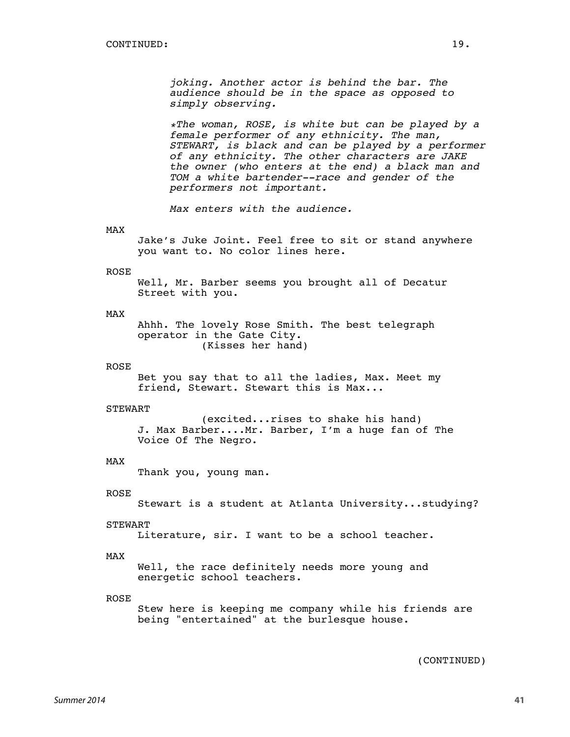CONTINUED:

*joking. Another actor is behind the bar. The audience should be in the space as opposed to simply observing.*

**The woman, ROSE, is white but can be played by a female performer of any ethnicity. The man, STEWART, is black and can be played by a performer of any ethnicity. The other characters are JAKE the owner (who enters at the end) a black man and TOM a white bartender--race and gender of the performers not important.*

*Max enters with the audience.*

MAX

Jake's Juke Joint. Feel free to sit or stand anywhere you want to. No color lines here.

ROSE

Well, Mr. Barber seems you brought all of Decatur Street with you.

MAX

Ahhh. The lovely Rose Smith. The best telegraph operator in the Gate City.
(Kisses her hand)

ROSE

Bet you say that to all the ladies, Max. Meet my friend, Stewart. Stewart this is Max...

STEWART

(excited...rises to shake his hand)
J. Max Barber....Mr. Barber, I'm a huge fan of The Voice Of The Negro.

MAX

Thank you, young man.

ROSE

Stewart is a student at Atlanta University...studying?

STEWART

Literature, sir. I want to be a school teacher.

MAX

Well, the race definitely needs more young and energetic school teachers.

ROSE

Stew here is keeping me company while his friends are being "entertained" at the burlesque house.

(CONTINUED)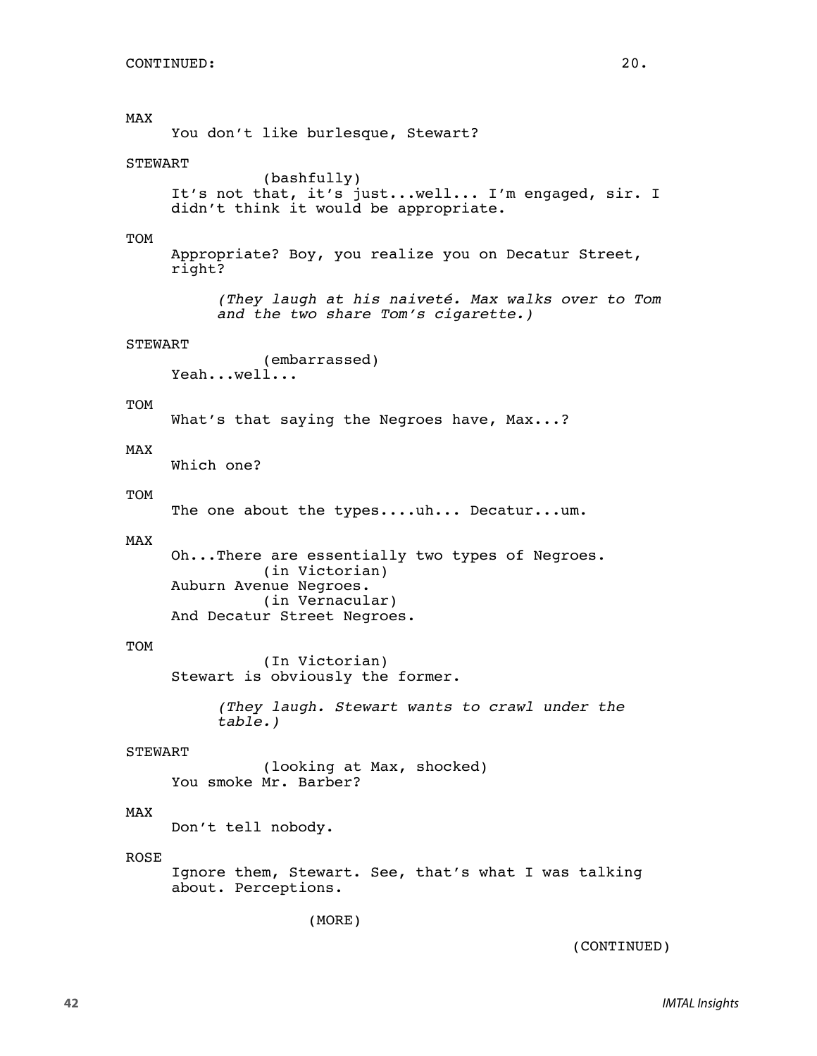CONTINUED: 20.

MAX
You don't like burlesque, Stewart?

STEWART
(bashfully)
It's not that, it's just...well... I'm engaged, sir. I didn't think it would be appropriate.

TOM
Appropriate? Boy, you realize you on Decatur Street, right?

*(They laugh at his naiveté. Max walks over to Tom and the two share Tom's cigarette.)*

STEWART
(embarrassed)
Yeah...well...

TOM
What's that saying the Negroes have, Max...?

MAX
Which one?

TOM
The one about the types....uh... Decatur...um.

MAX
Oh...There are essentially two types of Negroes.
(in Victorian)
Auburn Avenue Negroes.
(in Vernacular)
And Decatur Street Negroes.

TOM
(In Victorian)
Stewart is obviously the former.

*(They laugh. Stewart wants to crawl under the table.)*

STEWART
(looking at Max, shocked)
You smoke Mr. Barber?

MAX
Don't tell nobody.

ROSE
Ignore them, Stewart. See, that's what I was talking about. Perceptions.

(MORE)

(CONTINUED)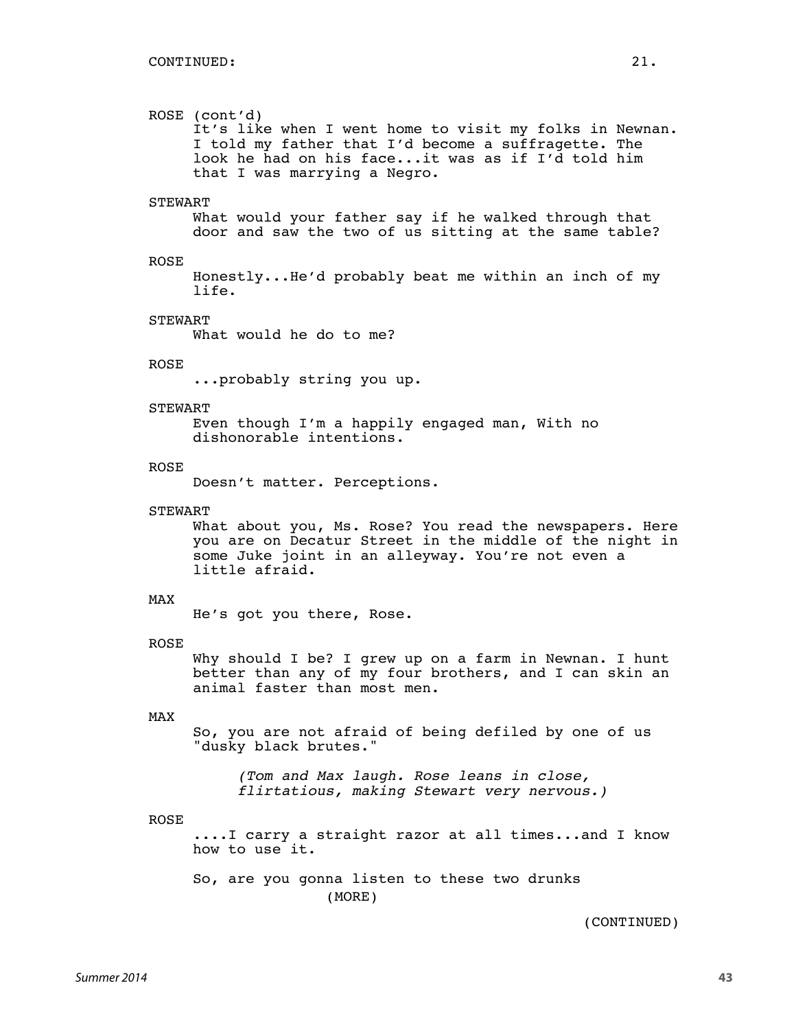CONTINUED:

ROSE (cont'd)
It's like when I went home to visit my folks in Newnan. I told my father that I'd become a suffragette. The look he had on his face...it was as if I'd told him that I was marrying a Negro.

STEWART
What would your father say if he walked through that door and saw the two of us sitting at the same table?

ROSE
Honestly...He'd probably beat me within an inch of my life.

STEWART
What would he do to me?

ROSE
...probably string you up.

STEWART
Even though I'm a happily engaged man, With no dishonorable intentions.

ROSE
Doesn't matter. Perceptions.

STEWART
What about you, Ms. Rose? You read the newspapers. Here you are on Decatur Street in the middle of the night in some Juke joint in an alleyway. You're not even a little afraid.

MAX
He's got you there, Rose.

ROSE
Why should I be? I grew up on a farm in Newnan. I hunt better than any of my four brothers, and I can skin an animal faster than most men.

MAX
So, you are not afraid of being defiled by one of us "dusky black brutes."

*(Tom and Max laugh. Rose leans in close, flirtatious, making Stewart very nervous.)*

ROSE
....I carry a straight razor at all times...and I know how to use it.

So, are you gonna listen to these two drunks
(MORE)

(CONTINUED)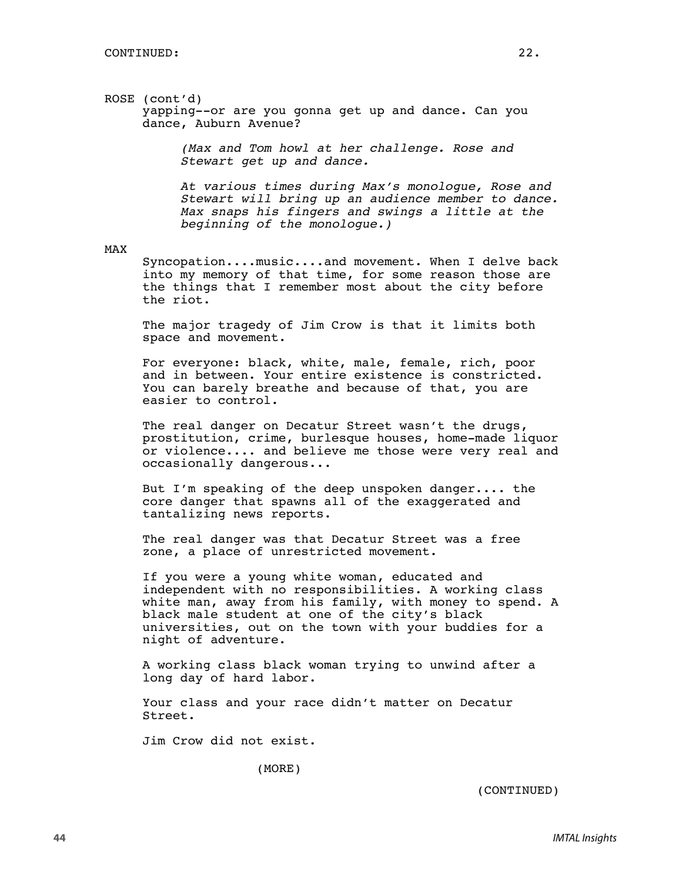CONTINUED:

ROSE (cont'd)
yapping--or are you gonna get up and dance. Can you dance, Auburn Avenue?

*(Max and Tom howl at her challenge. Rose and Stewart get up and dance.*

*At various times during Max's monologue, Rose and Stewart will bring up an audience member to dance. Max snaps his fingers and swings a little at the beginning of the monologue.)*

MAX
Syncopation....music....and movement. When I delve back into my memory of that time, for some reason those are the things that I remember most about the city before the riot.

The major tragedy of Jim Crow is that it limits both space and movement.

For everyone: black, white, male, female, rich, poor and in between. Your entire existence is constricted. You can barely breathe and because of that, you are easier to control.

The real danger on Decatur Street wasn't the drugs, prostitution, crime, burlesque houses, home-made liquor or violence.... and believe me those were very real and occasionally dangerous...

But I'm speaking of the deep unspoken danger.... the core danger that spawns all of the exaggerated and tantalizing news reports.

The real danger was that Decatur Street was a free zone, a place of unrestricted movement.

If you were a young white woman, educated and independent with no responsibilities. A working class white man, away from his family, with money to spend. A black male student at one of the city's black universities, out on the town with your buddies for a night of adventure.

A working class black woman trying to unwind after a long day of hard labor.

Your class and your race didn't matter on Decatur Street.

Jim Crow did not exist.

(MORE)

(CONTINUED)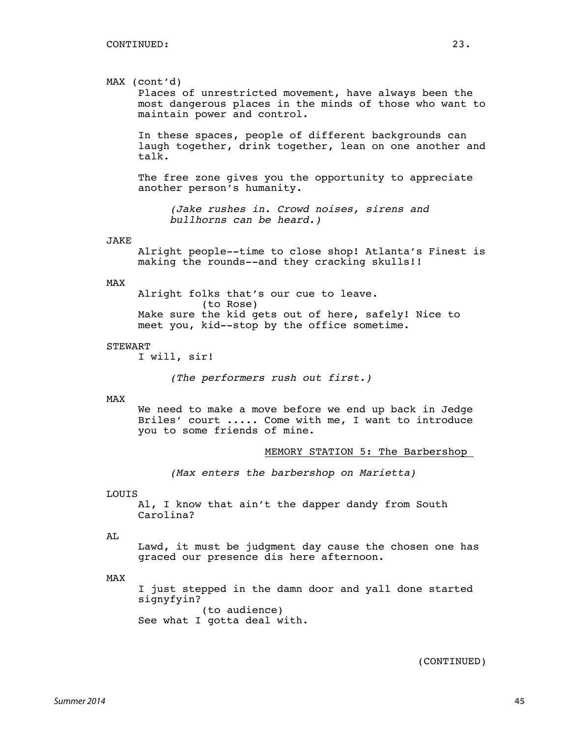CONTINUED:

MAX (cont'd)

Places of unrestricted movement, have always been the most dangerous places in the minds of those who want to maintain power and control.

In these spaces, people of different backgrounds can laugh together, drink together, lean on one another and talk.

The free zone gives you the opportunity to appreciate another person's humanity.

*(Jake rushes in. Crowd noises, sirens and bullhorns can be heard.)*

JAKE

Alright people--time to close shop! Atlanta's Finest is making the rounds--and they cracking skulls!!

MAX

Alright folks that's our cue to leave.
(to Rose)
Make sure the kid gets out of here, safely! Nice to meet you, kid--stop by the office sometime.

STEWART

I will, sir!

*(The performers rush out first.)*

MAX

We need to make a move before we end up back in Jedge Briles' court ..... Come with me, I want to introduce you to some friends of mine.

MEMORY STATION 5: The Barbershop

*(Max enters the barbershop on Marietta)*

LOUIS

Al, I know that ain't the dapper dandy from South Carolina?

AL

Lawd, it must be judgment day cause the chosen one has graced our presence dis here afternoon.

MAX

I just stepped in the damn door and yall done started signyfyin?
(to audience)
See what I gotta deal with.

(CONTINUED)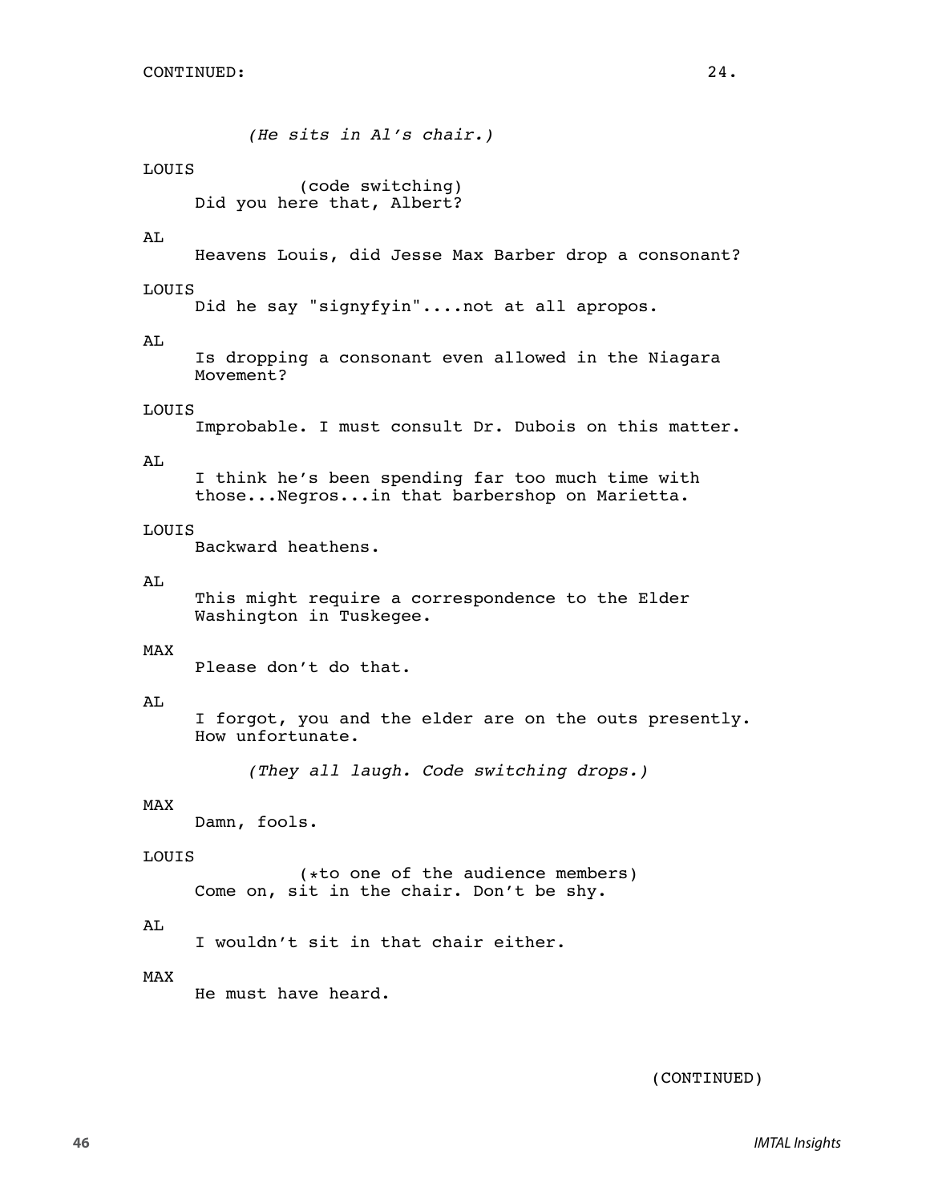CONTINUED:

*(He sits in Al's chair.)*

LOUIS
(code switching)
Did you here that, Albert?

AL
Heavens Louis, did Jesse Max Barber drop a consonant?

LOUIS
Did he say "signyfyin"....not at all apropos.

AL
Is dropping a consonant even allowed in the Niagara Movement?

LOUIS
Improbable. I must consult Dr. Dubois on this matter.

AL
I think he's been spending far too much time with those...Negros...in that barbershop on Marietta.

LOUIS
Backward heathens.

AL
This might require a correspondence to the Elder Washington in Tuskegee.

MAX
Please don't do that.

AL
I forgot, you and the elder are on the outs presently. How unfortunate.

*(They all laugh. Code switching drops.)*

MAX
Damn, fools.

LOUIS
(*to one of the audience members)
Come on, sit in the chair. Don't be shy.

AL
I wouldn't sit in that chair either.

MAX
He must have heard.

(CONTINUED)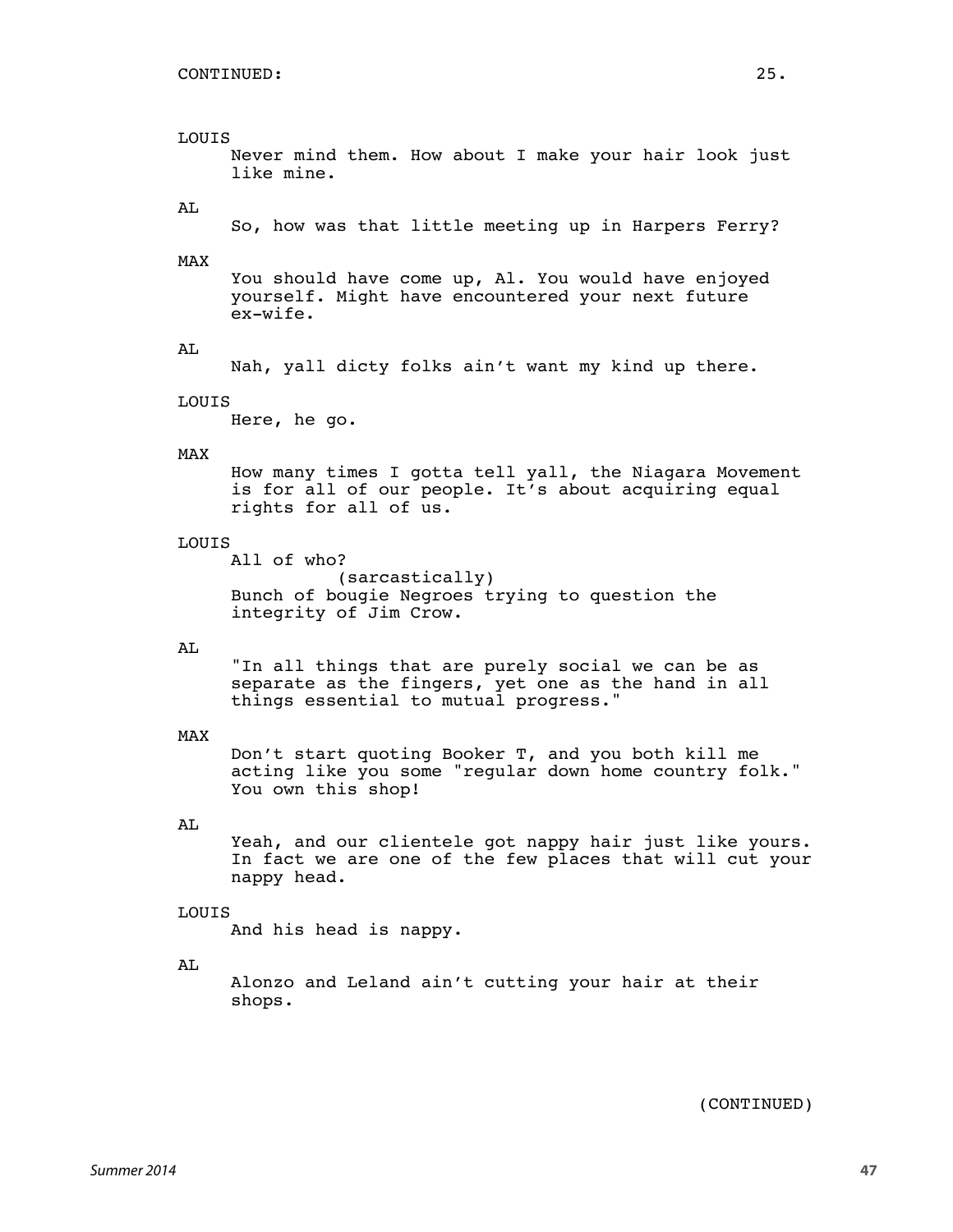CONTINUED:

LOUIS
Never mind them. How about I make your hair look just like mine.

AL
So, how was that little meeting up in Harpers Ferry?

MAX
You should have come up, Al. You would have enjoyed yourself. Might have encountered your next future ex-wife.

AL
Nah, yall dicty folks ain't want my kind up there.

LOUIS
Here, he go.

MAX
How many times I gotta tell yall, the Niagara Movement is for all of our people. It's about acquiring equal rights for all of us.

LOUIS
All of who?
(sarcastically)
Bunch of bougie Negroes trying to question the integrity of Jim Crow.

AL
"In all things that are purely social we can be as separate as the fingers, yet one as the hand in all things essential to mutual progress."

MAX
Don't start quoting Booker T, and you both kill me acting like you some "regular down home country folk." You own this shop!

AL
Yeah, and our clientele got nappy hair just like yours. In fact we are one of the few places that will cut your nappy head.

LOUIS
And his head is nappy.

AL
Alonzo and Leland ain't cutting your hair at their shops.

(CONTINUED)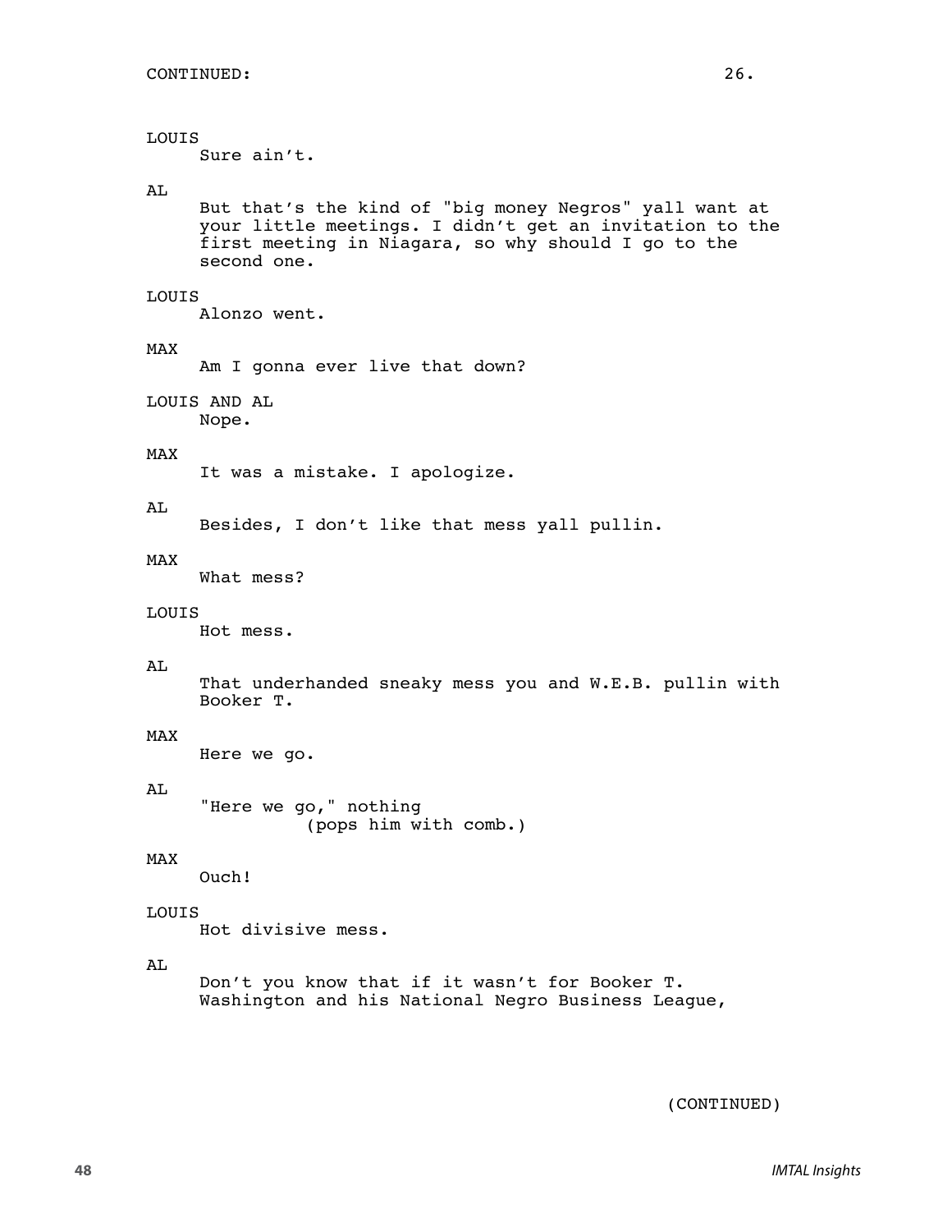CONTINUED:

LOUIS
Sure ain't.

AL
But that's the kind of "big money Negros" yall want at your little meetings. I didn't get an invitation to the first meeting in Niagara, so why should I go to the second one.

LOUIS
Alonzo went.

MAX
Am I gonna ever live that down?

LOUIS AND AL
Nope.

MAX
It was a mistake. I apologize.

AL
Besides, I don't like that mess yall pullin.

MAX
What mess?

LOUIS
Hot mess.

AL
That underhanded sneaky mess you and W.E.B. pullin with Booker T.

MAX
Here we go.

AL
"Here we go," nothing
(pops him with comb.)

MAX
Ouch!

LOUIS
Hot divisive mess.

AL
Don't you know that if it wasn't for Booker T. Washington and his National Negro Business League,

(CONTINUED)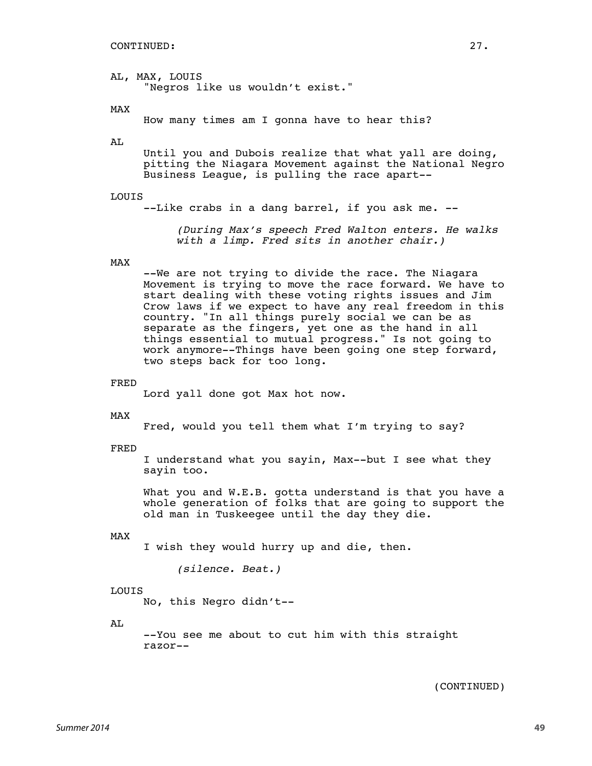CONTINUED:

AL, MAX, LOUIS

"Negros like us wouldn't exist."

MAX

How many times am I gonna have to hear this?

AL

Until you and Dubois realize that what yall are doing, pitting the Niagara Movement against the National Negro Business League, is pulling the race apart--

LOUIS

--Like crabs in a dang barrel, if you ask me. --

*(During Max's speech Fred Walton enters. He walks with a limp. Fred sits in another chair.)*

MAX

--We are not trying to divide the race. The Niagara Movement is trying to move the race forward. We have to start dealing with these voting rights issues and Jim Crow laws if we expect to have any real freedom in this country. "In all things purely social we can be as separate as the fingers, yet one as the hand in all things essential to mutual progress." Is not going to work anymore--Things have been going one step forward, two steps back for too long.

FRED

Lord yall done got Max hot now.

MAX

Fred, would you tell them what I'm trying to say?

FRED

I understand what you sayin, Max--but I see what they sayin too.

What you and W.E.B. gotta understand is that you have a whole generation of folks that are going to support the old man in Tuskeegee until the day they die.

MAX

I wish they would hurry up and die, then.

*(silence. Beat.)*

LOUIS

No, this Negro didn't--

AL

--You see me about to cut him with this straight razor--

(CONTINUED)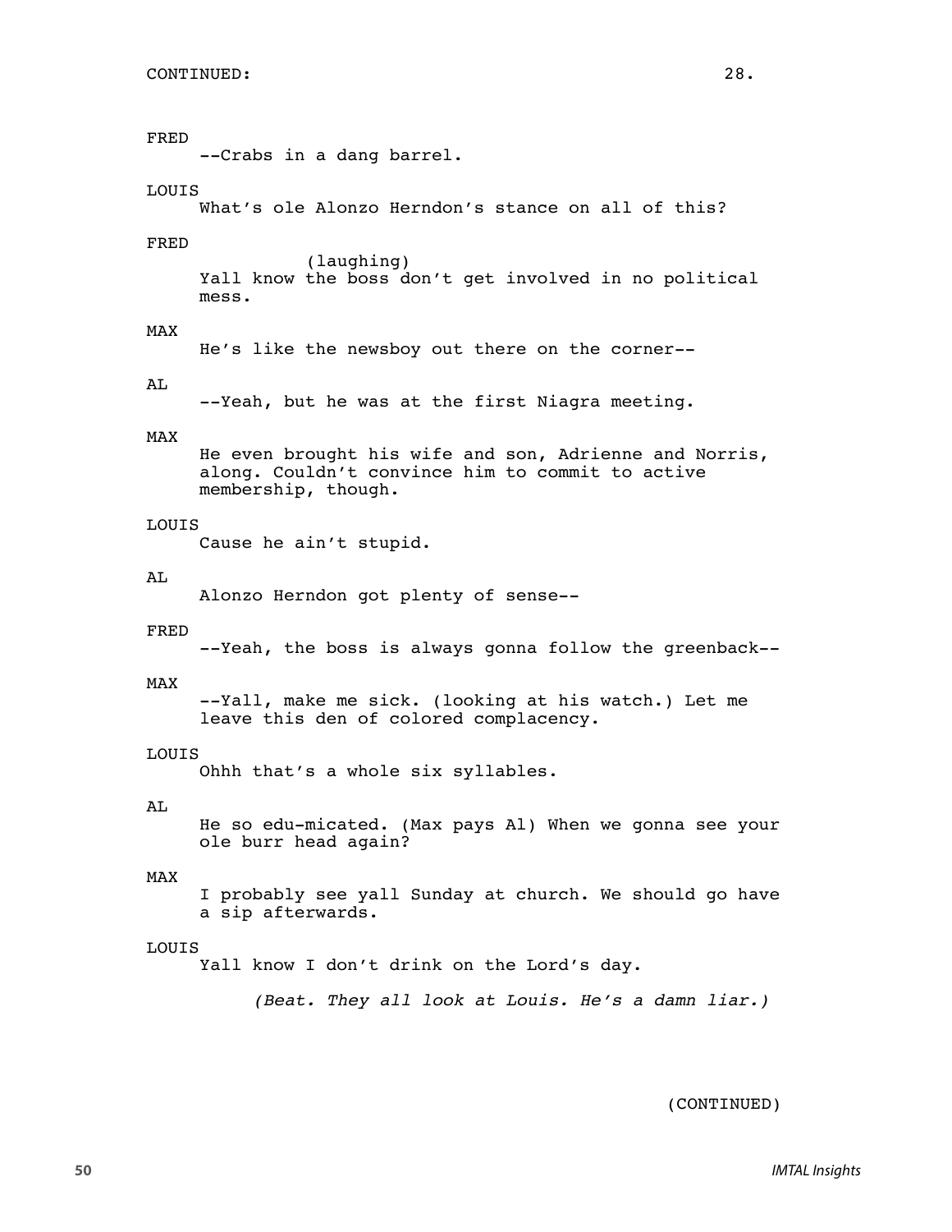CONTINUED:

FRED
--Crabs in a dang barrel.

LOUIS
What's ole Alonzo Herndon's stance on all of this?

FRED
(laughing)
Yall know the boss don't get involved in no political mess.

MAX
He's like the newsboy out there on the corner--

AL
--Yeah, but he was at the first Niagra meeting.

MAX
He even brought his wife and son, Adrienne and Norris, along. Couldn't convince him to commit to active membership, though.

LOUIS
Cause he ain't stupid.

AL
Alonzo Herndon got plenty of sense--

FRED
--Yeah, the boss is always gonna follow the greenback--

MAX
--Yall, make me sick. (looking at his watch.) Let me leave this den of colored complacency.

LOUIS
Ohhh that's a whole six syllables.

AL
He so edu-micated. (Max pays Al) When we gonna see your ole burr head again?

MAX
I probably see yall Sunday at church. We should go have a sip afterwards.

LOUIS
Yall know I don't drink on the Lord's day.

*(Beat. They all look at Louis. He's a damn liar.)*

(CONTINUED)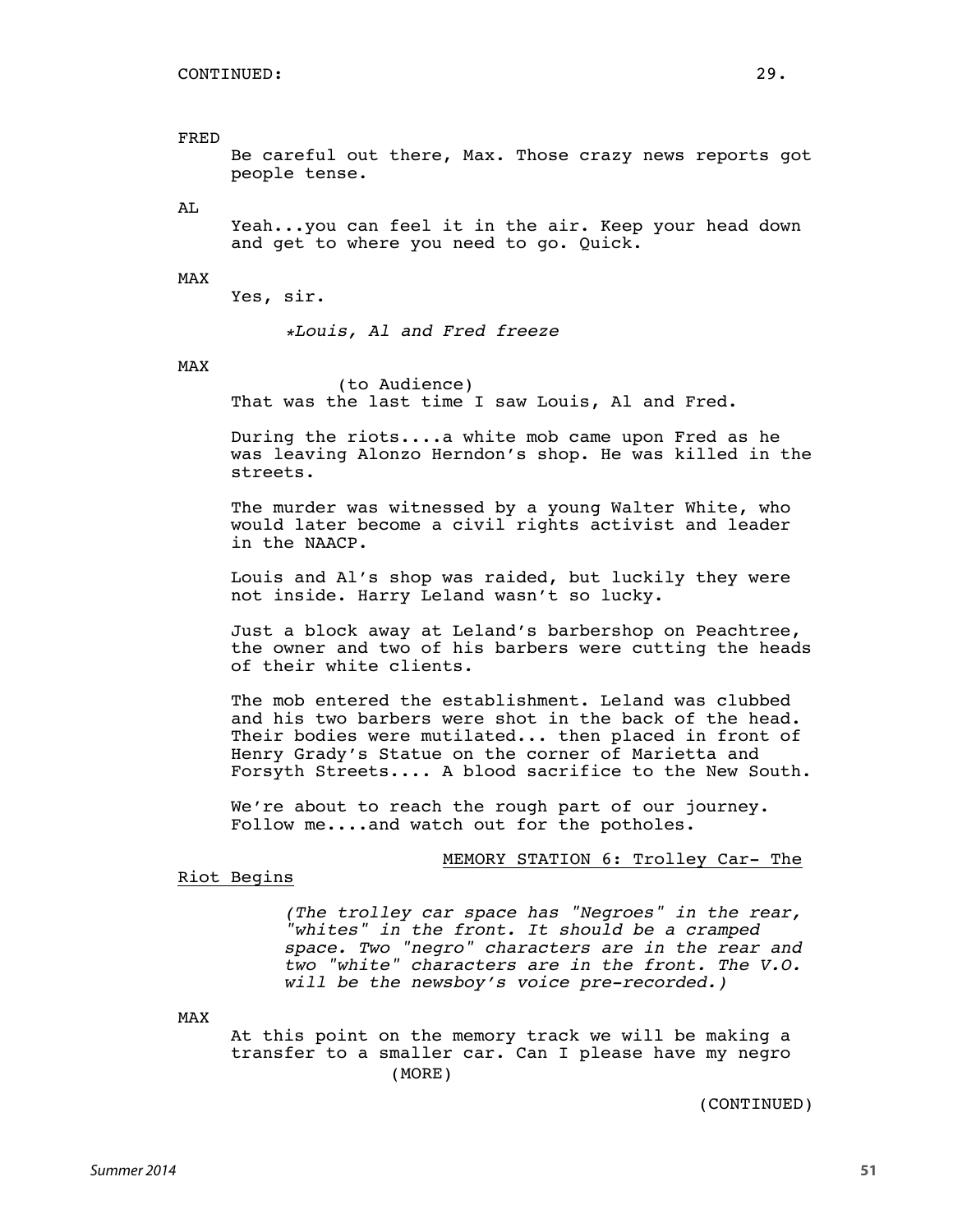FRED

Be careful out there, Max. Those crazy news reports got people tense.

AL

Yeah...you can feel it in the air. Keep your head down and get to where you need to go. Quick.

MAX

Yes, sir.

*Louis, Al and Fred freeze*

MAX

(to Audience)

That was the last time I saw Louis, Al and Fred.

During the riots....a white mob came upon Fred as he was leaving Alonzo Herndon's shop. He was killed in the streets.

The murder was witnessed by a young Walter White, who would later become a civil rights activist and leader in the NAACP.

Louis and Al's shop was raided, but luckily they were not inside. Harry Leland wasn't so lucky.

Just a block away at Leland's barbershop on Peachtree, the owner and two of his barbers were cutting the heads of their white clients.

The mob entered the establishment. Leland was clubbed and his two barbers were shot in the back of the head. Their bodies were mutilated... then placed in front of Henry Grady's Statue on the corner of Marietta and Forsyth Streets.... A blood sacrifice to the New South.

We're about to reach the rough part of our journey. Follow me....and watch out for the potholes.

MEMORY STATION 6: Trolley Car- The Riot Begins

*(The trolley car space has "Negroes" in the rear, "whites" in the front. It should be a cramped space. Two "negro" characters are in the rear and two "white" characters are in the front. The V.O. will be the newsboy's voice pre-recorded.)*

MAX

At this point on the memory track we will be making a transfer to a smaller car. Can I please have my negro

(MORE)

(CONTINUED)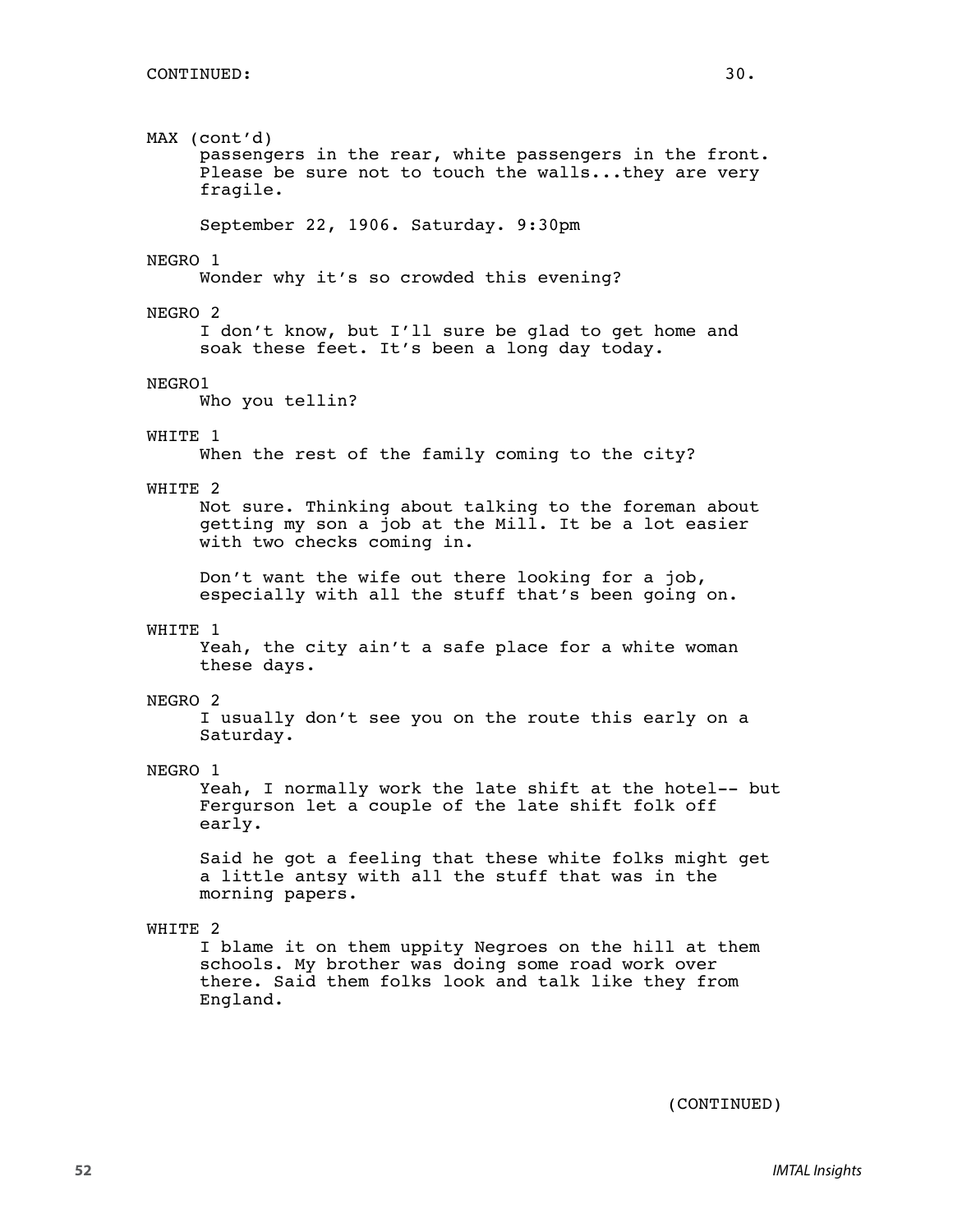CONTINUED:

MAX (cont'd)
passengers in the rear, white passengers in the front. Please be sure not to touch the walls...they are very fragile.

September 22, 1906. Saturday. 9:30pm

NEGRO 1
Wonder why it's so crowded this evening?

NEGRO 2
I don't know, but I'll sure be glad to get home and soak these feet. It's been a long day today.

NEGRO1
Who you tellin?

WHITE 1
When the rest of the family coming to the city?

WHITE 2
Not sure. Thinking about talking to the foreman about getting my son a job at the Mill. It be a lot easier with two checks coming in.

Don't want the wife out there looking for a job, especially with all the stuff that's been going on.

WHITE 1
Yeah, the city ain't a safe place for a white woman these days.

NEGRO 2
I usually don't see you on the route this early on a Saturday.

NEGRO 1
Yeah, I normally work the late shift at the hotel-- but Fergurson let a couple of the late shift folk off early.

Said he got a feeling that these white folks might get a little antsy with all the stuff that was in the morning papers.

WHITE 2
I blame it on them uppity Negroes on the hill at them schools. My brother was doing some road work over there. Said them folks look and talk like they from England.

(CONTINUED)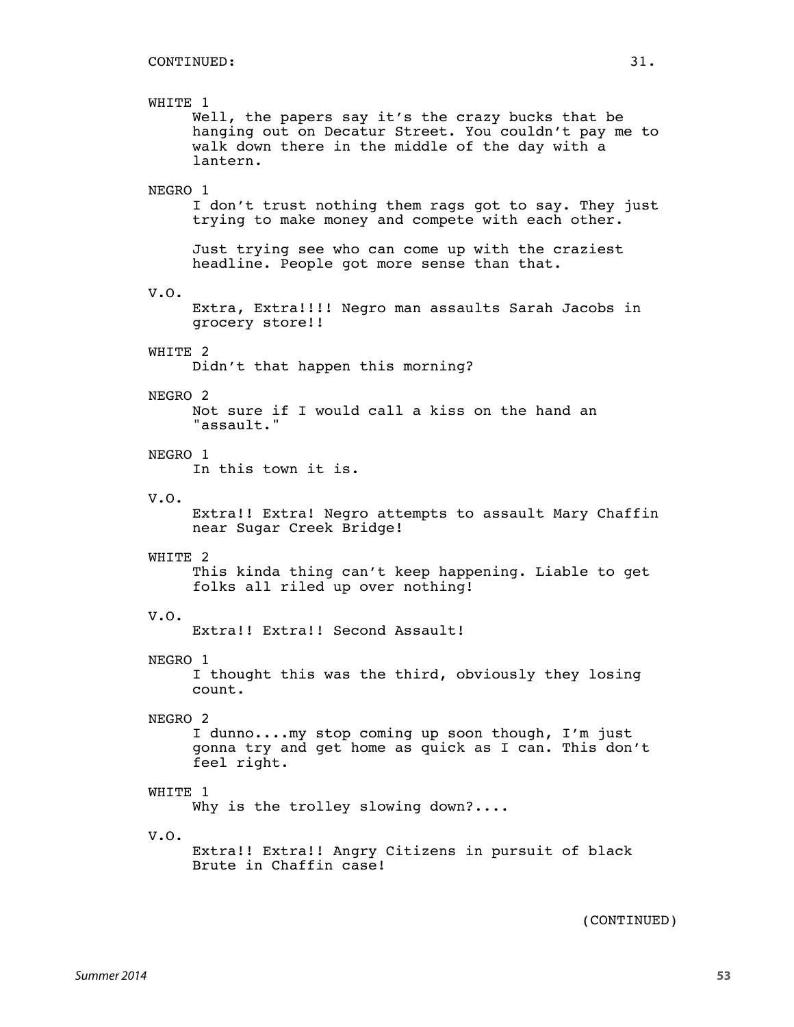CONTINUED:

WHITE 1

Well, the papers say it's the crazy bucks that be hanging out on Decatur Street. You couldn't pay me to walk down there in the middle of the day with a lantern.

NEGRO 1

I don't trust nothing them rags got to say. They just trying to make money and compete with each other.

Just trying see who can come up with the craziest headline. People got more sense than that.

V.O.

Extra, Extra!!!! Negro man assaults Sarah Jacobs in grocery store!!

WHITE 2

Didn't that happen this morning?

NEGRO 2

Not sure if I would call a kiss on the hand an "assault."

NEGRO 1

In this town it is.

V.O.

Extra!! Extra! Negro attempts to assault Mary Chaffin near Sugar Creek Bridge!

WHITE 2

This kinda thing can't keep happening. Liable to get folks all riled up over nothing!

V.O.

Extra!! Extra!! Second Assault!

NEGRO 1

I thought this was the third, obviously they losing count.

NEGRO 2

I dunno....my stop coming up soon though, I'm just gonna try and get home as quick as I can. This don't feel right.

WHITE 1

Why is the trolley slowing down?....

V.O.

Extra!! Extra!! Angry Citizens in pursuit of black Brute in Chaffin case!

(CONTINUED)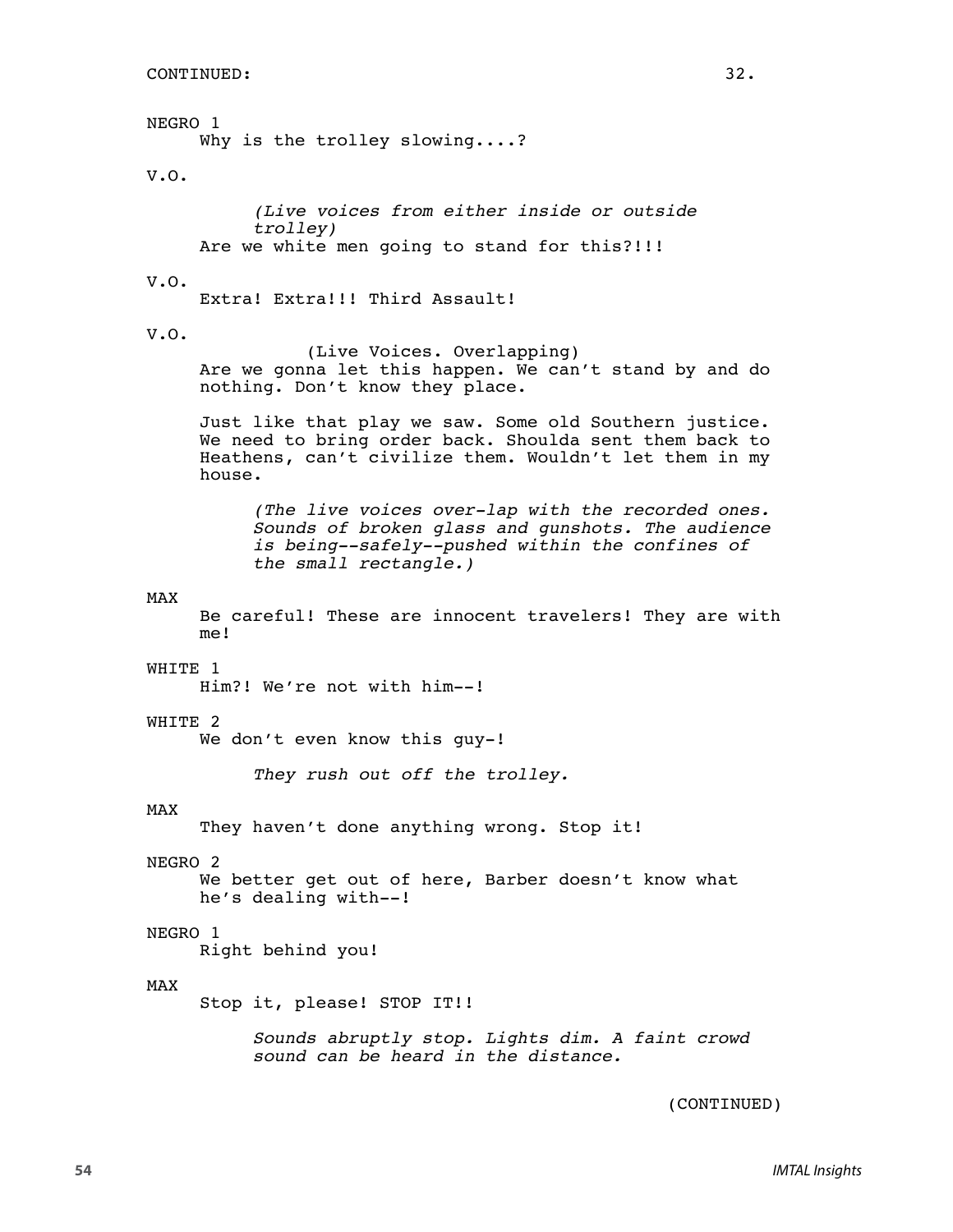CONTINUED: 32.

NEGRO 1
Why is the trolley slowing....?

V.O.

*(Live voices from either inside or outside trolley)*

Are we white men going to stand for this?!!!

V.O.
Extra! Extra!!! Third Assault!

V.O.
(Live Voices. Overlapping)

Are we gonna let this happen. We can't stand by and do nothing. Don't know they place.

Just like that play we saw. Some old Southern justice. We need to bring order back. Shoulda sent them back to Heathens, can't civilize them. Wouldn't let them in my house.

*(The live voices over-lap with the recorded ones. Sounds of broken glass and gunshots. The audience is being--safely--pushed within the confines of the small rectangle.)*

MAX
Be careful! These are innocent travelers! They are with me!

WHITE 1
Him?! We're not with him--!

WHITE 2
We don't even know this guy-!

*They rush out off the trolley.*

MAX
They haven't done anything wrong. Stop it!

NEGRO 2
We better get out of here, Barber doesn't know what he's dealing with--!

NEGRO 1
Right behind you!

MAX
Stop it, please! STOP IT!!

*Sounds abruptly stop. Lights dim. A faint crowd sound can be heard in the distance.*

(CONTINUED)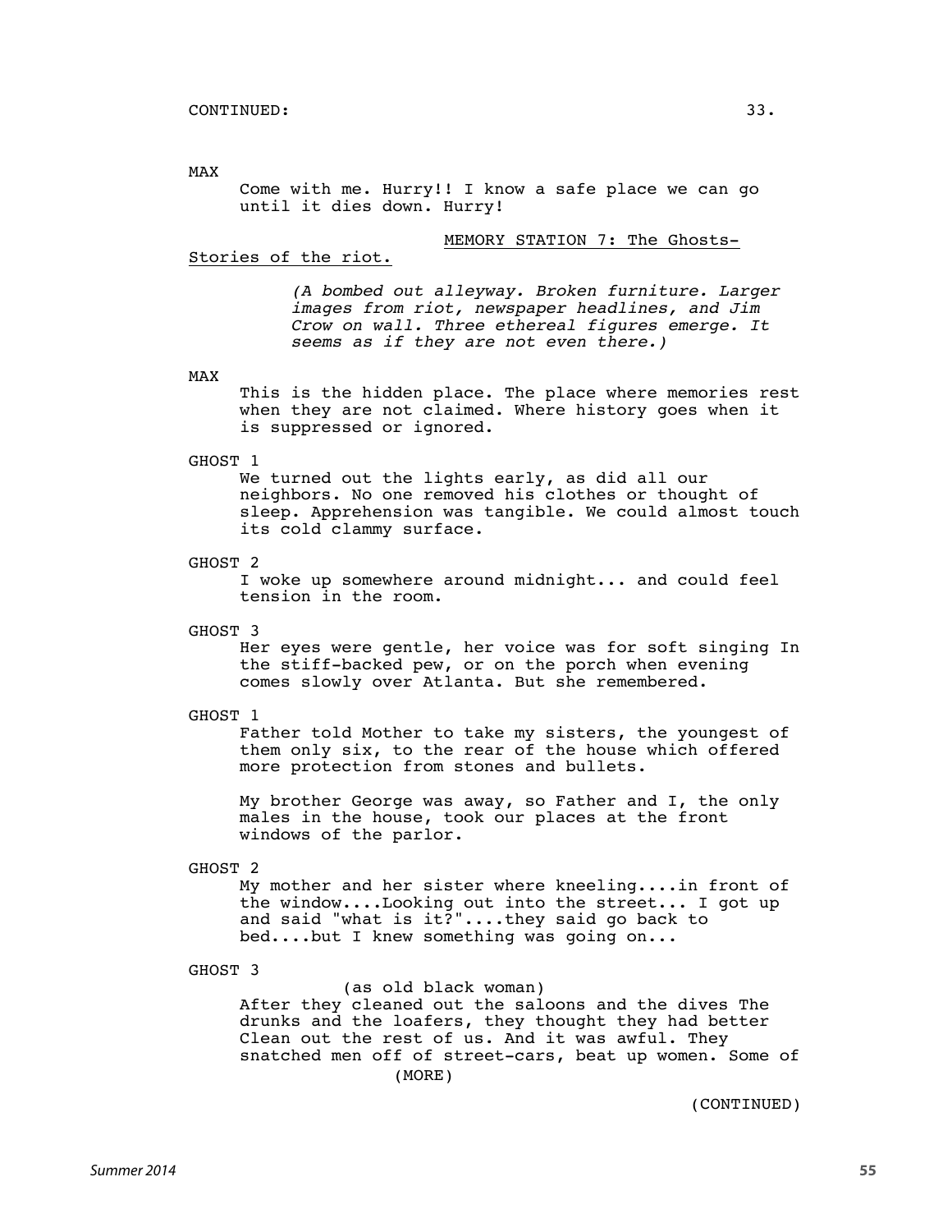CONTINUED:

MAX

Come with me. Hurry!! I know a safe place we can go until it dies down. Hurry!

MEMORY STATION 7: The Ghosts-Stories of the riot.

*(A bombed out alleyway. Broken furniture. Larger images from riot, newspaper headlines, and Jim Crow on wall. Three ethereal figures emerge. It seems as if they are not even there.)*

MAX

This is the hidden place. The place where memories rest when they are not claimed. Where history goes when it is suppressed or ignored.

GHOST 1

We turned out the lights early, as did all our neighbors. No one removed his clothes or thought of sleep. Apprehension was tangible. We could almost touch its cold clammy surface.

GHOST 2

I woke up somewhere around midnight... and could feel tension in the room.

GHOST 3

Her eyes were gentle, her voice was for soft singing In the stiff-backed pew, or on the porch when evening comes slowly over Atlanta. But she remembered.

GHOST 1

Father told Mother to take my sisters, the youngest of them only six, to the rear of the house which offered more protection from stones and bullets.

My brother George was away, so Father and I, the only males in the house, took our places at the front windows of the parlor.

GHOST 2

My mother and her sister where kneeling....in front of the window....Looking out into the street... I got up and said "what is it?"....they said go back to bed....but I knew something was going on...

GHOST 3

(as old black woman)

After they cleaned out the saloons and the dives The drunks and the loafers, they thought they had better Clean out the rest of us. And it was awful. They snatched men off of street-cars, beat up women. Some of

(MORE)

(CONTINUED)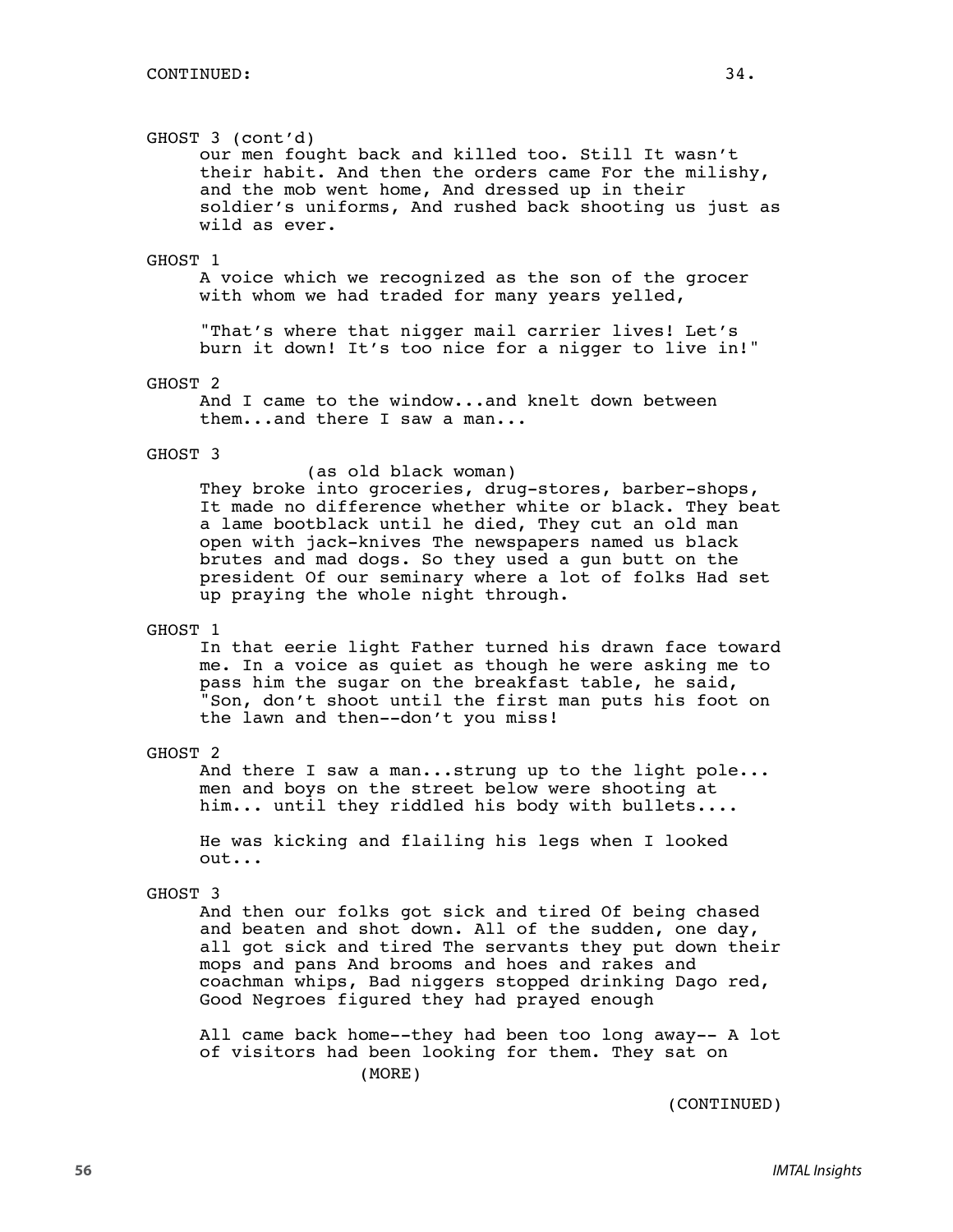CONTINUED:

GHOST 3 (cont'd)
our men fought back and killed too. Still It wasn't their habit. And then the orders came For the milishy, and the mob went home, And dressed up in their soldier's uniforms, And rushed back shooting us just as wild as ever.

GHOST 1
A voice which we recognized as the son of the grocer with whom we had traded for many years yelled,

"That's where that nigger mail carrier lives! Let's burn it down! It's too nice for a nigger to live in!"

GHOST 2
And I came to the window...and knelt down between them...and there I saw a man...

GHOST 3
(as old black woman)
They broke into groceries, drug-stores, barber-shops, It made no difference whether white or black. They beat a lame bootblack until he died, They cut an old man open with jack-knives The newspapers named us black brutes and mad dogs. So they used a gun butt on the president Of our seminary where a lot of folks Had set up praying the whole night through.

GHOST 1
In that eerie light Father turned his drawn face toward me. In a voice as quiet as though he were asking me to pass him the sugar on the breakfast table, he said, "Son, don't shoot until the first man puts his foot on the lawn and then--don't you miss!

GHOST 2
And there I saw a man...strung up to the light pole... men and boys on the street below were shooting at him... until they riddled his body with bullets....

He was kicking and flailing his legs when I looked out...

GHOST 3
And then our folks got sick and tired Of being chased and beaten and shot down. All of the sudden, one day, all got sick and tired The servants they put down their mops and pans And brooms and hoes and rakes and coachman whips, Bad niggers stopped drinking Dago red, Good Negroes figured they had prayed enough

All came back home--they had been too long away-- A lot of visitors had been looking for them. They sat on

(MORE)

(CONTINUED)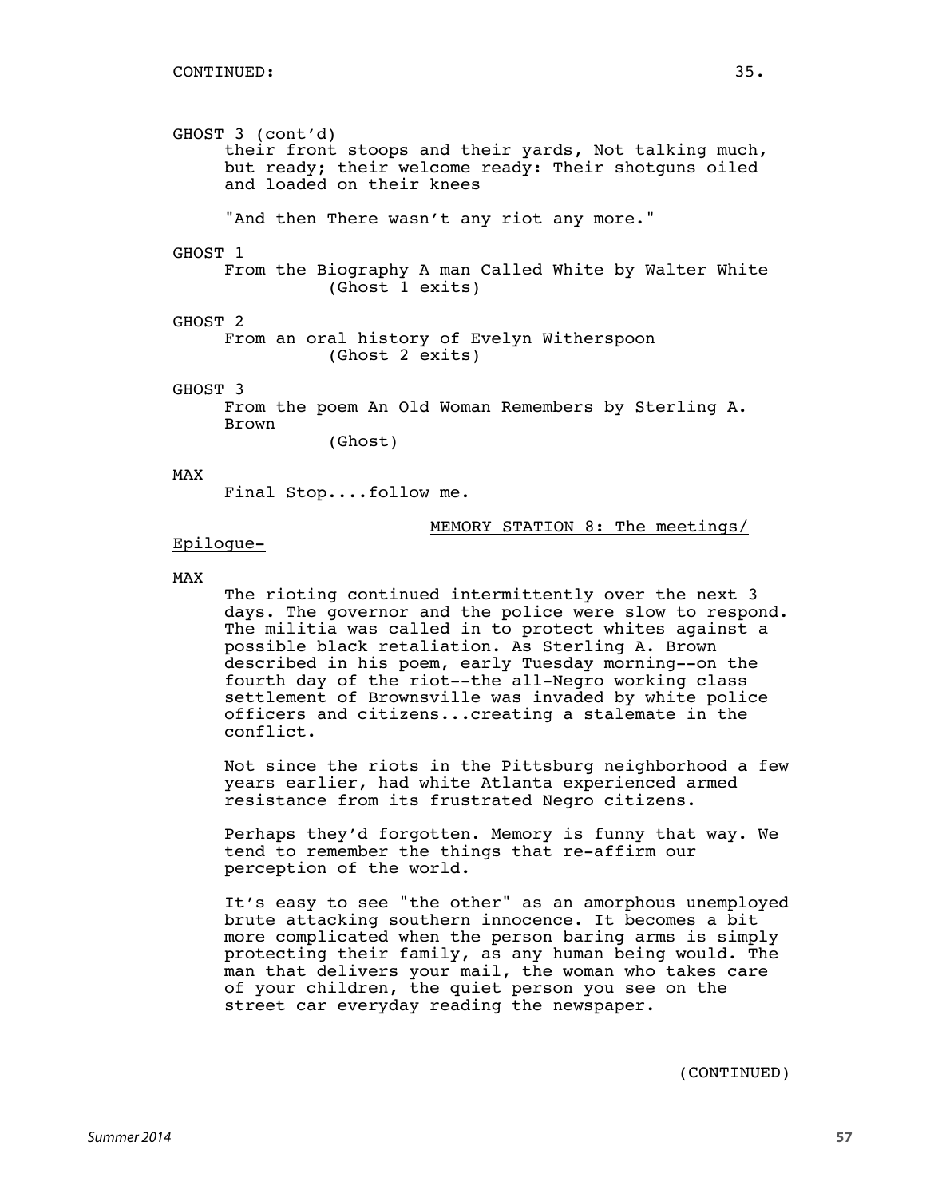GHOST 3 (cont'd)

their front stoops and their yards, Not talking much, but ready; their welcome ready: Their shotguns oiled and loaded on their knees

"And then There wasn't any riot any more."

GHOST 1

From the Biography A man Called White by Walter White

(Ghost 1 exits)

GHOST 2

From an oral history of Evelyn Witherspoon

(Ghost 2 exits)

GHOST 3

From the poem An Old Woman Remembers by Sterling A. Brown

(Ghost)

MAX

Final Stop....follow me.

MEMORY STATION 8: The meetings/ Epilogue-

MAX

The rioting continued intermittently over the next 3 days. The governor and the police were slow to respond. The militia was called in to protect whites against a possible black retaliation. As Sterling A. Brown described in his poem, early Tuesday morning--on the fourth day of the riot--the all-Negro working class settlement of Brownsville was invaded by white police officers and citizens...creating a stalemate in the conflict.

Not since the riots in the Pittsburg neighborhood a few years earlier, had white Atlanta experienced armed resistance from its frustrated Negro citizens.

Perhaps they'd forgotten. Memory is funny that way. We tend to remember the things that re-affirm our perception of the world.

It's easy to see "the other" as an amorphous unemployed brute attacking southern innocence. It becomes a bit more complicated when the person baring arms is simply protecting their family, as any human being would. The man that delivers your mail, the woman who takes care of your children, the quiet person you see on the street car everyday reading the newspaper.

(CONTINUED)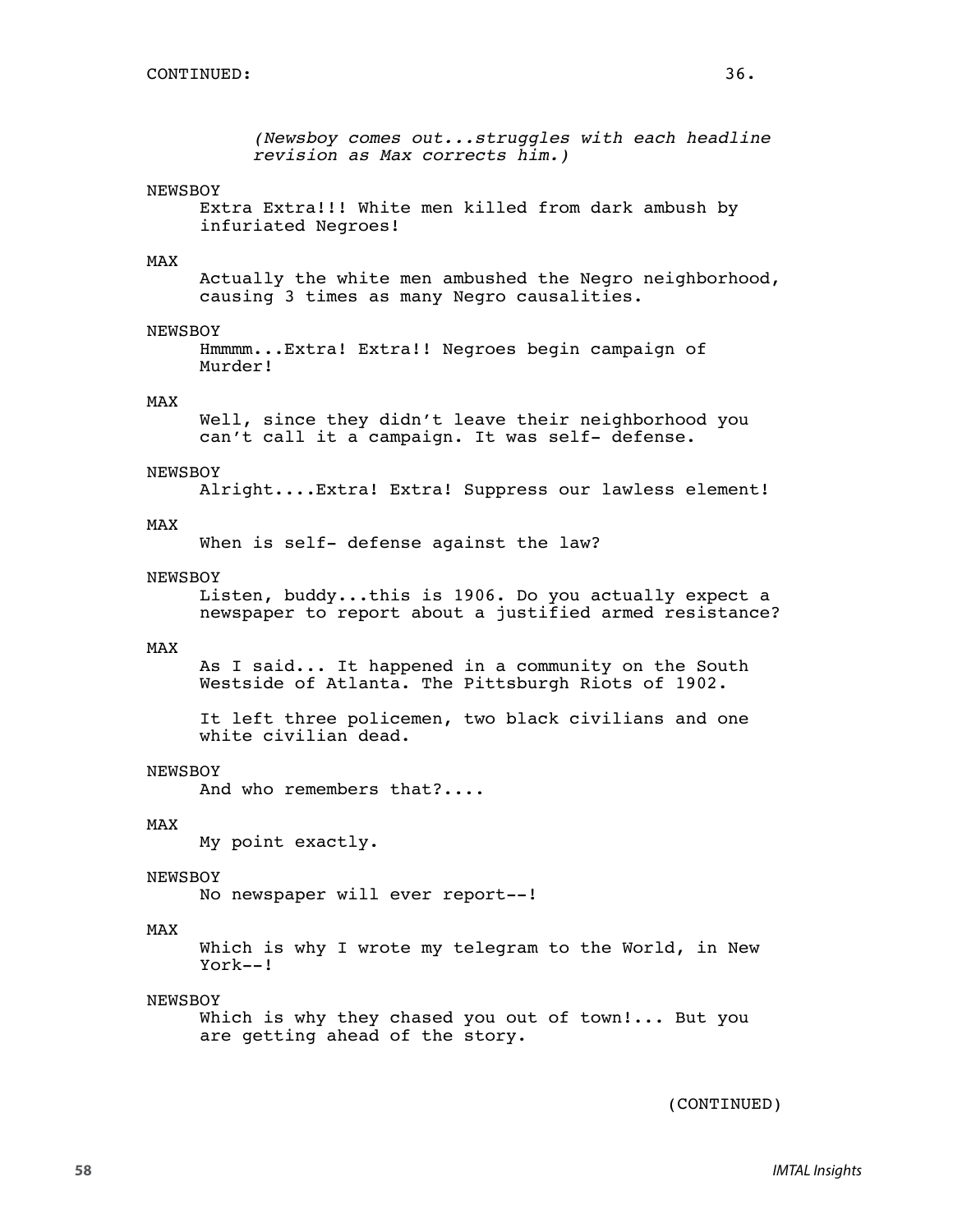CONTINUED:

*(Newsboy comes out...struggles with each headline revision as Max corrects him.)*

NEWSBOY

Extra Extra!!! White men killed from dark ambush by infuriated Negroes!

MAX

Actually the white men ambushed the Negro neighborhood, causing 3 times as many Negro causalities.

NEWSBOY

Hmmmm...Extra! Extra!! Negroes begin campaign of Murder!

MAX

Well, since they didn't leave their neighborhood you can't call it a campaign. It was self- defense.

NEWSBOY

Alright....Extra! Extra! Suppress our lawless element!

MAX

When is self- defense against the law?

NEWSBOY

Listen, buddy...this is 1906. Do you actually expect a newspaper to report about a justified armed resistance?

MAX

As I said... It happened in a community on the South Westside of Atlanta. The Pittsburgh Riots of 1902.

It left three policemen, two black civilians and one white civilian dead.

NEWSBOY

And who remembers that?....

MAX

My point exactly.

NEWSBOY

No newspaper will ever report--!

MAX

Which is why I wrote my telegram to the World, in New York--!

NEWSBOY

Which is why they chased you out of town!... But you are getting ahead of the story.

(CONTINUED)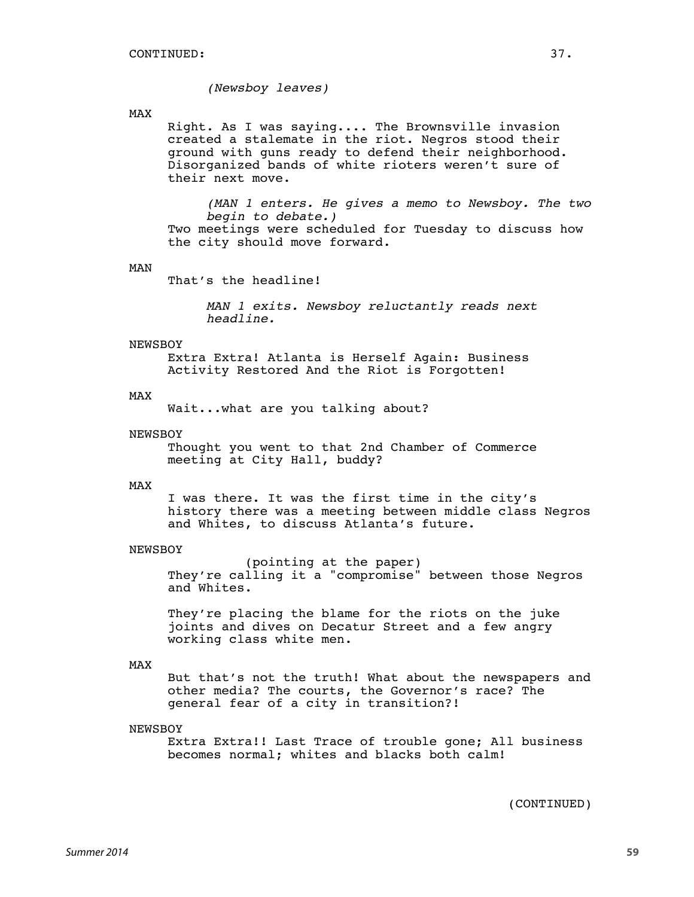CONTINUED:

*(Newsboy leaves)*

MAX

Right. As I was saying.... The Brownsville invasion created a stalemate in the riot. Negros stood their ground with guns ready to defend their neighborhood. Disorganized bands of white rioters weren't sure of their next move.

*(MAN 1 enters. He gives a memo to Newsboy. The two begin to debate.)*

Two meetings were scheduled for Tuesday to discuss how the city should move forward.

MAN

That's the headline!

*MAN 1 exits. Newsboy reluctantly reads next headline.*

NEWSBOY

Extra Extra! Atlanta is Herself Again: Business Activity Restored And the Riot is Forgotten!

MAX

Wait...what are you talking about?

NEWSBOY

Thought you went to that 2nd Chamber of Commerce meeting at City Hall, buddy?

MAX

I was there. It was the first time in the city's history there was a meeting between middle class Negros and Whites, to discuss Atlanta's future.

NEWSBOY

(pointing at the paper)

They're calling it a "compromise" between those Negros and Whites.

They're placing the blame for the riots on the juke joints and dives on Decatur Street and a few angry working class white men.

MAX

But that's not the truth! What about the newspapers and other media? The courts, the Governor's race? The general fear of a city in transition?!

NEWSBOY

Extra Extra!! Last Trace of trouble gone; All business becomes normal; whites and blacks both calm!

(CONTINUED)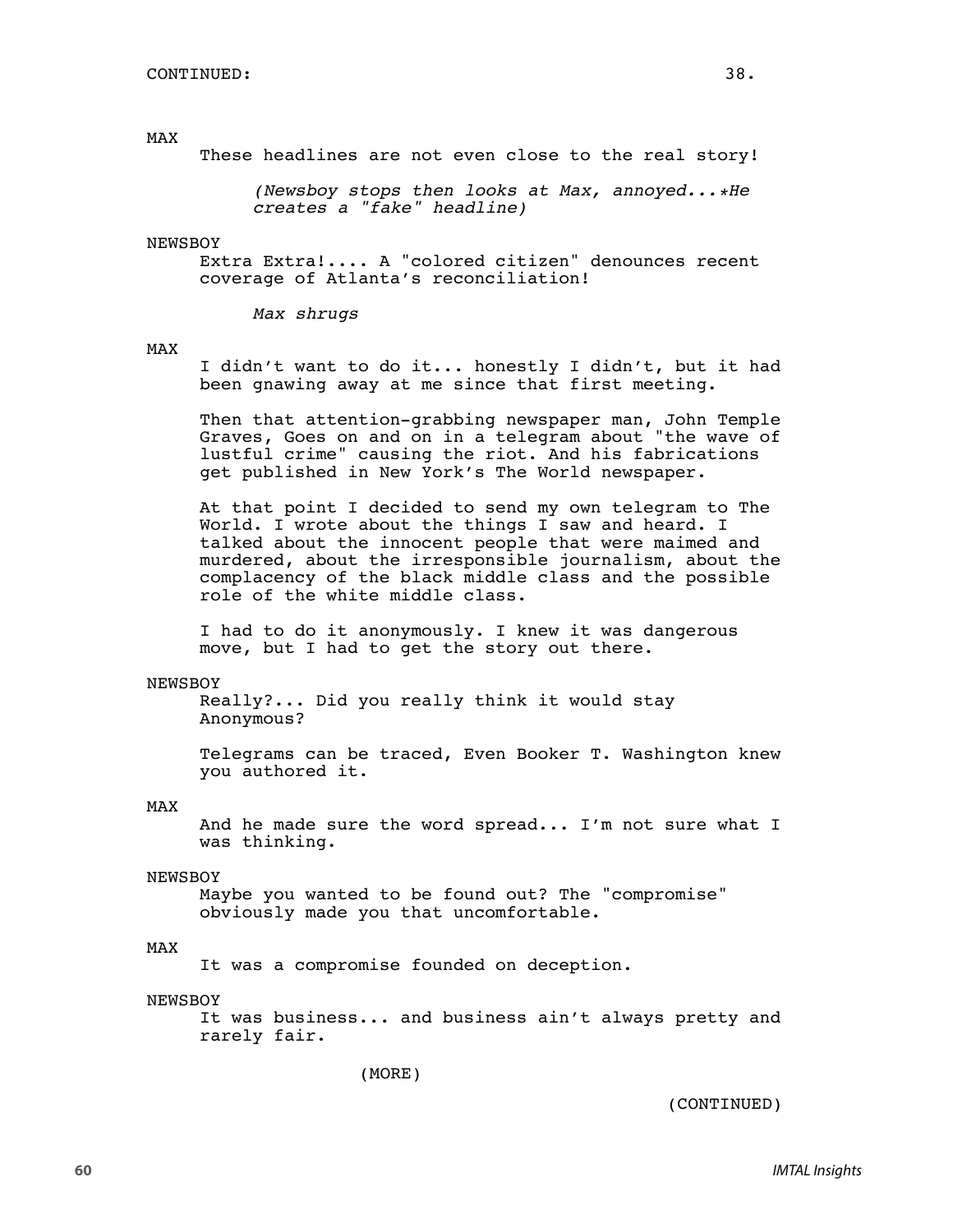CONTINUED:

MAX

These headlines are not even close to the real story!

*(Newsboy stops then looks at Max, annoyed...*He creates a "fake" headline)*

NEWSBOY

Extra Extra!.... A "colored citizen" denounces recent coverage of Atlanta's reconciliation!

*Max shrugs*

MAX

I didn't want to do it... honestly I didn't, but it had been gnawing away at me since that first meeting.

Then that attention-grabbing newspaper man, John Temple Graves, Goes on and on in a telegram about "the wave of lustful crime" causing the riot. And his fabrications get published in New York's The World newspaper.

At that point I decided to send my own telegram to The World. I wrote about the things I saw and heard. I talked about the innocent people that were maimed and murdered, about the irresponsible journalism, about the complacency of the black middle class and the possible role of the white middle class.

I had to do it anonymously. I knew it was dangerous move, but I had to get the story out there.

NEWSBOY

Really?... Did you really think it would stay Anonymous?

Telegrams can be traced, Even Booker T. Washington knew you authored it.

MAX

And he made sure the word spread... I'm not sure what I was thinking.

NEWSBOY

Maybe you wanted to be found out? The "compromise" obviously made you that uncomfortable.

MAX

It was a compromise founded on deception.

NEWSBOY

It was business... and business ain't always pretty and rarely fair.

(MORE)

(CONTINUED)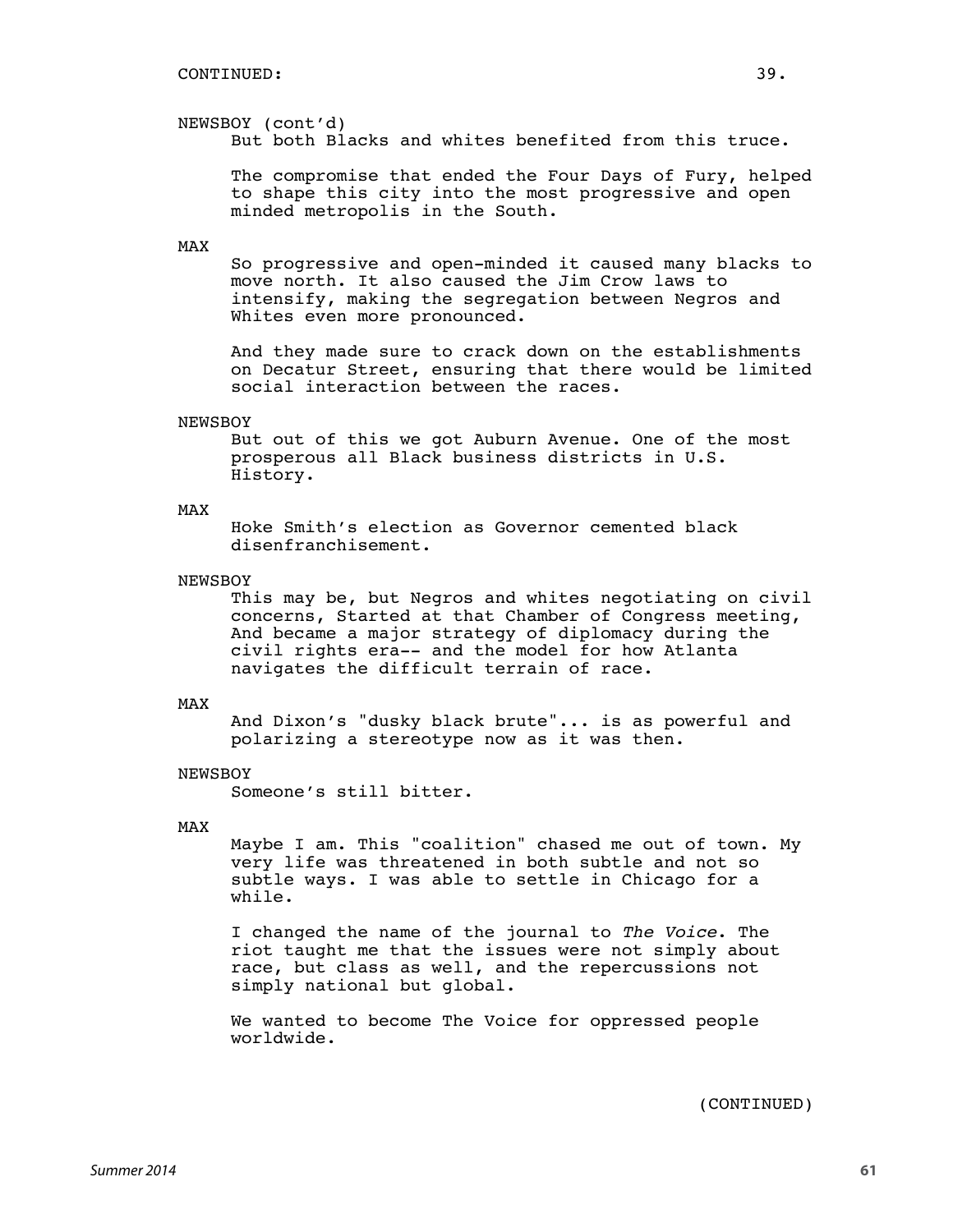CONTINUED:

NEWSBOY (cont'd)
But both Blacks and whites benefited from this truce.

The compromise that ended the Four Days of Fury, helped to shape this city into the most progressive and open minded metropolis in the South.

MAX
So progressive and open-minded it caused many blacks to move north. It also caused the Jim Crow laws to intensify, making the segregation between Negros and Whites even more pronounced.

And they made sure to crack down on the establishments on Decatur Street, ensuring that there would be limited social interaction between the races.

NEWSBOY
But out of this we got Auburn Avenue. One of the most prosperous all Black business districts in U.S. History.

MAX
Hoke Smith's election as Governor cemented black disenfranchisement.

NEWSBOY
This may be, but Negros and whites negotiating on civil concerns, Started at that Chamber of Congress meeting, And became a major strategy of diplomacy during the civil rights era-- and the model for how Atlanta navigates the difficult terrain of race.

MAX
And Dixon's "dusky black brute"... is as powerful and polarizing a stereotype now as it was then.

NEWSBOY
Someone's still bitter.

MAX
Maybe I am. This "coalition" chased me out of town. My very life was threatened in both subtle and not so subtle ways. I was able to settle in Chicago for a while.

I changed the name of the journal to *The Voice*. The riot taught me that the issues were not simply about race, but class as well, and the repercussions not simply national but global.

We wanted to become The Voice for oppressed people worldwide.

(CONTINUED)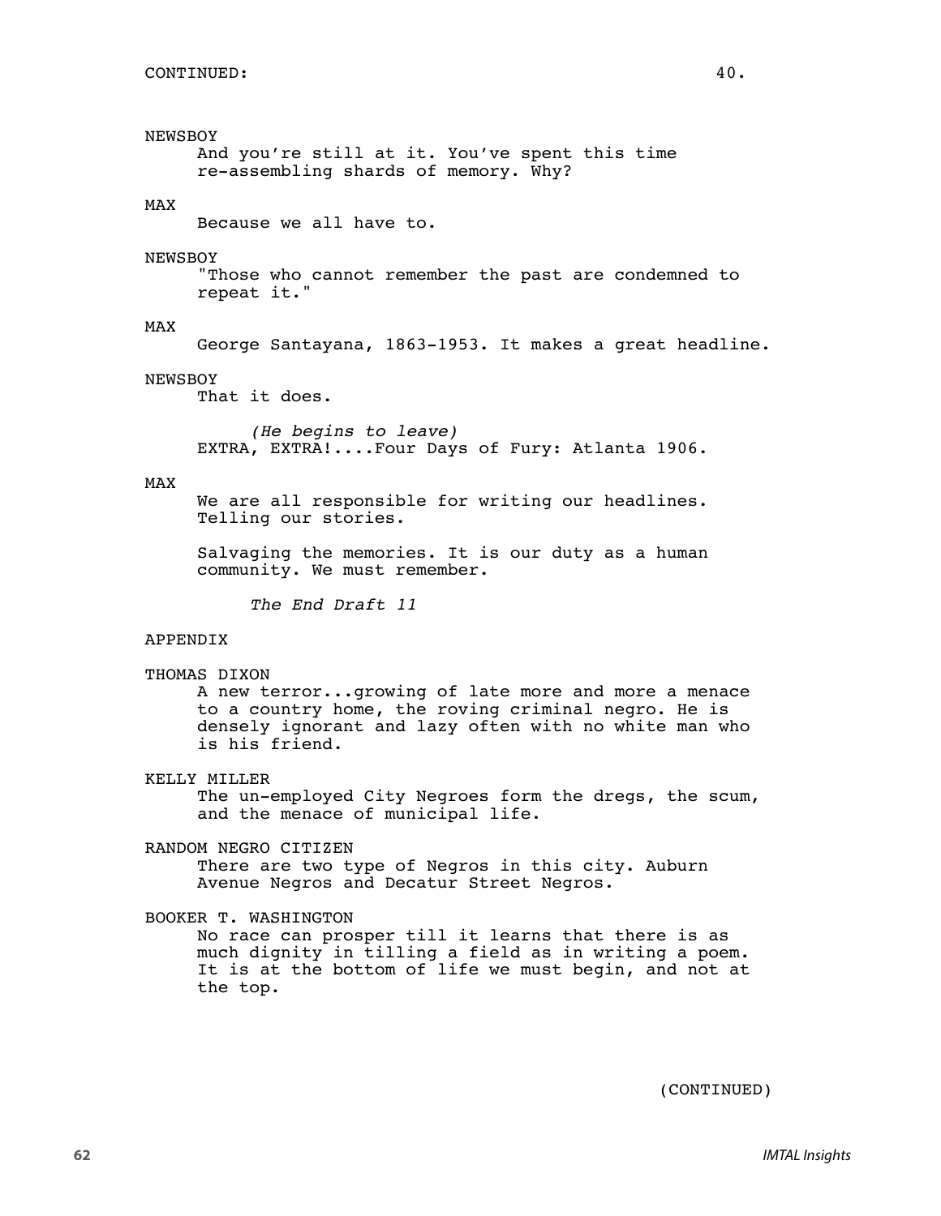CONTINUED:

NEWSBOY
And you're still at it. You've spent this time re-assembling shards of memory. Why?

MAX
Because we all have to.

NEWSBOY
"Those who cannot remember the past are condemned to repeat it."

MAX
George Santayana, 1863-1953. It makes a great headline.

NEWSBOY
That it does.

*(He begins to leave)*
EXTRA, EXTRA!....Four Days of Fury: Atlanta 1906.

MAX
We are all responsible for writing our headlines. Telling our stories.

Salvaging the memories. It is our duty as a human community. We must remember.

*The End Draft 11*

APPENDIX

THOMAS DIXON
A new terror...growing of late more and more a menace to a country home, the roving criminal negro. He is densely ignorant and lazy often with no white man who is his friend.

KELLY MILLER
The un-employed City Negroes form the dregs, the scum, and the menace of municipal life.

RANDOM NEGRO CITIZEN
There are two type of Negros in this city. Auburn Avenue Negros and Decatur Street Negros.

BOOKER T. WASHINGTON
No race can prosper till it learns that there is as much dignity in tilling a field as in writing a poem. It is at the bottom of life we must begin, and not at the top.

(CONTINUED)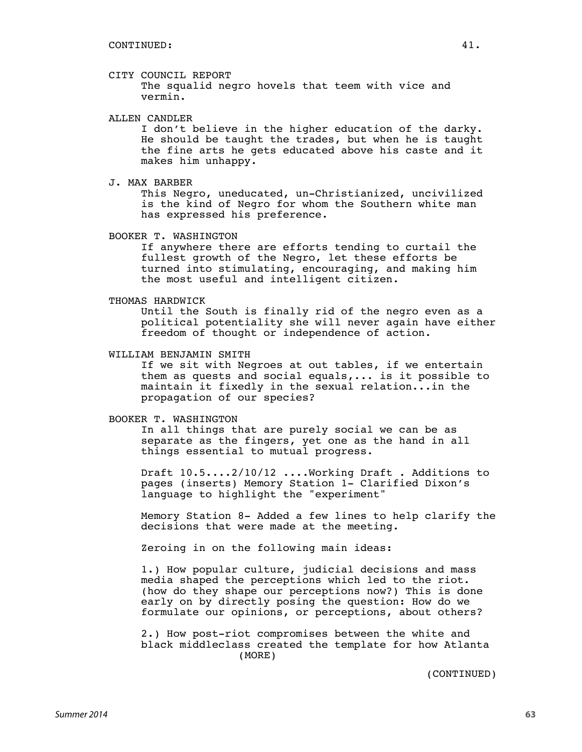CONTINUED:

CITY COUNCIL REPORT
The squalid negro hovels that teem with vice and vermin.

ALLEN CANDLER
I don't believe in the higher education of the darky. He should be taught the trades, but when he is taught the fine arts he gets educated above his caste and it makes him unhappy.

J. MAX BARBER
This Negro, uneducated, un-Christianized, uncivilized is the kind of Negro for whom the Southern white man has expressed his preference.

BOOKER T. WASHINGTON
If anywhere there are efforts tending to curtail the fullest growth of the Negro, let these efforts be turned into stimulating, encouraging, and making him the most useful and intelligent citizen.

THOMAS HARDWICK
Until the South is finally rid of the negro even as a political potentiality she will never again have either freedom of thought or independence of action.

WILLIAM BENJAMIN SMITH
If we sit with Negroes at out tables, if we entertain them as quests and social equals,... is it possible to maintain it fixedly in the sexual relation...in the propagation of our species?

BOOKER T. WASHINGTON
In all things that are purely social we can be as separate as the fingers, yet one as the hand in all things essential to mutual progress.

Draft 10.5....2/10/12 ....Working Draft . Additions to pages (inserts) Memory Station 1- Clarified Dixon's language to highlight the "experiment"

Memory Station 8- Added a few lines to help clarify the decisions that were made at the meeting.

Zeroing in on the following main ideas:

1.) How popular culture, judicial decisions and mass media shaped the perceptions which led to the riot. (how do they shape our perceptions now?) This is done early on by directly posing the question: How do we formulate our opinions, or perceptions, about others?

2.) How post-riot compromises between the white and black middleclass created the template for how Atlanta
(MORE)

(CONTINUED)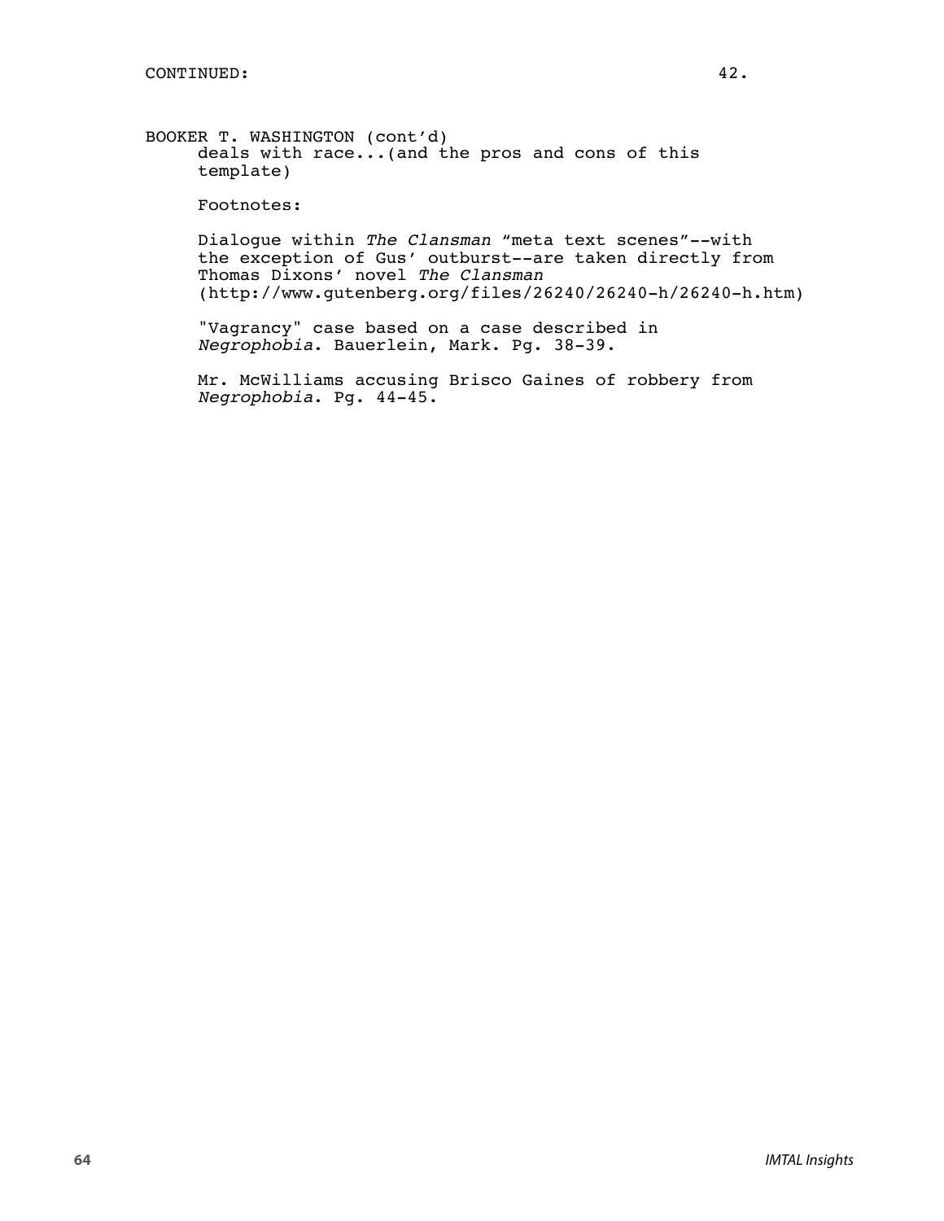CONTINUED: 42.

BOOKER T. WASHINGTON (cont'd)
deals with race...(and the pros and cons of this template)

Footnotes:

Dialogue within *The Clansman* "meta text scenes"--with the exception of Gus' outburst--are taken directly from Thomas Dixons' novel *The Clansman* (http://www.gutenberg.org/files/26240/26240-h/26240-h.htm)

"Vagrancy" case based on a case described in *Negrophobia*. Bauerlein, Mark. Pg. 38-39.

Mr. McWilliams accusing Brisco Gaines of robbery from *Negrophobia*. Pg. 44-45.